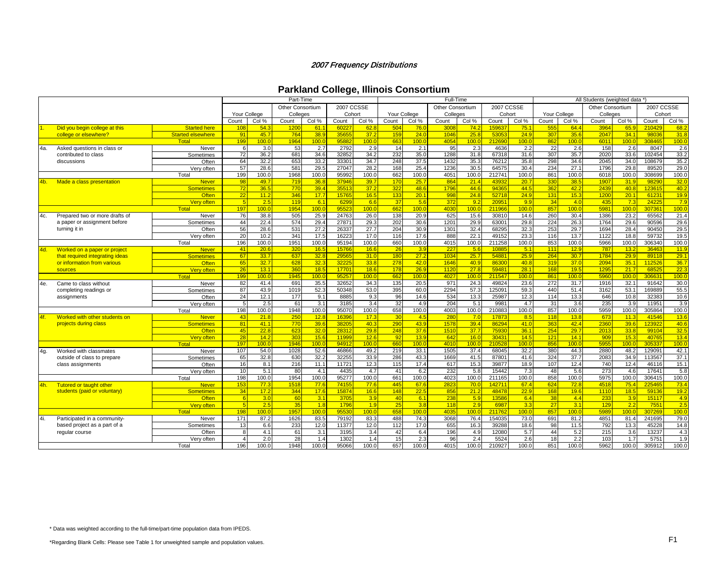## *2007 Frequency Distributions*

# Parkland College, Illinois Consortium

| | | | Part-Time | | | | | | Full-Time | | | | | | All Students (weighted data *) | | | | | |
|---|---|---|---|---|---|---|---|---|---|---|---|---|---|---|---|---|---|---|---|---|
| | | | Your College | | Other Consortium Colleges | | 2007 CCSSE Cohort | | Your College | | Other Consortium Colleges | | 2007 CCSSE Cohort | | Your College | | Other Consortium Colleges | | 2007 CCSSE Cohort | |
| | | | Count | Col % | Count | Col % | Count | Col % | Count | Col % | Count | Col % | Count | Col % | Count | Col % | Count | Col % | Count | Col % |
| 1. | Did you begin college at this college or elsewhere? | Started here | 108 | 54.3 | 1200 | 61.1 | 60227 | 62.8 | 504 | 76.0 | 3008 | 74.2 | 159637 | 75.1 | 555 | 64.4 | 3964 | 65.9 | 210429 | 68.2 |
| | | Started elsewhere | 91 | 45.7 | 764 | 38.9 | 35655 | 37.2 | 159 | 24.0 | 1046 | 25.8 | 53053 | 24.9 | 307 | 35.6 | 2047 | 34.1 | 98036 | 31.8 |
| | | Total | 199 | 100.0 | 1964 | 100.0 | 95882 | 100.0 | 663 | 100.0 | 4054 | 100.0 | 212690 | 100.0 | 862 | 100.0 | 6011 | 100.0 | 308465 | 100.0 |
| 4a. | Asked questions in class or contributed to class discussions | Never | 6 | 3.0 | 53 | 2.7 | 2792 | 2.9 | 14 | 2.1 | 95 | 2.3 | 4636 | 2.2 | 22 | 2.6 | 158 | 2.6 | 8047 | 2.6 |
| | | Sometimes | 72 | 36.2 | 681 | 34.6 | 32852 | 34.2 | 232 | 35.0 | 1288 | 31.8 | 67318 | 31.6 | 307 | 35.7 | 2020 | 33.6 | 102454 | 33.2 |
| | | Often | 64 | 32.2 | 653 | 33.2 | 33301 | 34.7 | 248 | 37.5 | 1432 | 35.3 | 76212 | 35.8 | 298 | 34.6 | 2045 | 34.0 | 108679 | 35.2 |
| | | Very often | 57 | 28.6 | 581 | 29.5 | 27047 | 28.2 | 168 | 25.4 | 1236 | 30.5 | 64575 | 30.4 | 234 | 27.1 | 1796 | 29.8 | 89520 | 29.0 |
| | | Total | 199 | 100.0 | 1968 | 100.0 | 95992 | 100.0 | 662 | 100.0 | 4051 | 100.0 | 212741 | 100.0 | 861 | 100.0 | 6018 | 100.0 | 308699 | 100.0 |
| 4b. | Made a class presentation | Never | 98 | 49.7 | 719 | 36.8 | 37946 | 39.7 | 170 | 25.7 | 864 | 21.4 | 43932 | 20.7 | 330 | 38.5 | 1907 | 31.9 | 98290 | 32.0 |
| | | Sometimes | 72 | 36.5 | 770 | 39.4 | 35513 | 37.2 | 322 | 48.6 | 1796 | 44.6 | 94365 | 44.5 | 362 | 42.2 | 2439 | 40.8 | 123615 | 40.2 |
| | | Often | 22 | 11.2 | 346 | 17.7 | 15765 | 16.5 | 133 | 20.1 | 998 | 24.8 | 52718 | 24.9 | 131 | 15.3 | 1200 | 20.1 | 61231 | 19.9 |
| | | Very often | 5 | 2.5 | 119 | 6.1 | 6299 | 6.6 | 37 | 5.6 | 372 | 9.2 | 20951 | 9.9 | 34 | 4.0 | 435 | 7.3 | 24225 | 7.9 |
| | | Total | 197 | 100.0 | 1954 | 100.0 | 95523 | 100.0 | 662 | 100.0 | 4030 | 100.0 | 211966 | 100.0 | 857 | 100.0 | 5981 | 100.0 | 307361 | 100.0 |
| 4c. | Prepared two or more drafts of a paper or assignment before turning it in | Never | 76 | 38.8 | 505 | 25.9 | 24763 | 26.0 | 138 | 20.9 | 625 | 15.6 | 30810 | 14.6 | 260 | 30.4 | 1386 | 23.2 | 65562 | 21.4 |
| | | Sometimes | 44 | 22.4 | 574 | 29.4 | 27871 | 29.3 | 202 | 30.6 | 1201 | 29.9 | 63001 | 29.8 | 224 | 26.3 | 1764 | 29.6 | 90596 | 29.6 |
| | | Often | 56 | 28.6 | 531 | 27.2 | 26337 | 27.7 | 204 | 30.9 | 1301 | 32.4 | 68295 | 32.3 | 253 | 29.7 | 1694 | 28.4 | 90450 | 29.5 |
| | | Very often | 20 | 10.2 | 341 | 17.5 | 16223 | 17.0 | 116 | 17.6 | 888 | 22.1 | 49152 | 23.3 | 116 | 13.7 | 1122 | 18.8 | 59732 | 19.5 |
| | | Total | 196 | 100.0 | 1951 | 100.0 | 95194 | 100.0 | 660 | 100.0 | 4015 | 100.0 | 211258 | 100.0 | 853 | 100.0 | 5966 | 100.0 | 306340 | 100.0 |
| 4d. | Worked on a paper or project that required integrating ideas or information from various sources | Never | 41 | 20.6 | 320 | 16.5 | 15766 | 16.6 | 26 | 3.9 | 227 | 5.6 | 10885 | 5.1 | 111 | 12.9 | 787 | 13.2 | 36463 | 11.9 |
| | | Sometimes | 67 | 33.7 | 637 | 32.8 | 29565 | 31.0 | 180 | 27.2 | 1034 | 25.7 | 54881 | 25.9 | 264 | 30.7 | 1784 | 29.9 | 89118 | 29.1 |
| | | Often | 65 | 32.7 | 628 | 32.3 | 32225 | 33.8 | 278 | 42.0 | 1646 | 40.9 | 86300 | 40.8 | 319 | 37.0 | 2094 | 35.1 | 112526 | 36.7 |
| | | Very often | 26 | 13.1 | 360 | 18.5 | 17701 | 18.6 | 178 | 26.9 | 1120 | 27.8 | 59481 | 28.1 | 168 | 19.5 | 1295 | 21.7 | 68525 | 22.3 |
| | | Total | 199 | 100.0 | 1945 | 100.0 | 95257 | 100.0 | 662 | 100.0 | 4027 | 100.0 | 211547 | 100.0 | 861 | 100.0 | 5960 | 100.0 | 306631 | 100.0 |
| 4e. | Came to class without completing readings or assignments | Never | 82 | 41.4 | 691 | 35.5 | 32652 | 34.3 | 135 | 20.5 | 971 | 24.3 | 49824 | 23.6 | 272 | 31.7 | 1916 | 32.1 | 91642 | 30.0 |
| | | Sometimes | 87 | 43.9 | 1019 | 52.3 | 50348 | 53.0 | 395 | 60.0 | 2294 | 57.3 | 125091 | 59.3 | 440 | 51.4 | 3162 | 53.1 | 169889 | 55.5 |
| | | Often | 24 | 12.1 | 177 | 9.1 | 8885 | 9.3 | 96 | 14.6 | 534 | 13.3 | 25987 | 12.3 | 114 | 13.3 | 646 | 10.8 | 32383 | 10.6 |
| | | Very often | 5 | 2.5 | 61 | 3.1 | 3185 | 3.4 | 32 | 4.9 | 204 | 5.1 | 9981 | 4.7 | 31 | 3.6 | 235 | 3.9 | 11951 | 3.9 |
| | | Total | 198 | 100.0 | 1948 | 100.0 | 95070 | 100.0 | 658 | 100.0 | 4003 | 100.0 | 210883 | 100.0 | 857 | 100.0 | 5959 | 100.0 | 305864 | 100.0 |
| 4f. | Worked with other students on projects during class | Never | 43 | 21.8 | 250 | 12.8 | 16396 | 17.3 | 30 | 4.5 | 280 | 7.0 | 17873 | 8.5 | 118 | 13.8 | 673 | 11.3 | 41546 | 13.6 |
| | | Sometimes | 81 | 41.1 | 770 | 39.6 | 38205 | 40.3 | 290 | 43.9 | 1578 | 39.4 | 86294 | 41.0 | 363 | 42.4 | 2360 | 39.6 | 123922 | 40.6 |
| | | Often | 45 | 22.8 | 623 | 32.0 | 28312 | 29.8 | 248 | 37.6 | 1510 | 37.7 | 75930 | 36.1 | 254 | 29.7 | 2013 | 33.8 | 99104 | 32.5 |
| | | Very often | 28 | 14.2 | 303 | 15.6 | 11999 | 12.6 | 92 | 13.9 | 642 | 16.0 | 30431 | 14.5 | 121 | 14.1 | 909 | 15.3 | 40765 | 13.4 |
| | | Total | 197 | 100.0 | 1946 | 100.0 | 94912 | 100.0 | 660 | 100.0 | 4010 | 100.0 | 210528 | 100.0 | 856 | 100.0 | 5955 | 100.0 | 305337 | 100.0 |
| 4g. | Worked with classmates outside of class to prepare class assignments | Never | 107 | 54.0 | 1028 | 52.6 | 46866 | 49.2 | 219 | 33.1 | 1505 | 37.4 | 68045 | 32.2 | 380 | 44.3 | 2880 | 48.2 | 129091 | 42.1 |
| | | Sometimes | 65 | 32.8 | 630 | 32.2 | 32255 | 33.9 | 286 | 43.3 | 1669 | 41.5 | 87801 | 41.6 | 324 | 37.7 | 2083 | 34.9 | 113567 | 37.1 |
| | | Often | 16 | 8.1 | 216 | 11.1 | 11721 | 12.3 | 115 | 17.4 | 617 | 15.3 | 39877 | 18.9 | 107 | 12.4 | 740 | 12.4 | 46116 | 15.1 |
| | | Very often | 10 | 5.1 | 80 | 4.1 | 4435 | 4.7 | 41 | 6.2 | 232 | 5.8 | 15442 | 7.3 | 48 | 5.6 | 273 | 4.6 | 17641 | 5.8 |
| | | Total | 198 | 100.0 | 1954 | 100.0 | 95277 | 100.0 | 661 | 100.0 | 4023 | 100.0 | 211165 | 100.0 | 858 | 100.0 | 5975 | 100.0 | 306415 | 100.0 |
| 4h. | Tutored or taught other students (paid or voluntary) | Never | 153 | 77.3 | 1518 | 77.6 | 74155 | 77.6 | 445 | 67.6 | 2823 | 70.0 | 142711 | 67.4 | 624 | 72.8 | 4518 | 75.4 | 225465 | 73.4 |
| | | Sometimes | 34 | 17.2 | 344 | 17.6 | 15874 | 16.6 | 148 | 22.5 | 856 | 21.2 | 48478 | 22.9 | 168 | 19.6 | 1110 | 18.5 | 59136 | 19.2 |
| | | Often | 6 | 3.0 | 60 | 3.1 | 3705 | 3.9 | 40 | 6.1 | 238 | 5.9 | 13586 | 6.4 | 38 | 4.4 | 233 | 3.9 | 15117 | 4.9 |
| | | Very often | 5 | 2.5 | 35 | 1.8 | 1796 | 1.9 | 25 | 3.8 | 118 | 2.9 | 6987 | 3.3 | 27 | 3.1 | 129 | 2.2 | 7551 | 2.5 |
| | | Total | 198 | 100.0 | 1957 | 100.0 | 95530 | 100.0 | 658 | 100.0 | 4035 | 100.0 | 211762 | 100.0 | 857 | 100.0 | 5989 | 100.0 | 307269 | 100.0 |
| 4i. | Participated in a community-based project as a part of a regular course | Never | 171 | 87.2 | 1626 | 83.5 | 79192 | 83.3 | 488 | 74.3 | 3068 | 76.4 | 154035 | 73.0 | 691 | 81.2 | 4851 | 81.4 | 241695 | 79.0 |
| | | Sometimes | 13 | 6.6 | 233 | 12.0 | 11377 | 12.0 | 112 | 17.0 | 655 | 16.3 | 39288 | 18.6 | 98 | 11.5 | 792 | 13.3 | 45228 | 14.8 |
| | | Often | 8 | 4.1 | 61 | 3.1 | 3195 | 3.4 | 42 | 6.4 | 196 | 4.9 | 12080 | 5.7 | 44 | 5.2 | 215 | 3.6 | 13237 | 4.3 |
| | | Very often | 4 | 2.0 | 28 | 1.4 | 1302 | 1.4 | 15 | 2.3 | 96 | 2.4 | 5524 | 2.6 | 18 | 2.2 | 103 | 1.7 | 5751 | 1.9 |
| | | Total | 196 | 100.0 | 1948 | 100.0 | 95066 | 100.0 | 657 | 100.0 | 4015 | 100.0 | 210927 | 100.0 | 851 | 100.0 | 5962 | 100.0 | 305912 | 100.0 |

* Data was weighted according to the full-time/part-time population data from IPEDS.

*Regarding Blank Cells: Please see Table 1 for unweighted sample and population values.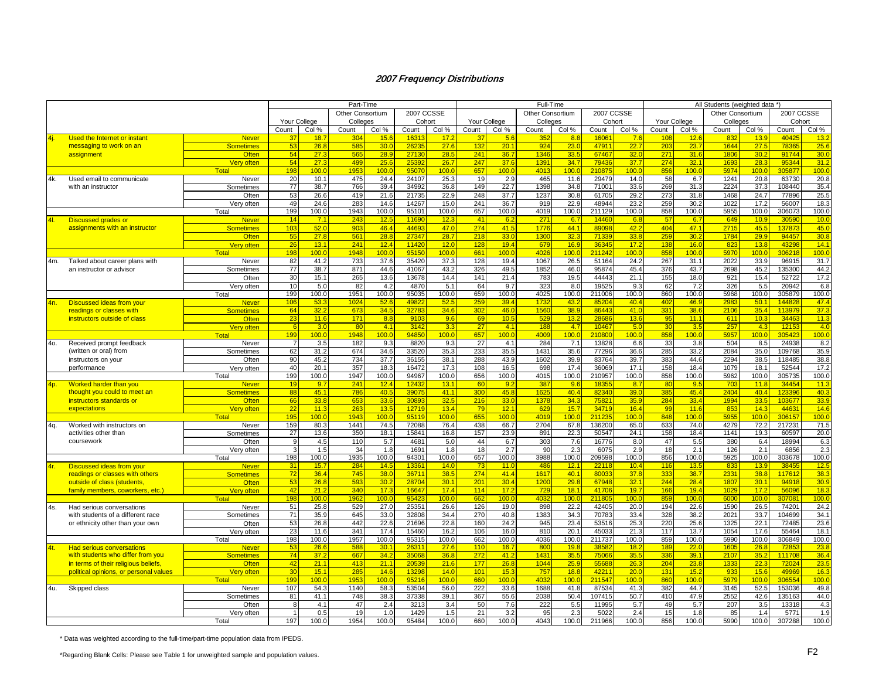# 2007 Frequency Distributions

| | | | Part-Time | | | | | | Full-Time | | | | | | All Students (weighted data *) | | | | | |
|---|---|---|---|---|---|---|---|---|---|---|---|---|---|---|---|---|---|---|---|---|
| | | | Your College | | Other Consortium Colleges | | 2007 CCSSE Cohort | | Your College | | Other Consortium Colleges | | 2007 CCSSE Cohort | | Your College | | Other Consortium Colleges | | 2007 CCSSE Cohort | |
| | | | Count | Col % | Count | Col % | Count | Col % | Count | Col % | Count | Col % | Count | Col % | Count | Col % | Count | Col % | Count | Col % |
| 4j. | Used the Internet or instant messaging to work on an assignment | Never | 37 | 18.7 | 304 | 15.6 | 16313 | 17.2 | 37 | 5.6 | 352 | 8.8 | 16061 | 7.6 | 108 | 12.6 | 832 | 13.9 | 40425 | 13.2 |
| | | Sometimes | 53 | 26.8 | 585 | 30.0 | 26235 | 27.6 | 132 | 20.1 | 924 | 23.0 | 47911 | 22.7 | 203 | 23.7 | 1644 | 27.5 | 78365 | 25.6 |
| | | Often | 54 | 27.3 | 565 | 28.9 | 27130 | 28.5 | 241 | 36.7 | 1346 | 33.5 | 67467 | 32.0 | 271 | 31.6 | 1806 | 30.2 | 91744 | 30.0 |
| | | Very often | 54 | 27.3 | 499 | 25.6 | 25392 | 26.7 | 247 | 37.6 | 1391 | 34.7 | 79436 | 37.7 | 274 | 32.1 | 1693 | 28.3 | 95344 | 31.2 |
| | | Total | 198 | 100.0 | 1953 | 100.0 | 95070 | 100.0 | 657 | 100.0 | 4013 | 100.0 | 210875 | 100.0 | 856 | 100.0 | 5974 | 100.0 | 305877 | 100.0 |
| 4k. | Used email to communicate with an instructor | Never | 20 | 10.1 | 475 | 24.4 | 24107 | 25.3 | 19 | 2.9 | 465 | 11.6 | 29479 | 14.0 | 58 | 6.7 | 1241 | 20.8 | 63730 | 20.8 |
| | | Sometimes | 77 | 38.7 | 766 | 39.4 | 34992 | 36.8 | 149 | 22.7 | 1398 | 34.8 | 71001 | 33.6 | 269 | 31.3 | 2224 | 37.3 | 108440 | 35.4 |
| | | Often | 53 | 26.6 | 419 | 21.6 | 21735 | 22.9 | 248 | 37.7 | 1237 | 30.8 | 61705 | 29.2 | 273 | 31.8 | 1468 | 24.7 | 77896 | 25.5 |
| | | Very often | 49 | 24.6 | 283 | 14.6 | 14267 | 15.0 | 241 | 36.7 | 919 | 22.9 | 48944 | 23.2 | 259 | 30.2 | 1022 | 17.2 | 56007 | 18.3 |
| | | Total | 199 | 100.0 | 1943 | 100.0 | 95101 | 100.0 | 657 | 100.0 | 4019 | 100.0 | 211129 | 100.0 | 858 | 100.0 | 5955 | 100.0 | 306073 | 100.0 |
| 4l. | Discussed grades or assignments with an instructor | Never | 14 | 7.1 | 243 | 12.5 | 11690 | 12.3 | 41 | 6.2 | 271 | 6.7 | 14460 | 6.8 | 57 | 6.7 | 649 | 10.9 | 30590 | 10.0 |
| | | Sometimes | 103 | 52.0 | 903 | 46.4 | 44693 | 47.0 | 274 | 41.5 | 1776 | 44.1 | 89098 | 42.2 | 404 | 47.1 | 2715 | 45.5 | 137873 | 45.0 |
| | | Often | 55 | 27.8 | 561 | 28.8 | 27347 | 28.7 | 218 | 33.0 | 1300 | 32.3 | 71339 | 33.8 | 259 | 30.2 | 1784 | 29.9 | 94457 | 30.8 |
| | | Very often | 26 | 13.1 | 241 | 12.4 | 11420 | 12.0 | 128 | 19.4 | 679 | 16.9 | 36345 | 17.2 | 138 | 16.0 | 823 | 13.8 | 43298 | 14.1 |
| | | Total | 198 | 100.0 | 1948 | 100.0 | 95150 | 100.0 | 661 | 100.0 | 4026 | 100.0 | 211242 | 100.0 | 858 | 100.0 | 5970 | 100.0 | 306218 | 100.0 |
| 4m. | Talked about career plans with an instructor or advisor | Never | 82 | 41.2 | 733 | 37.6 | 35420 | 37.3 | 128 | 19.4 | 1067 | 26.5 | 51164 | 24.2 | 267 | 31.1 | 2022 | 33.9 | 96915 | 31.7 |
| | | Sometimes | 77 | 38.7 | 871 | 44.6 | 41067 | 43.2 | 326 | 49.5 | 1852 | 46.0 | 95874 | 45.4 | 376 | 43.7 | 2698 | 45.2 | 135300 | 44.2 |
| | | Often | 30 | 15.1 | 265 | 13.6 | 13678 | 14.4 | 141 | 21.4 | 783 | 19.5 | 44443 | 21.1 | 155 | 18.0 | 921 | 15.4 | 52722 | 17.2 |
| | | Very often | 10 | 5.0 | 82 | 4.2 | 4870 | 5.1 | 64 | 9.7 | 323 | 8.0 | 19525 | 9.3 | 62 | 7.2 | 326 | 5.5 | 20942 | 6.8 |
| | | Total | 199 | 100.0 | 1951 | 100.0 | 95035 | 100.0 | 659 | 100.0 | 4025 | 100.0 | 211006 | 100.0 | 860 | 100.0 | 5968 | 100.0 | 305879 | 100.0 |
| 4n. | Discussed ideas from your readings or classes with instructors outside of class | Never | 106 | 53.3 | 1024 | 52.6 | 49822 | 52.5 | 259 | 39.4 | 1732 | 43.2 | 85204 | 40.4 | 402 | 46.9 | 2983 | 50.1 | 144828 | 47.4 |
| | | Sometimes | 64 | 32.2 | 673 | 34.5 | 32783 | 34.6 | 302 | 46.0 | 1560 | 38.9 | 86443 | 41.0 | 331 | 38.6 | 2106 | 35.4 | 113979 | 37.3 |
| | | Often | 23 | 11.6 | 171 | 8.8 | 9103 | 9.6 | 69 | 10.5 | 529 | 13.2 | 28686 | 13.6 | 95 | 11.1 | 611 | 10.3 | 34463 | 11.3 |
| | | Very often | 6 | 3.0 | 80 | 4.1 | 3142 | 3.3 | 27 | 4.1 | 188 | 4.7 | 10467 | 5.0 | 30 | 3.5 | 257 | 4.3 | 12153 | 4.0 |
| | | Total | 199 | 100.0 | 1948 | 100.0 | 94850 | 100.0 | 657 | 100.0 | 4009 | 100.0 | 210800 | 100.0 | 858 | 100.0 | 5957 | 100.0 | 305423 | 100.0 |
| 4o. | Received prompt feedback (written or oral) from instructors on your performance | Never | 7 | 3.5 | 182 | 9.3 | 8820 | 9.3 | 27 | 4.1 | 284 | 7.1 | 13828 | 6.6 | 33 | 3.8 | 504 | 8.5 | 24938 | 8.2 |
| | | Sometimes | 62 | 31.2 | 674 | 34.6 | 33520 | 35.3 | 233 | 35.5 | 1431 | 35.6 | 77296 | 36.6 | 285 | 33.2 | 2084 | 35.0 | 109768 | 35.9 |
| | | Often | 90 | 45.2 | 734 | 37.7 | 36155 | 38.1 | 288 | 43.9 | 1602 | 39.9 | 83764 | 39.7 | 383 | 44.6 | 2294 | 38.5 | 118485 | 38.8 |
| | | Very often | 40 | 20.1 | 357 | 18.3 | 16472 | 17.3 | 108 | 16.5 | 698 | 17.4 | 36069 | 17.1 | 158 | 18.4 | 1079 | 18.1 | 52544 | 17.2 |
| | | Total | 199 | 100.0 | 1947 | 100.0 | 94967 | 100.0 | 656 | 100.0 | 4015 | 100.0 | 210957 | 100.0 | 858 | 100.0 | 5962 | 100.0 | 305735 | 100.0 |
| 4p. | Worked harder than you thought you could to meet an instructors standards or expectations | Never | 19 | 9.7 | 241 | 12.4 | 12432 | 13.1 | 60 | 9.2 | 387 | 9.6 | 18355 | 8.7 | 80 | 9.5 | 703 | 11.8 | 34454 | 11.3 |
| | | Sometimes | 88 | 45.1 | 786 | 40.5 | 39075 | 41.1 | 300 | 45.8 | 1625 | 40.4 | 82340 | 39.0 | 385 | 45.4 | 2404 | 40.4 | 123396 | 40.3 |
| | | Often | 66 | 33.8 | 653 | 33.6 | 30893 | 32.5 | 216 | 33.0 | 1378 | 34.3 | 75821 | 35.9 | 284 | 33.4 | 1994 | 33.5 | 103677 | 33.9 |
| | | Very often | 22 | 11.3 | 263 | 13.5 | 12719 | 13.4 | 79 | 12.1 | 629 | 15.7 | 34719 | 16.4 | 99 | 11.6 | 853 | 14.3 | 44631 | 14.6 |
| | | Total | 195 | 100.0 | 1943 | 100.0 | 95119 | 100.0 | 655 | 100.0 | 4019 | 100.0 | 211235 | 100.0 | 848 | 100.0 | 5955 | 100.0 | 306157 | 100.0 |
| 4q. | Worked with instructors on activities other than coursework | Never | 159 | 80.3 | 1441 | 74.5 | 72088 | 76.4 | 438 | 66.7 | 2704 | 67.8 | 136200 | 65.0 | 633 | 74.0 | 4279 | 72.2 | 217231 | 71.5 |
| | | Sometimes | 27 | 13.6 | 350 | 18.1 | 15841 | 16.8 | 157 | 23.9 | 891 | 22.3 | 50547 | 24.1 | 158 | 18.4 | 1141 | 19.3 | 60597 | 20.0 |
| | | Often | 9 | 4.5 | 110 | 5.7 | 4681 | 5.0 | 44 | 6.7 | 303 | 7.6 | 16776 | 8.0 | 47 | 5.5 | 380 | 6.4 | 18994 | 6.3 |
| | | Very often | 3 | 1.5 | 34 | 1.8 | 1691 | 1.8 | 18 | 2.7 | 90 | 2.3 | 6075 | 2.9 | 18 | 2.1 | 126 | 2.1 | 6856 | 2.3 |
| | | Total | 198 | 100.0 | 1935 | 100.0 | 94301 | 100.0 | 657 | 100.0 | 3988 | 100.0 | 209598 | 100.0 | 856 | 100.0 | 5925 | 100.0 | 303678 | 100.0 |
| 4r. | Discussed ideas from your readings or classes with others outside of class (students, family members, coworkers, etc.) | Never | 31 | 15.7 | 284 | 14.5 | 13361 | 14.0 | 73 | 11.0 | 486 | 12.1 | 22118 | 10.4 | 116 | 13.5 | 833 | 13.9 | 38455 | 12.5 |
| | | Sometimes | 72 | 36.4 | 745 | 38.0 | 36711 | 38.5 | 274 | 41.4 | 1617 | 40.1 | 80033 | 37.8 | 333 | 38.7 | 2331 | 38.8 | 117612 | 38.3 |
| | | Often | 53 | 26.8 | 593 | 30.2 | 28704 | 30.1 | 201 | 30.4 | 1200 | 29.8 | 67948 | 32.1 | 244 | 28.4 | 1807 | 30.1 | 94918 | 30.9 |
| | | Very often | 42 | 21.2 | 340 | 17.3 | 16647 | 17.4 | 114 | 17.2 | 729 | 18.1 | 41706 | 19.7 | 166 | 19.4 | 1029 | 17.2 | 56096 | 18.3 |
| | | Total | 198 | 100.0 | 1962 | 100.0 | 95423 | 100.0 | 662 | 100.0 | 4032 | 100.0 | 211805 | 100.0 | 859 | 100.0 | 6000 | 100.0 | 307081 | 100.0 |
| 4s. | Had serious conversations with students of a different race or ethnicity other than your own | Never | 51 | 25.8 | 529 | 27.0 | 25351 | 26.6 | 126 | 19.0 | 898 | 22.2 | 42405 | 20.0 | 194 | 22.6 | 1590 | 26.5 | 74201 | 24.2 |
| | | Sometimes | 71 | 35.9 | 645 | 33.0 | 32808 | 34.4 | 270 | 40.8 | 1383 | 34.3 | 70783 | 33.4 | 328 | 38.2 | 2021 | 33.7 | 104699 | 34.1 |
| | | Often | 53 | 26.8 | 442 | 22.6 | 21696 | 22.8 | 160 | 24.2 | 945 | 23.4 | 53516 | 25.3 | 220 | 25.6 | 1325 | 22.1 | 72485 | 23.6 |
| | | Very often | 23 | 11.6 | 341 | 17.4 | 15460 | 16.2 | 106 | 16.0 | 810 | 20.1 | 45033 | 21.3 | 117 | 13.7 | 1054 | 17.6 | 55464 | 18.1 |
| | | Total | 198 | 100.0 | 1957 | 100.0 | 95315 | 100.0 | 662 | 100.0 | 4036 | 100.0 | 211737 | 100.0 | 859 | 100.0 | 5990 | 100.0 | 306849 | 100.0 |
| 4t. | Had serious conversations with students who differ from you in terms of their religious beliefs, political opinions, or personal values | Never | 53 | 26.6 | 588 | 30.1 | 26311 | 27.6 | 110 | 16.7 | 800 | 19.8 | 38582 | 18.2 | 189 | 22.0 | 1605 | 26.8 | 72853 | 23.8 |
| | | Sometimes | 74 | 37.2 | 667 | 34.2 | 35068 | 36.8 | 272 | 41.2 | 1431 | 35.5 | 75066 | 35.5 | 336 | 39.1 | 2107 | 35.2 | 111708 | 36.4 |
| | | Often | 42 | 21.1 | 413 | 21.1 | 20539 | 21.6 | 177 | 26.8 | 1044 | 25.9 | 55688 | 26.3 | 204 | 23.8 | 1333 | 22.3 | 72024 | 23.5 |
| | | Very often | 30 | 15.1 | 285 | 14.6 | 13298 | 14.0 | 101 | 15.3 | 757 | 18.8 | 42211 | 20.0 | 131 | 15.2 | 933 | 15.6 | 49969 | 16.3 |
| | | Total | 199 | 100.0 | 1953 | 100.0 | 95216 | 100.0 | 660 | 100.0 | 4032 | 100.0 | 211547 | 100.0 | 860 | 100.0 | 5979 | 100.0 | 306554 | 100.0 |
| 4u. | Skipped class | Never | 107 | 54.3 | 1140 | 58.3 | 53504 | 56.0 | 222 | 33.6 | 1688 | 41.8 | 87534 | 41.3 | 382 | 44.7 | 3145 | 52.5 | 153036 | 49.8 |
| | | Sometimes | 81 | 41.1 | 748 | 38.3 | 37338 | 39.1 | 367 | 55.6 | 2038 | 50.4 | 107415 | 50.7 | 410 | 47.9 | 2552 | 42.6 | 135163 | 44.0 |
| | | Often | 8 | 4.1 | 47 | 2.4 | 3213 | 3.4 | 50 | 7.6 | 222 | 5.5 | 11995 | 5.7 | 49 | 5.7 | 207 | 3.5 | 13318 | 4.3 |
| | | Very often | 1 | 0.5 | 19 | 1.0 | 1429 | 1.5 | 21 | 3.2 | 95 | 2.3 | 5022 | 2.4 | 15 | 1.8 | 85 | 1.4 | 5771 | 1.9 |
| | | Total | 197 | 100.0 | 1954 | 100.0 | 95484 | 100.0 | 660 | 100.0 | 4043 | 100.0 | 211966 | 100.0 | 856 | 100.0 | 5990 | 100.0 | 307288 | 100.0 |

* Data was weighted according to the full-time/part-time population data from IPEDS.

*Regarding Blank Cells: Please see Table 1 for unweighted sample and population values.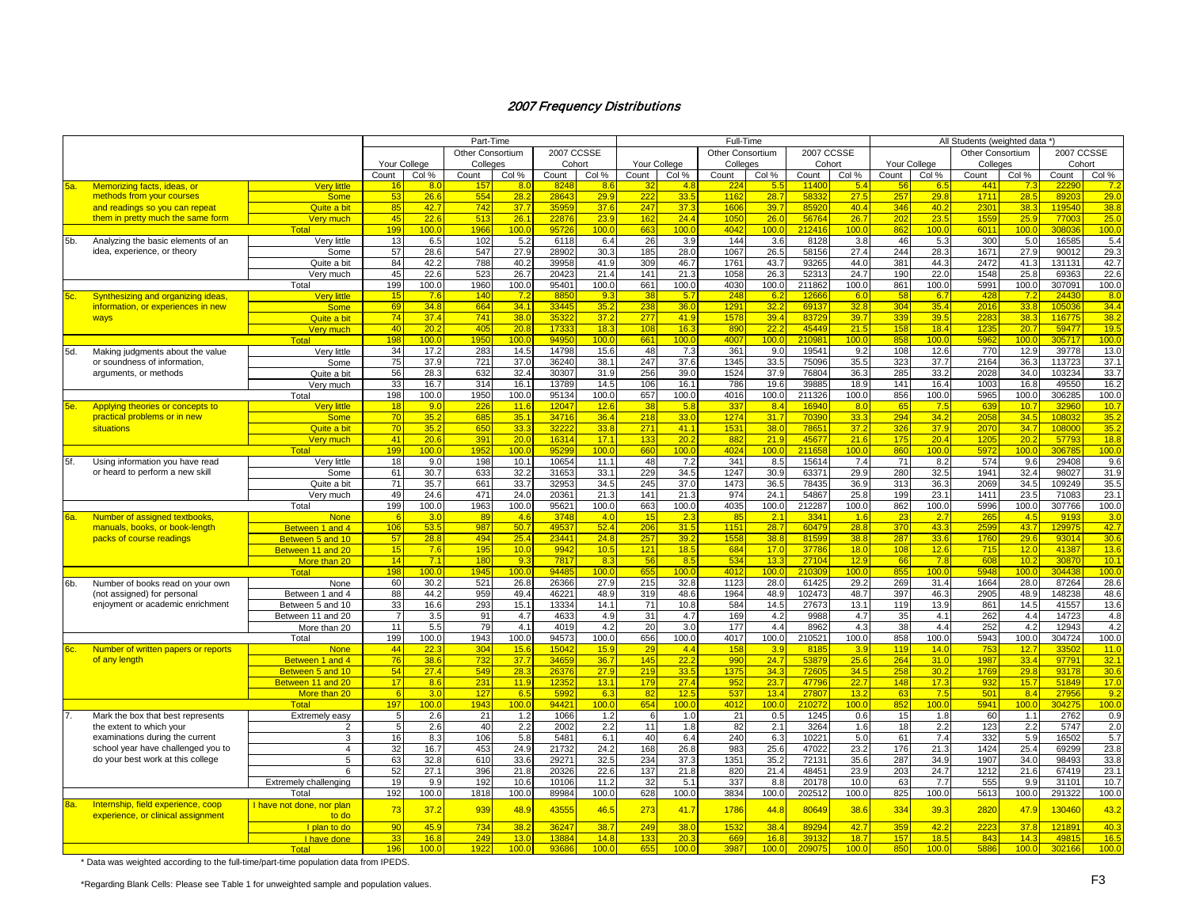# 2007 Frequency Distributions

| | | | Part-Time | | | | | | Full-Time | | | | | | All Students (weighted data *) | | | | | |
|---|---|---|---|---|---|---|---|---|---|---|---|---|---|---|---|---|---|---|---|---|
| | | Your College | | Other Consortium Colleges | | 2007 CCSSE Cohort | | Your College | | Other Consortium Colleges | | 2007 CCSSE Cohort | | Your College | | Other Consortium Colleges | | 2007 CCSSE Cohort | |
| | | Count | Col % | Count | Col % | Count | Col % | Count | Col % | Count | Col % | Count | Col % | Count | Col % | Count | Col % | Count | Col % |
| 5a. Memorizing facts, ideas, or methods from your courses and readings so you can repeat them in pretty much the same form | Very little | 16 | 8.0 | 157 | 8.0 | 8248 | 8.6 | 32 | 4.8 | 224 | 5.5 | 11400 | 5.4 | 56 | 6.5 | 441 | 7.3 | 22290 | 7.2 |
| | Some | 53 | 26.6 | 554 | 28.2 | 28643 | 29.9 | 222 | 33.5 | 1162 | 28.7 | 58332 | 27.5 | 257 | 29.8 | 1711 | 28.5 | 89203 | 29.0 |
| | Quite a bit | 85 | 42.7 | 742 | 37.7 | 35959 | 37.6 | 247 | 37.3 | 1606 | 39.7 | 85920 | 40.4 | 346 | 40.2 | 2301 | 38.3 | 119540 | 38.8 |
| | Very much | 45 | 22.6 | 513 | 26.1 | 22876 | 23.9 | 162 | 24.4 | 1050 | 26.0 | 56764 | 26.7 | 202 | 23.5 | 1559 | 25.9 | 77003 | 25.0 |
| | Total | 199 | 100.0 | 1966 | 100.0 | 95726 | 100.0 | 663 | 100.0 | 4042 | 100.0 | 212416 | 100.0 | 862 | 100.0 | 6011 | 100.0 | 308036 | 100.0 |
| 5b. Analyzing the basic elements of an idea, experience, or theory | Very little | 13 | 6.5 | 102 | 5.2 | 6118 | 6.4 | 26 | 3.9 | 144 | 3.6 | 8128 | 3.8 | 46 | 5.3 | 300 | 5.0 | 16585 | 5.4 |
| | Some | 57 | 28.6 | 547 | 27.9 | 28902 | 30.3 | 185 | 28.0 | 1067 | 26.5 | 58156 | 27.4 | 244 | 28.3 | 1671 | 27.9 | 90012 | 29.3 |
| | Quite a bit | 84 | 42.2 | 788 | 40.2 | 39958 | 41.9 | 309 | 46.7 | 1761 | 43.7 | 93265 | 44.0 | 381 | 44.3 | 2472 | 41.3 | 131131 | 42.7 |
| | Very much | 45 | 22.6 | 523 | 26.7 | 20423 | 21.4 | 141 | 21.3 | 1058 | 26.3 | 52313 | 24.7 | 190 | 22.0 | 1548 | 25.8 | 69363 | 22.6 |
| | Total | 199 | 100.0 | 1960 | 100.0 | 95401 | 100.0 | 661 | 100.0 | 4030 | 100.0 | 211862 | 100.0 | 861 | 100.0 | 5991 | 100.0 | 307091 | 100.0 |
| 5c. Synthesizing and organizing ideas, information, or experiences in new ways | Very little | 15 | 7.6 | 140 | 7.2 | 8850 | 9.3 | 38 | 5.7 | 248 | 6.2 | 12666 | 6.0 | 58 | 6.7 | 428 | 7.2 | 24430 | 8.0 |
| | Some | 69 | 34.8 | 664 | 34.1 | 33445 | 35.2 | 238 | 36.0 | 1291 | 32.2 | 69137 | 32.8 | 304 | 35.4 | 2016 | 33.8 | 105036 | 34.4 |
| | Quite a bit | 74 | 37.4 | 741 | 38.0 | 35322 | 37.2 | 277 | 41.9 | 1578 | 39.4 | 83729 | 39.7 | 339 | 39.5 | 2283 | 38.3 | 116775 | 38.2 |
| | Very much | 40 | 20.2 | 405 | 20.8 | 17333 | 18.3 | 108 | 16.3 | 890 | 22.2 | 45449 | 21.5 | 158 | 18.4 | 1235 | 20.7 | 59477 | 19.5 |
| | Total | 198 | 100.0 | 1950 | 100.0 | 94950 | 100.0 | 661 | 100.0 | 4007 | 100.0 | 210981 | 100.0 | 858 | 100.0 | 5962 | 100.0 | 305717 | 100.0 |
| 5d. Making judgments about the value or soundness of information, arguments, or methods | Very little | 34 | 17.2 | 283 | 14.5 | 14798 | 15.6 | 48 | 7.3 | 361 | 9.0 | 19541 | 9.2 | 108 | 12.6 | 770 | 12.9 | 39778 | 13.0 |
| | Some | 75 | 37.9 | 721 | 37.0 | 36240 | 38.1 | 247 | 37.6 | 1345 | 33.5 | 75096 | 35.5 | 323 | 37.7 | 2164 | 36.3 | 113723 | 37.1 |
| | Quite a bit | 56 | 28.3 | 632 | 32.4 | 30307 | 31.9 | 256 | 39.0 | 1524 | 37.9 | 76804 | 36.3 | 285 | 33.2 | 2028 | 34.0 | 103234 | 33.7 |
| | Very much | 33 | 16.7 | 314 | 16.1 | 13789 | 14.5 | 106 | 16.1 | 786 | 19.6 | 39885 | 18.9 | 141 | 16.4 | 1003 | 16.8 | 49550 | 16.2 |
| | Total | 198 | 100.0 | 1950 | 100.0 | 95134 | 100.0 | 657 | 100.0 | 4016 | 100.0 | 211326 | 100.0 | 856 | 100.0 | 5965 | 100.0 | 306285 | 100.0 |
| 5e. Applying theories or concepts to practical problems or in new situations | Very little | 18 | 9.0 | 226 | 11.6 | 12047 | 12.6 | 38 | 5.8 | 337 | 8.4 | 16940 | 8.0 | 65 | 7.5 | 639 | 10.7 | 32960 | 10.7 |
| | Some | 70 | 35.2 | 685 | 35.1 | 34716 | 36.4 | 218 | 33.0 | 1274 | 31.7 | 70390 | 33.3 | 294 | 34.2 | 2058 | 34.5 | 108032 | 35.2 |
| | Quite a bit | 70 | 35.2 | 650 | 33.3 | 32222 | 33.8 | 271 | 41.1 | 1531 | 38.0 | 78651 | 37.2 | 326 | 37.9 | 2070 | 34.7 | 108000 | 35.2 |
| | Very much | 41 | 20.6 | 391 | 20.0 | 16314 | 17.1 | 133 | 20.2 | 882 | 21.9 | 45677 | 21.6 | 175 | 20.4 | 1205 | 20.2 | 57793 | 18.8 |
| | Total | 199 | 100.0 | 1952 | 100.0 | 95299 | 100.0 | 660 | 100.0 | 4024 | 100.0 | 211658 | 100.0 | 860 | 100.0 | 5972 | 100.0 | 306785 | 100.0 |
| 5f. Using information you have read or heard to perform a new skill | Very little | 18 | 9.0 | 198 | 10.1 | 10654 | 11.1 | 48 | 7.2 | 341 | 8.5 | 15614 | 7.4 | 71 | 8.2 | 574 | 9.6 | 29408 | 9.6 |
| | Some | 61 | 30.7 | 633 | 32.2 | 31653 | 33.1 | 229 | 34.5 | 1247 | 30.9 | 63371 | 29.9 | 280 | 32.5 | 1941 | 32.4 | 98027 | 31.9 |
| | Quite a bit | 71 | 35.7 | 661 | 33.7 | 32953 | 34.5 | 245 | 37.0 | 1473 | 36.5 | 78435 | 36.9 | 313 | 36.3 | 2069 | 34.5 | 109249 | 35.5 |
| | Very much | 49 | 24.6 | 471 | 24.0 | 20361 | 21.3 | 141 | 21.3 | 974 | 24.1 | 54867 | 25.8 | 199 | 23.1 | 1411 | 23.5 | 71083 | 23.1 |
| | Total | 199 | 100.0 | 1963 | 100.0 | 95621 | 100.0 | 663 | 100.0 | 4035 | 100.0 | 212287 | 100.0 | 862 | 100.0 | 5996 | 100.0 | 307766 | 100.0 |
| 6a. Number of assigned textbooks, manuals, books, or book-length packs of course readings | None | 6 | 3.0 | 89 | 4.6 | 3748 | 4.0 | 15 | 2.3 | 85 | 2.1 | 3341 | 1.6 | 23 | 2.7 | 265 | 4.5 | 9193 | 3.0 |
| | Between 1 and 4 | 106 | 53.5 | 987 | 50.7 | 49537 | 52.4 | 206 | 31.5 | 1151 | 28.7 | 60479 | 28.8 | 370 | 43.3 | 2599 | 43.7 | 129975 | 42.7 |
| | Between 5 and 10 | 57 | 28.8 | 494 | 25.4 | 23441 | 24.8 | 257 | 39.2 | 1558 | 38.8 | 81599 | 38.8 | 287 | 33.6 | 1760 | 29.6 | 93014 | 30.6 |
| | Between 11 and 20 | 15 | 7.6 | 195 | 10.0 | 9942 | 10.5 | 121 | 18.5 | 684 | 17.0 | 37786 | 18.0 | 108 | 12.6 | 715 | 12.0 | 41387 | 13.6 |
| | More than 20 | 14 | 7.1 | 180 | 9.3 | 7817 | 8.3 | 56 | 8.5 | 534 | 13.3 | 27104 | 12.9 | 66 | 7.8 | 608 | 10.2 | 30870 | 10.1 |
| | Total | 198 | 100.0 | 1945 | 100.0 | 94485 | 100.0 | 655 | 100.0 | 4012 | 100.0 | 210309 | 100.0 | 855 | 100.0 | 5948 | 100.0 | 304438 | 100.0 |
| 6b. Number of books read on your own (not assigned) for personal enjoyment or academic enrichment | None | 60 | 30.2 | 521 | 26.8 | 26366 | 27.9 | 215 | 32.8 | 1123 | 28.0 | 61425 | 29.2 | 269 | 31.4 | 1664 | 28.0 | 87264 | 28.6 |
| | Between 1 and 4 | 88 | 44.2 | 959 | 49.4 | 46221 | 48.9 | 319 | 48.6 | 1964 | 48.9 | 102473 | 48.7 | 397 | 46.3 | 2905 | 48.9 | 148238 | 48.6 |
| | Between 5 and 10 | 33 | 16.6 | 293 | 15.1 | 13334 | 14.1 | 71 | 10.8 | 584 | 14.5 | 27673 | 13.1 | 119 | 13.9 | 861 | 14.5 | 41557 | 13.6 |
| | Between 11 and 20 | 7 | 3.5 | 91 | 4.7 | 4633 | 4.9 | 31 | 4.7 | 169 | 4.2 | 9988 | 4.7 | 35 | 4.1 | 262 | 4.4 | 14723 | 4.8 |
| | More than 20 | 11 | 5.5 | 79 | 4.1 | 4019 | 4.2 | 20 | 3.0 | 177 | 4.4 | 8962 | 4.3 | 38 | 4.4 | 252 | 4.2 | 12943 | 4.2 |
| | Total | 199 | 100.0 | 1943 | 100.0 | 94573 | 100.0 | 656 | 100.0 | 4017 | 100.0 | 210521 | 100.0 | 858 | 100.0 | 5943 | 100.0 | 304724 | 100.0 |
| 6c. Number of written papers or reports of any length | None | 44 | 22.3 | 304 | 15.6 | 15042 | 15.9 | 29 | 4.4 | 158 | 3.9 | 8185 | 3.9 | 119 | 14.0 | 753 | 12.7 | 33502 | 11.0 |
| | Between 1 and 4 | 76 | 38.6 | 732 | 37.7 | 34659 | 36.7 | 145 | 22.2 | 990 | 24.7 | 53879 | 25.6 | 264 | 31.0 | 1987 | 33.4 | 97791 | 32.1 |
| | Between 5 and 10 | 54 | 27.4 | 549 | 28.3 | 26376 | 27.9 | 219 | 33.5 | 1375 | 34.3 | 72605 | 34.5 | 258 | 30.2 | 1769 | 29.8 | 93178 | 30.6 |
| | Between 11 and 20 | 17 | 8.6 | 231 | 11.9 | 12352 | 13.1 | 179 | 27.4 | 952 | 23.7 | 47796 | 22.7 | 148 | 17.3 | 932 | 15.7 | 51849 | 17.0 |
| | More than 20 | 6 | 3.0 | 127 | 6.5 | 5992 | 6.3 | 82 | 12.5 | 537 | 13.4 | 27807 | 13.2 | 63 | 7.5 | 501 | 8.4 | 27956 | 9.2 |
| | Total | 197 | 100.0 | 1943 | 100.0 | 94421 | 100.0 | 654 | 100.0 | 4012 | 100.0 | 210272 | 100.0 | 852 | 100.0 | 5941 | 100.0 | 304275 | 100.0 |
| 7. Mark the box that best represents the extent to which your examinations during the current school year have challenged you to do your best work at this college | Extremely easy | 5 | 2.6 | 21 | 1.2 | 1066 | 1.2 | 6 | 1.0 | 21 | 0.5 | 1245 | 0.6 | 15 | 1.8 | 60 | 1.1 | 2762 | 0.9 |
| | 2 | 5 | 2.6 | 40 | 2.2 | 2002 | 2.2 | 11 | 1.8 | 82 | 2.1 | 3264 | 1.6 | 18 | 2.2 | 123 | 2.2 | 5747 | 2.0 |
| | 3 | 16 | 8.3 | 106 | 5.8 | 5481 | 6.1 | 40 | 6.4 | 240 | 6.3 | 10221 | 5.0 | 61 | 7.4 | 332 | 5.9 | 16502 | 5.7 |
| | 4 | 32 | 16.7 | 453 | 24.9 | 21732 | 24.2 | 168 | 26.8 | 983 | 25.6 | 47022 | 23.2 | 176 | 21.3 | 1424 | 25.4 | 69299 | 23.8 |
| | 5 | 63 | 32.8 | 610 | 33.6 | 29271 | 32.5 | 234 | 37.3 | 1351 | 35.2 | 72131 | 35.6 | 287 | 34.9 | 1907 | 34.0 | 98493 | 33.8 |
| | 6 | 52 | 27.1 | 396 | 21.8 | 20326 | 22.6 | 137 | 21.8 | 820 | 21.4 | 48451 | 23.9 | 203 | 24.7 | 1212 | 21.6 | 67419 | 23.1 |
| | Extremely challenging | 19 | 9.9 | 192 | 10.6 | 10106 | 11.2 | 32 | 5.1 | 337 | 8.8 | 20178 | 10.0 | 63 | 7.7 | 555 | 9.9 | 31101 | 10.7 |
| | Total | 192 | 100.0 | 1818 | 100.0 | 89984 | 100.0 | 628 | 100.0 | 3834 | 100.0 | 202512 | 100.0 | 825 | 100.0 | 5613 | 100.0 | 291322 | 100.0 |
| 8a. Internship, field experience, coop experience, or clinical assignment | I have not done, nor plan to do | 73 | 37.2 | 939 | 48.9 | 43555 | 46.5 | 273 | 41.7 | 1786 | 44.8 | 80649 | 38.6 | 334 | 39.3 | 2820 | 47.9 | 130460 | 43.2 |
| | I plan to do | 90 | 45.9 | 734 | 38.2 | 36247 | 38.7 | 249 | 38.0 | 1532 | 38.4 | 89294 | 42.7 | 359 | 42.2 | 2223 | 37.8 | 121891 | 40.3 |
| | I have done | 33 | 16.8 | 249 | 13.0 | 13884 | 14.8 | 133 | 20.3 | 669 | 16.8 | 39132 | 18.7 | 157 | 18.5 | 843 | 14.3 | 49815 | 16.5 |
| | Total | 196 | 100.0 | 1922 | 100.0 | 93686 | 100.0 | 655 | 100.0 | 3987 | 100.0 | 209075 | 100.0 | 850 | 100.0 | 5886 | 100.0 | 302166 | 100.0 |

* Data was weighted according to the full-time/part-time population data from IPEDS.

*Regarding Blank Cells: Please see Table 1 for unweighted sample and population values.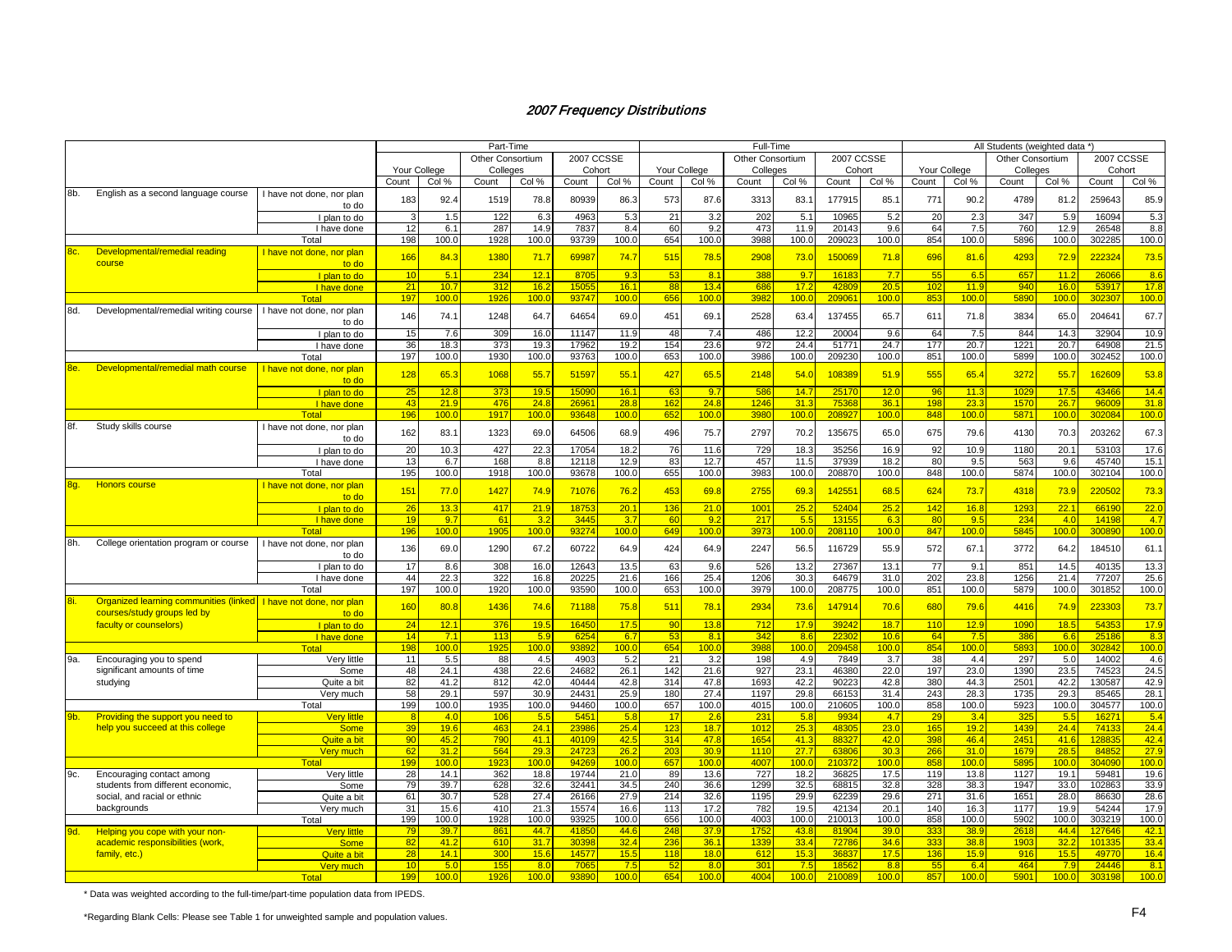## 2007 Frequency Distributions

| | | | Part-Time | | | | | | Full-Time | | | | | | All Students (weighted data *) | | | | | |
|---|---|---|---|---|---|---|---|---|---|---|---|---|---|---|---|---|---|---|---|---|
| | | | Your College | | Other Consortium Colleges | | 2007 CCSSE Cohort | | Your College | | Other Consortium Colleges | | 2007 CCSSE Cohort | | Your College | | Other Consortium Colleges | | 2007 CCSSE Cohort | |
| | | | Count | Col % | Count | Col % | Count | Col % | Count | Col % | Count | Col % | Count | Col % | Count | Col % | Count | Col % | Count | Col % |
| 8b. | English as a second language course | I have not done, nor plan to do | 183 | 92.4 | 1519 | 78.8 | 80939 | 86.3 | 573 | 87.6 | 3313 | 83.1 | 177915 | 85.1 | 771 | 90.2 | 4789 | 81.2 | 259643 | 85.9 |
| | | I plan to do | 3 | 1.5 | 122 | 6.3 | 4963 | 5.3 | 21 | 3.2 | 202 | 5.1 | 10965 | 5.2 | 20 | 2.3 | 347 | 5.9 | 16094 | 5.3 |
| | | I have done | 12 | 6.1 | 287 | 14.9 | 7837 | 8.4 | 60 | 9.2 | 473 | 11.9 | 20143 | 9.6 | 64 | 7.5 | 760 | 12.9 | 26548 | 8.8 |
| | | Total | 198 | 100.0 | 1928 | 100.0 | 93739 | 100.0 | 654 | 100.0 | 3988 | 100.0 | 209023 | 100.0 | 854 | 100.0 | 5896 | 100.0 | 302285 | 100.0 |
| 8c. | Developmental/remedial reading course | I have not done, nor plan to do | 166 | 84.3 | 1380 | 71.7 | 69987 | 74.7 | 515 | 78.5 | 2908 | 73.0 | 150069 | 71.8 | 696 | 81.6 | 4293 | 72.9 | 222324 | 73.5 |
| | | I plan to do | 10 | 5.1 | 234 | 12.1 | 8705 | 9.3 | 53 | 8.1 | 388 | 9.7 | 16183 | 7.7 | 55 | 6.5 | 657 | 11.2 | 26066 | 8.6 |
| | | I have done | 21 | 10.7 | 312 | 16.2 | 15055 | 16.1 | 88 | 13.4 | 686 | 17.2 | 42809 | 20.5 | 102 | 11.9 | 940 | 16.0 | 53917 | 17.8 |
| | | Total | 197 | 100.0 | 1926 | 100.0 | 93747 | 100.0 | 656 | 100.0 | 3982 | 100.0 | 209061 | 100.0 | 853 | 100.0 | 5890 | 100.0 | 302307 | 100.0 |
| 8d. | Developmental/remedial writing course | I have not done, nor plan to do | 146 | 74.1 | 1248 | 64.7 | 64654 | 69.0 | 451 | 69.1 | 2528 | 63.4 | 137455 | 65.7 | 611 | 71.8 | 3834 | 65.0 | 204641 | 67.7 |
| | | I plan to do | 15 | 7.6 | 309 | 16.0 | 11147 | 11.9 | 48 | 7.4 | 486 | 12.2 | 20004 | 9.6 | 64 | 7.5 | 844 | 14.3 | 32904 | 10.9 |
| | | I have done | 36 | 18.3 | 373 | 19.3 | 17962 | 19.2 | 154 | 23.6 | 972 | 24.4 | 51771 | 24.7 | 177 | 20.7 | 1221 | 20.7 | 64908 | 21.5 |
| | | Total | 197 | 100.0 | 1930 | 100.0 | 93763 | 100.0 | 653 | 100.0 | 3986 | 100.0 | 209230 | 100.0 | 851 | 100.0 | 5899 | 100.0 | 302452 | 100.0 |
| 8e. | Developmental/remedial math course | I have not done, nor plan to do | 128 | 65.3 | 1068 | 55.7 | 51597 | 55.1 | 427 | 65.5 | 2148 | 54.0 | 108389 | 51.9 | 555 | 65.4 | 3272 | 55.7 | 162609 | 53.8 |
| | | I plan to do | 25 | 12.8 | 373 | 19.5 | 15090 | 16.1 | 63 | 9.7 | 586 | 14.7 | 25170 | 12.0 | 96 | 11.3 | 1029 | 17.5 | 43466 | 14.4 |
| | | I have done | 43 | 21.9 | 476 | 24.8 | 26961 | 28.8 | 162 | 24.8 | 1246 | 31.3 | 75368 | 36.1 | 198 | 23.3 | 1570 | 26.7 | 96009 | 31.8 |
| | | Total | 196 | 100.0 | 1917 | 100.0 | 93648 | 100.0 | 652 | 100.0 | 3980 | 100.0 | 208927 | 100.0 | 848 | 100.0 | 5871 | 100.0 | 302084 | 100.0 |
| 8f. | Study skills course | I have not done, nor plan to do | 162 | 83.1 | 1323 | 69.0 | 64506 | 68.9 | 496 | 75.7 | 2797 | 70.2 | 135675 | 65.0 | 675 | 79.6 | 4130 | 70.3 | 203262 | 67.3 |
| | | I plan to do | 20 | 10.3 | 427 | 22.3 | 17054 | 18.2 | 76 | 11.6 | 729 | 18.3 | 35256 | 16.9 | 92 | 10.9 | 1180 | 20.1 | 53103 | 17.6 |
| | | I have done | 13 | 6.7 | 168 | 8.8 | 12118 | 12.9 | 83 | 12.7 | 457 | 11.5 | 37939 | 18.2 | 80 | 9.5 | 563 | 9.6 | 45740 | 15.1 |
| | | Total | 195 | 100.0 | 1918 | 100.0 | 93678 | 100.0 | 655 | 100.0 | 3983 | 100.0 | 208870 | 100.0 | 848 | 100.0 | 5874 | 100.0 | 302104 | 100.0 |
| 8g. | Honors course | I have not done, nor plan to do | 151 | 77.0 | 1427 | 74.9 | 71076 | 76.2 | 453 | 69.8 | 2755 | 69.3 | 142551 | 68.5 | 624 | 73.7 | 4318 | 73.9 | 220502 | 73.3 |
| | | I plan to do | 26 | 13.3 | 417 | 21.9 | 18753 | 20.1 | 136 | 21.0 | 1001 | 25.2 | 52404 | 25.2 | 142 | 16.8 | 1293 | 22.1 | 66190 | 22.0 |
| | | I have done | 19 | 9.7 | 61 | 3.2 | 3445 | 3.7 | 60 | 9.2 | 217 | 5.5 | 13155 | 6.3 | 80 | 9.5 | 234 | 4.0 | 14198 | 4.7 |
| | | Total | 196 | 100.0 | 1905 | 100.0 | 93274 | 100.0 | 649 | 100.0 | 3973 | 100.0 | 208110 | 100.0 | 847 | 100.0 | 5845 | 100.0 | 300890 | 100.0 |
| 8h. | College orientation program or course | I have not done, nor plan to do | 136 | 69.0 | 1290 | 67.2 | 60722 | 64.9 | 424 | 64.9 | 2247 | 56.5 | 116729 | 55.9 | 572 | 67.1 | 3772 | 64.2 | 184510 | 61.1 |
| | | I plan to do | 17 | 8.6 | 308 | 16.0 | 12643 | 13.5 | 63 | 9.6 | 526 | 13.2 | 27367 | 13.1 | 77 | 9.1 | 851 | 14.5 | 40135 | 13.3 |
| | | I have done | 44 | 22.3 | 322 | 16.8 | 20225 | 21.6 | 166 | 25.4 | 1206 | 30.3 | 64679 | 31.0 | 202 | 23.8 | 1256 | 21.4 | 77207 | 25.6 |
| | | Total | 197 | 100.0 | 1920 | 100.0 | 93590 | 100.0 | 653 | 100.0 | 3979 | 100.0 | 208775 | 100.0 | 851 | 100.0 | 5879 | 100.0 | 301852 | 100.0 |
| 8i. | Organized learning communities (linked courses/study groups led by faculty or counselors) | I have not done, nor plan to do | 160 | 80.8 | 1436 | 74.6 | 71188 | 75.8 | 511 | 78.1 | 2934 | 73.6 | 147914 | 70.6 | 680 | 79.6 | 4416 | 74.9 | 223303 | 73.7 |
| | | I plan to do | 24 | 12.1 | 376 | 19.5 | 16450 | 17.5 | 90 | 13.8 | 712 | 17.9 | 39242 | 18.7 | 110 | 12.9 | 1090 | 18.5 | 54353 | 17.9 |
| | | I have done | 14 | 7.1 | 113 | 5.9 | 6254 | 6.7 | 53 | 8.1 | 342 | 8.6 | 22302 | 10.6 | 64 | 7.5 | 386 | 6.6 | 25186 | 8.3 |
| | | Total | 198 | 100.0 | 1925 | 100.0 | 93892 | 100.0 | 654 | 100.0 | 3988 | 100.0 | 209458 | 100.0 | 854 | 100.0 | 5893 | 100.0 | 302842 | 100.0 |
| 9a. | Encouraging you to spend significant amounts of time studying | Very little | 11 | 5.5 | 88 | 4.5 | 4903 | 5.2 | 21 | 3.2 | 198 | 4.9 | 7849 | 3.7 | 38 | 4.4 | 297 | 5.0 | 14002 | 4.6 |
| | | Some | 48 | 24.1 | 438 | 22.6 | 24682 | 26.1 | 142 | 21.6 | 927 | 23.1 | 46380 | 22.0 | 197 | 23.0 | 1390 | 23.5 | 74523 | 24.5 |
| | | Quite a bit | 82 | 41.2 | 812 | 42.0 | 40444 | 42.8 | 314 | 47.8 | 1693 | 42.2 | 90223 | 42.8 | 380 | 44.3 | 2501 | 42.2 | 130587 | 42.9 |
| | | Very much | 58 | 29.1 | 597 | 30.9 | 24431 | 25.9 | 180 | 27.4 | 1197 | 29.8 | 66153 | 31.4 | 243 | 28.3 | 1735 | 29.3 | 85465 | 28.1 |
| | | Total | 199 | 100.0 | 1935 | 100.0 | 94460 | 100.0 | 657 | 100.0 | 4015 | 100.0 | 210605 | 100.0 | 858 | 100.0 | 5923 | 100.0 | 304577 | 100.0 |
| 9b. | Providing the support you need to help you succeed at this college | Very little | 8 | 4.0 | 106 | 5.5 | 5451 | 5.8 | 17 | 2.6 | 231 | 5.8 | 9934 | 4.7 | 29 | 3.4 | 325 | 5.5 | 16271 | 5.4 |
| | | Some | 39 | 19.6 | 463 | 24.1 | 23986 | 25.4 | 123 | 18.7 | 1012 | 25.3 | 48305 | 23.0 | 165 | 19.2 | 1439 | 24.4 | 74133 | 24.4 |
| | | Quite a bit | 90 | 45.2 | 790 | 41.1 | 40109 | 42.5 | 314 | 47.8 | 1654 | 41.3 | 88327 | 42.0 | 398 | 46.4 | 2451 | 41.6 | 128835 | 42.4 |
| | | Very much | 62 | 31.2 | 564 | 29.3 | 24723 | 26.2 | 203 | 30.9 | 1110 | 27.7 | 63806 | 30.3 | 266 | 31.0 | 1679 | 28.5 | 84852 | 27.9 |
| | | Total | 199 | 100.0 | 1923 | 100.0 | 94269 | 100.0 | 657 | 100.0 | 4007 | 100.0 | 210372 | 100.0 | 858 | 100.0 | 5895 | 100.0 | 304090 | 100.0 |
| 9c. | Encouraging contact among students from different economic, social, and racial or ethnic backgrounds | Very little | 28 | 14.1 | 362 | 18.8 | 19744 | 21.0 | 89 | 13.6 | 727 | 18.2 | 36825 | 17.5 | 119 | 13.8 | 1127 | 19.1 | 59481 | 19.6 |
| | | Some | 79 | 39.7 | 628 | 32.6 | 32441 | 34.5 | 240 | 36.6 | 1299 | 32.5 | 68815 | 32.8 | 328 | 38.3 | 1947 | 33.0 | 102863 | 33.9 |
| | | Quite a bit | 61 | 30.7 | 528 | 27.4 | 26166 | 27.9 | 214 | 32.6 | 1195 | 29.9 | 62239 | 29.6 | 271 | 31.6 | 1651 | 28.0 | 86630 | 28.6 |
| | | Very much | 31 | 15.6 | 410 | 21.3 | 15574 | 16.6 | 113 | 17.2 | 782 | 19.5 | 42134 | 20.1 | 140 | 16.3 | 1177 | 19.9 | 54244 | 17.9 |
| | | Total | 199 | 100.0 | 1928 | 100.0 | 93925 | 100.0 | 656 | 100.0 | 4003 | 100.0 | 210013 | 100.0 | 858 | 100.0 | 5902 | 100.0 | 303219 | 100.0 |
| 9d. | Helping you cope with your non-academic responsibilities (work, family, etc.) | Very little | 79 | 39.7 | 861 | 44.7 | 41850 | 44.6 | 248 | 37.9 | 1752 | 43.8 | 81904 | 39.0 | 333 | 38.9 | 2618 | 44.4 | 127646 | 42.1 |
| | | Some | 82 | 41.2 | 610 | 31.7 | 30398 | 32.4 | 236 | 36.1 | 1339 | 33.4 | 72786 | 34.6 | 333 | 38.8 | 1903 | 32.2 | 101335 | 33.4 |
| | | Quite a bit | 28 | 14.1 | 300 | 15.6 | 14577 | 15.5 | 118 | 18.0 | 612 | 15.3 | 36837 | 17.5 | 136 | 15.9 | 916 | 15.5 | 49770 | 16.4 |
| | | Very much | 10 | 5.0 | 155 | 8.0 | 7065 | 7.5 | 52 | 8.0 | 301 | 7.5 | 18562 | 8.8 | 55 | 6.4 | 464 | 7.9 | 24446 | 8.1 |
| | | Total | 199 | 100.0 | 1926 | 100.0 | 93890 | 100.0 | 654 | 100.0 | 4004 | 100.0 | 210089 | 100.0 | 857 | 100.0 | 5901 | 100.0 | 303198 | 100.0 |

* Data was weighted according to the full-time/part-time population data from IPEDS.

*Regarding Blank Cells: Please see Table 1 for unweighted sample and population values.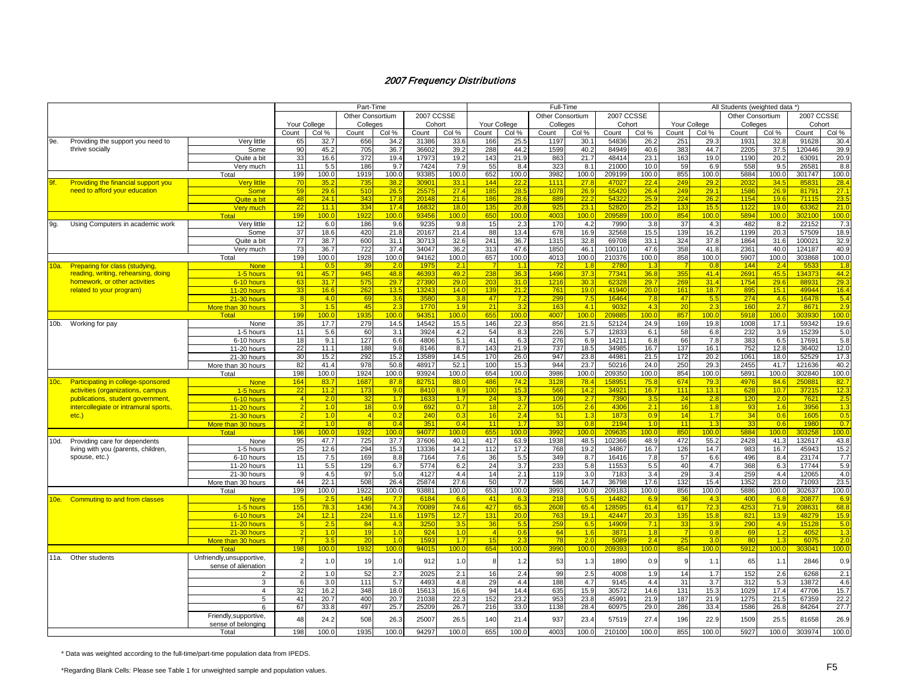## *2007 Frequency Distributions*

| | | Part-Time | | | | | | Full-Time | | | | | | All Students (weighted data *) | | | | | |
|---|---|---|---|---|---|---|---|---|---|---|---|---|---|---|---|---|---|---|---|
| | | Your College | | Other Consortium Colleges | | 2007 CCSSE Cohort | | Your College | | Other Consortium Colleges | | 2007 CCSSE Cohort | | Your College | | Other Consortium Colleges | | 2007 CCSSE Cohort | |
| | | Count | Col % | Count | Col % | Count | Col % | Count | Col % | Count | Col % | Count | Col % | Count | Col % | Count | Col % | Count | Col % |
| 9e. Providing the support you need to thrive socially | Very little | 65 | 32.7 | 656 | 34.2 | 31386 | 33.6 | 166 | 25.5 | 1197 | 30.1 | 54836 | 26.2 | 251 | 29.3 | 1931 | 32.8 | 91628 | 30.4 |
| | Some | 90 | 45.2 | 705 | 36.7 | 36602 | 39.2 | 288 | 44.2 | 1599 | 40.2 | 84949 | 40.6 | 383 | 44.7 | 2205 | 37.5 | 120446 | 39.9 |
| | Quite a bit | 33 | 16.6 | 372 | 19.4 | 17973 | 19.2 | 143 | 21.9 | 863 | 21.7 | 48414 | 23.1 | 163 | 19.0 | 1190 | 20.2 | 63091 | 20.9 |
| | Very much | 11 | 5.5 | 186 | 9.7 | 7424 | 7.9 | 55 | 8.4 | 323 | 8.1 | 21000 | 10.0 | 59 | 6.9 | 558 | 9.5 | 26581 | 8.8 |
| | Total | 199 | 100.0 | 1919 | 100.0 | 93385 | 100.0 | 652 | 100.0 | 3982 | 100.0 | 209199 | 100.0 | 855 | 100.0 | 5884 | 100.0 | 301747 | 100.0 |
| 9f. Providing the financial support you need to afford your education | Very little | 70 | 35.2 | 735 | 38.2 | 30901 | 33.1 | 144 | 22.2 | 1111 | 27.8 | 47027 | 22.4 | 249 | 29.2 | 2032 | 34.5 | 85831 | 28.4 |
| | Some | 59 | 29.6 | 510 | 26.5 | 25575 | 27.4 | 185 | 28.5 | 1078 | 26.9 | 55420 | 26.4 | 249 | 29.1 | 1586 | 26.9 | 81791 | 27.1 |
| | Quite a bit | 48 | 24.1 | 343 | 17.8 | 20148 | 21.6 | 186 | 28.6 | 889 | 22.2 | 54322 | 25.9 | 224 | 26.2 | 1154 | 19.6 | 71115 | 23.5 |
| | Very much | 22 | 11.1 | 334 | 17.4 | 16832 | 18.0 | 135 | 20.8 | 925 | 23.1 | 52820 | 25.2 | 133 | 15.5 | 1122 | 19.0 | 63362 | 21.0 |
| | Total | 199 | 100.0 | 1922 | 100.0 | 93456 | 100.0 | 650 | 100.0 | 4003 | 100.0 | 209589 | 100.0 | 854 | 100.0 | 5894 | 100.0 | 302100 | 100.0 |
| 9g. Using Computers in academic work | Very little | 12 | 6.0 | 186 | 9.6 | 9235 | 9.8 | 15 | 2.3 | 170 | 4.2 | 7990 | 3.8 | 37 | 4.3 | 482 | 8.2 | 22152 | 7.3 |
| | Some | 37 | 18.6 | 420 | 21.8 | 20167 | 21.4 | 88 | 13.4 | 678 | 16.9 | 32568 | 15.5 | 139 | 16.2 | 1199 | 20.3 | 57509 | 18.9 |
| | Quite a bit | 77 | 38.7 | 600 | 31.1 | 30713 | 32.6 | 241 | 36.7 | 1315 | 32.8 | 69708 | 33.1 | 324 | 37.8 | 1864 | 31.6 | 100021 | 32.9 |
| | Very much | 73 | 36.7 | 722 | 37.4 | 34047 | 36.2 | 313 | 47.6 | 1850 | 46.1 | 100110 | 47.6 | 358 | 41.8 | 2361 | 40.0 | 124187 | 40.9 |
| | Total | 199 | 100.0 | 1928 | 100.0 | 94162 | 100.0 | 657 | 100.0 | 4013 | 100.0 | 210376 | 100.0 | 858 | 100.0 | 5907 | 100.0 | 303868 | 100.0 |
| 10a. Preparing for class (studying, reading, writing, rehearsing, doing homework, or other activities related to your program) | None | 1 | 0.5 | 39 | 2.0 | 1975 | 2.1 | 7 | 1.1 | 72 | 1.8 | 2780 | 1.3 | 7 | 0.8 | 144 | 2.4 | 5533 | 1.8 |
| | 1-5 hours | 91 | 45.7 | 945 | 48.8 | 46393 | 49.2 | 238 | 36.3 | 1496 | 37.3 | 77341 | 36.8 | 355 | 41.4 | 2691 | 45.5 | 134373 | 44.2 |
| | 6-10 hours | 63 | 31.7 | 575 | 29.7 | 27390 | 29.0 | 203 | 31.0 | 1216 | 30.3 | 62328 | 29.7 | 269 | 31.4 | 1754 | 29.6 | 88931 | 29.3 |
| | 11-20 hours | 33 | 16.6 | 262 | 13.5 | 13243 | 14.0 | 139 | 21.2 | 761 | 19.0 | 41940 | 20.0 | 161 | 18.7 | 895 | 15.1 | 49944 | 16.4 |
| | 21-30 hours | 8 | 4.0 | 69 | 3.6 | 3580 | 3.8 | 47 | 7.2 | 299 | 7.5 | 16464 | 7.8 | 47 | 5.5 | 274 | 4.6 | 16478 | 5.4 |
| | More than 30 hours | 3 | 1.5 | 45 | 2.3 | 1770 | 1.9 | 21 | 3.2 | 163 | 4.1 | 9032 | 4.3 | 20 | 2.3 | 160 | 2.7 | 8671 | 2.9 |
| | Total | 199 | 100.0 | 1935 | 100.0 | 94351 | 100.0 | 655 | 100.0 | 4007 | 100.0 | 209885 | 100.0 | 857 | 100.0 | 5918 | 100.0 | 303930 | 100.0 |
| 10b. Working for pay | None | 35 | 17.7 | 279 | 14.5 | 14542 | 15.5 | 146 | 22.3 | 856 | 21.5 | 52124 | 24.9 | 169 | 19.8 | 1008 | 17.1 | 59342 | 19.6 |
| | 1-5 hours | 11 | 5.6 | 60 | 3.1 | 3924 | 4.2 | 54 | 8.3 | 226 | 5.7 | 12833 | 6.1 | 58 | 6.8 | 232 | 3.9 | 15239 | 5.0 |
| | 6-10 hours | 18 | 9.1 | 127 | 6.6 | 4806 | 5.1 | 41 | 6.3 | 276 | 6.9 | 14211 | 6.8 | 66 | 7.8 | 383 | 6.5 | 17691 | 5.8 |
| | 11-20 hours | 22 | 11.1 | 188 | 9.8 | 8146 | 8.7 | 143 | 21.9 | 737 | 18.5 | 34985 | 16.7 | 137 | 16.1 | 752 | 12.8 | 36402 | 12.0 |
| | 21-30 hours | 30 | 15.2 | 292 | 15.2 | 13589 | 14.5 | 170 | 26.0 | 947 | 23.8 | 44981 | 21.5 | 172 | 20.2 | 1061 | 18.0 | 52529 | 17.3 |
| | More than 30 hours | 82 | 41.4 | 978 | 50.8 | 48917 | 52.1 | 100 | 15.3 | 944 | 23.7 | 50216 | 24.0 | 250 | 29.3 | 2455 | 41.7 | 121636 | 40.2 |
| | Total | 198 | 100.0 | 1924 | 100.0 | 93924 | 100.0 | 654 | 100.0 | 3986 | 100.0 | 209350 | 100.0 | 854 | 100.0 | 5891 | 100.0 | 302840 | 100.0 |
| 10c. Participating in college-sponsored activities (organizations, campus publications, student government, intercollegiate or intramural sports, etc.) | None | 164 | 83.7 | 1687 | 87.8 | 82751 | 88.0 | 486 | 74.2 | 3128 | 78.4 | 158951 | 75.8 | 674 | 79.3 | 4976 | 84.6 | 250881 | 82.7 |
| | 1-5 hours | 22 | 11.2 | 173 | 9.0 | 8410 | 8.9 | 100 | 15.3 | 566 | 14.2 | 34921 | 16.7 | 111 | 13.1 | 628 | 10.7 | 37215 | 12.3 |
| | 6-10 hours | 4 | 2.0 | 32 | 1.7 | 1633 | 1.7 | 24 | 3.7 | 109 | 2.7 | 7390 | 3.5 | 24 | 2.8 | 120 | 2.0 | 7621 | 2.5 |
| | 11-20 hours | 2 | 1.0 | 18 | 0.9 | 692 | 0.7 | 18 | 2.7 | 105 | 2.6 | 4306 | 2.1 | 16 | 1.8 | 93 | 1.6 | 3956 | 1.3 |
| | 21-30 hours | 2 | 1.0 | 4 | 0.2 | 240 | 0.3 | 16 | 2.4 | 51 | 1.3 | 1873 | 0.9 | 14 | 1.7 | 34 | 0.6 | 1605 | 0.5 |
| | More than 30 hours | 2 | 1.0 | 8 | 0.4 | 351 | 0.4 | 11 | 1.7 | 33 | 0.8 | 2194 | 1.0 | 11 | 1.3 | 33 | 0.6 | 1980 | 0.7 |
| | Total | 196 | 100.0 | 1922 | 100.0 | 94077 | 100.0 | 655 | 100.0 | 3992 | 100.0 | 209635 | 100.0 | 850 | 100.0 | 5884 | 100.0 | 303258 | 100.0 |
| 10d. Providing care for dependents living with you (parents, children, spouse, etc.) | None | 95 | 47.7 | 725 | 37.7 | 37606 | 40.1 | 417 | 63.9 | 1938 | 48.5 | 102366 | 48.9 | 472 | 55.2 | 2428 | 41.3 | 132617 | 43.8 |
| | 1-5 hours | 25 | 12.6 | 294 | 15.3 | 13336 | 14.2 | 112 | 17.2 | 768 | 19.2 | 34867 | 16.7 | 126 | 14.7 | 983 | 16.7 | 45943 | 15.2 |
| | 6-10 hours | 15 | 7.5 | 169 | 8.8 | 7164 | 7.6 | 36 | 5.5 | 349 | 8.7 | 16416 | 7.8 | 57 | 6.6 | 496 | 8.4 | 23174 | 7.7 |
| | 11-20 hours | 11 | 5.5 | 129 | 6.7 | 5774 | 6.2 | 24 | 3.7 | 233 | 5.8 | 11553 | 5.5 | 40 | 4.7 | 368 | 6.3 | 17744 | 5.9 |
| | 21-30 hours | 9 | 4.5 | 97 | 5.0 | 4127 | 4.4 | 14 | 2.1 | 119 | 3.0 | 7183 | 3.4 | 29 | 3.4 | 259 | 4.4 | 12065 | 4.0 |
| | More than 30 hours | 44 | 22.1 | 508 | 26.4 | 25874 | 27.6 | 50 | 7.7 | 586 | 14.7 | 36798 | 17.6 | 132 | 15.4 | 1352 | 23.0 | 71093 | 23.5 |
| | Total | 199 | 100.0 | 1922 | 100.0 | 93881 | 100.0 | 653 | 100.0 | 3993 | 100.0 | 209183 | 100.0 | 856 | 100.0 | 5886 | 100.0 | 302637 | 100.0 |
| 10e. Commuting to and from classes | None | 5 | 2.5 | 149 | 7.7 | 6184 | 6.6 | 41 | 6.3 | 218 | 5.5 | 14482 | 6.9 | 36 | 4.3 | 400 | 6.8 | 20877 | 6.9 |
| | 1-5 hours | 155 | 78.3 | 1436 | 74.3 | 70089 | 74.6 | 427 | 65.3 | 2608 | 65.4 | 128595 | 61.4 | 617 | 72.3 | 4253 | 71.9 | 208631 | 68.8 |
| | 6-10 hours | 24 | 12.1 | 224 | 11.6 | 11975 | 12.7 | 131 | 20.0 | 763 | 19.1 | 42447 | 20.3 | 135 | 15.8 | 821 | 13.9 | 48279 | 15.9 |
| | 11-20 hours | 5 | 2.5 | 84 | 4.3 | 3250 | 3.5 | 36 | 5.5 | 259 | 6.5 | 14909 | 7.1 | 33 | 3.9 | 290 | 4.9 | 15128 | 5.0 |
| | 21-30 hours | 2 | 1.0 | 19 | 1.0 | 924 | 1.0 | 4 | 0.6 | 64 | 1.6 | 3871 | 1.8 | 7 | 0.8 | 69 | 1.2 | 4052 | 1.3 |
| | More than 30 hours | 7 | 3.5 | 20 | 1.0 | 1593 | 1.7 | 15 | 2.3 | 78 | 2.0 | 5089 | 2.4 | 25 | 3.0 | 80 | 1.3 | 6075 | 2.0 |
| | Total | 198 | 100.0 | 1932 | 100.0 | 94015 | 100.0 | 654 | 100.0 | 3990 | 100.0 | 209393 | 100.0 | 854 | 100.0 | 5912 | 100.0 | 303041 | 100.0 |
| 11a. Other students | Unfriendly,unsupportive, sense of alienation | 2 | 1.0 | 19 | 1.0 | 912 | 1.0 | 8 | 1.2 | 53 | 1.3 | 1890 | 0.9 | 9 | 1.1 | 65 | 1.1 | 2846 | 0.9 |
| | 2 | 2 | 1.0 | 52 | 2.7 | 2025 | 2.1 | 16 | 2.4 | 99 | 2.5 | 4008 | 1.9 | 14 | 1.7 | 152 | 2.6 | 6268 | 2.1 |
| | 3 | 6 | 3.0 | 111 | 5.7 | 4493 | 4.8 | 29 | 4.4 | 188 | 4.7 | 9145 | 4.4 | 31 | 3.7 | 312 | 5.3 | 13872 | 4.6 |
| | 4 | 32 | 16.2 | 348 | 18.0 | 15613 | 16.6 | 94 | 14.4 | 635 | 15.9 | 30572 | 14.6 | 131 | 15.3 | 1029 | 17.4 | 47706 | 15.7 |
| | 5 | 41 | 20.7 | 400 | 20.7 | 21038 | 22.3 | 152 | 23.2 | 953 | 23.8 | 45991 | 21.9 | 187 | 21.9 | 1275 | 21.5 | 67359 | 22.2 |
| | 6 | 67 | 33.8 | 497 | 25.7 | 25209 | 26.7 | 216 | 33.0 | 1138 | 28.4 | 60975 | 29.0 | 286 | 33.4 | 1586 | 26.8 | 84264 | 27.7 |
| | Friendly,supportive, sense of belonging | 48 | 24.2 | 508 | 26.3 | 25007 | 26.5 | 140 | 21.4 | 937 | 23.4 | 57519 | 27.4 | 196 | 22.9 | 1509 | 25.5 | 81658 | 26.9 |
| | Total | 198 | 100.0 | 1935 | 100.0 | 94297 | 100.0 | 655 | 100.0 | 4003 | 100.0 | 210100 | 100.0 | 855 | 100.0 | 5927 | 100.0 | 303974 | 100.0 |

\* Data was weighted according to the full-time/part-time population data from IPEDS.

\*Regarding Blank Cells: Please see Table 1 for unweighted sample and population values.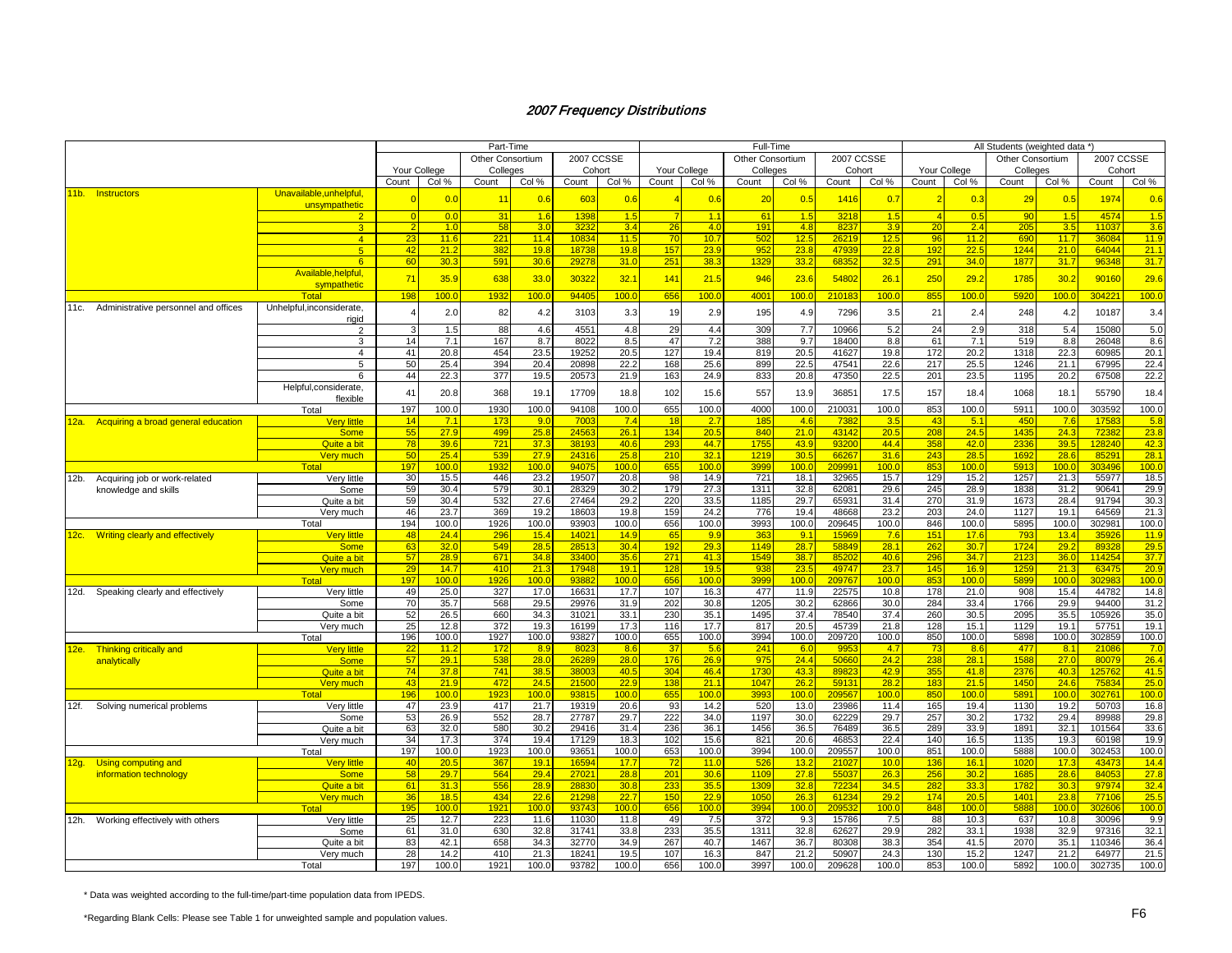# 2007 Frequency Distributions

| | | Part-Time | | | | | | Full-Time | | | | | | All Students (weighted data *) | | | | | |
|---|---|---|---|---|---|---|---|---|---|---|---|---|---|---|---|---|---|---|---|
| | | Your College | | Other Consortium Colleges | | 2007 CCSSE Cohort | | Your College | | Other Consortium Colleges | | 2007 CCSSE Cohort | | Your College | | Other Consortium Colleges | | 2007 CCSSE Cohort | |
| | | Count | Col % | Count | Col % | Count | Col % | Count | Col % | Count | Col % | Count | Col % | Count | Col % | Count | Col % | Count | Col % |
| 11b. Instructors | Unavailable,unhelpful, unsympathetic | 0 | 0.0 | 11 | 0.6 | 603 | 0.6 | 4 | 0.6 | 20 | 0.5 | 1416 | 0.7 | 2 | 0.3 | 29 | 0.5 | 1974 | 0.6 |
| | 2 | 0 | 0.0 | 31 | 1.6 | 1398 | 1.5 | 7 | 1.1 | 61 | 1.5 | 3218 | 1.5 | 4 | 0.5 | 90 | 1.5 | 4574 | 1.5 |
| | 3 | 2 | 1.0 | 58 | 3.0 | 3232 | 3.4 | 26 | 4.0 | 191 | 4.8 | 8237 | 3.9 | 20 | 2.4 | 205 | 3.5 | 11037 | 3.6 |
| | 4 | 23 | 11.6 | 221 | 11.4 | 10834 | 11.5 | 70 | 10.7 | 502 | 12.5 | 26219 | 12.5 | 96 | 11.2 | 690 | 11.7 | 36084 | 11.9 |
| | 5 | 42 | 21.2 | 382 | 19.8 | 18738 | 19.8 | 157 | 23.9 | 952 | 23.8 | 47939 | 22.8 | 192 | 22.5 | 1244 | 21.0 | 64044 | 21.1 |
| | 6 | 60 | 30.3 | 591 | 30.6 | 29278 | 31.0 | 251 | 38.3 | 1329 | 33.2 | 68352 | 32.5 | 291 | 34.0 | 1877 | 31.7 | 96348 | 31.7 |
| | Available,helpful, sympathetic | 71 | 35.9 | 638 | 33.0 | 30322 | 32.1 | 141 | 21.5 | 946 | 23.6 | 54802 | 26.1 | 250 | 29.2 | 1785 | 30.2 | 90160 | 29.6 |
| | Total | 198 | 100.0 | 1932 | 100.0 | 94405 | 100.0 | 656 | 100.0 | 4001 | 100.0 | 210183 | 100.0 | 855 | 100.0 | 5920 | 100.0 | 304221 | 100.0 |
| 11c. Administrative personnel and offices | Unhelpful,inconsiderate, rigid | 4 | 2.0 | 82 | 4.2 | 3103 | 3.3 | 19 | 2.9 | 195 | 4.9 | 7296 | 3.5 | 21 | 2.4 | 248 | 4.2 | 10187 | 3.4 |
| | 2 | 3 | 1.5 | 88 | 4.6 | 4551 | 4.8 | 29 | 4.4 | 309 | 7.7 | 10966 | 5.2 | 24 | 2.9 | 318 | 5.4 | 15080 | 5.0 |
| | 3 | 14 | 7.1 | 167 | 8.7 | 8022 | 8.5 | 47 | 7.2 | 388 | 9.7 | 18400 | 8.8 | 61 | 7.1 | 519 | 8.8 | 26048 | 8.6 |
| | 4 | 41 | 20.8 | 454 | 23.5 | 19252 | 20.5 | 127 | 19.4 | 819 | 20.5 | 41627 | 19.8 | 172 | 20.2 | 1318 | 22.3 | 60985 | 20.1 |
| | 5 | 50 | 25.4 | 394 | 20.4 | 20898 | 22.2 | 168 | 25.6 | 899 | 22.5 | 47541 | 22.6 | 217 | 25.5 | 1246 | 21.1 | 67995 | 22.4 |
| | 6 | 44 | 22.3 | 377 | 19.5 | 20573 | 21.9 | 163 | 24.9 | 833 | 20.8 | 47350 | 22.5 | 201 | 23.5 | 1195 | 20.2 | 67508 | 22.2 |
| | Helpful,considerate, flexible | 41 | 20.8 | 368 | 19.1 | 17709 | 18.8 | 102 | 15.6 | 557 | 13.9 | 36851 | 17.5 | 157 | 18.4 | 1068 | 18.1 | 55790 | 18.4 |
| | Total | 197 | 100.0 | 1930 | 100.0 | 94108 | 100.0 | 655 | 100.0 | 4000 | 100.0 | 210031 | 100.0 | 853 | 100.0 | 5911 | 100.0 | 303592 | 100.0 |
| 12a. Acquiring a broad general education | Very little | 14 | 7.1 | 173 | 9.0 | 7003 | 7.4 | 18 | 2.7 | 185 | 4.6 | 7382 | 3.5 | 43 | 5.1 | 450 | 7.6 | 17583 | 5.8 |
| | Some | 55 | 27.9 | 499 | 25.8 | 24563 | 26.1 | 134 | 20.5 | 840 | 21.0 | 43142 | 20.5 | 208 | 24.5 | 1435 | 24.3 | 72382 | 23.8 |
| | Quite a bit | 78 | 39.6 | 721 | 37.3 | 38193 | 40.6 | 293 | 44.7 | 1755 | 43.9 | 93200 | 44.4 | 358 | 42.0 | 2336 | 39.5 | 128240 | 42.3 |
| | Very much | 50 | 25.4 | 539 | 27.9 | 24316 | 25.8 | 210 | 32.1 | 1219 | 30.5 | 66267 | 31.6 | 243 | 28.5 | 1692 | 28.6 | 85291 | 28.1 |
| | Total | 197 | 100.0 | 1932 | 100.0 | 94075 | 100.0 | 655 | 100.0 | 3999 | 100.0 | 209991 | 100.0 | 853 | 100.0 | 5913 | 100.0 | 303496 | 100.0 |
| 12b. Acquiring job or work-related knowledge and skills | Very little | 30 | 15.5 | 446 | 23.2 | 19507 | 20.8 | 98 | 14.9 | 721 | 18.1 | 32965 | 15.7 | 129 | 15.2 | 1257 | 21.3 | 55977 | 18.5 |
| | Some | 59 | 30.4 | 579 | 30.1 | 28329 | 30.2 | 179 | 27.3 | 1311 | 32.8 | 62081 | 29.6 | 245 | 28.9 | 1838 | 31.2 | 90641 | 29.9 |
| | Quite a bit | 59 | 30.4 | 532 | 27.6 | 27464 | 29.2 | 220 | 33.5 | 1185 | 29.7 | 65931 | 31.4 | 270 | 31.9 | 1673 | 28.4 | 91794 | 30.3 |
| | Very much | 46 | 23.7 | 369 | 19.2 | 18603 | 19.8 | 159 | 24.2 | 776 | 19.4 | 48668 | 23.2 | 203 | 24.0 | 1127 | 19.1 | 64569 | 21.3 |
| | Total | 194 | 100.0 | 1926 | 100.0 | 93903 | 100.0 | 656 | 100.0 | 3993 | 100.0 | 209645 | 100.0 | 846 | 100.0 | 5895 | 100.0 | 302981 | 100.0 |
| 12c. Writing clearly and effectively | Very little | 48 | 24.4 | 296 | 15.4 | 14021 | 14.9 | 65 | 9.9 | 363 | 9.1 | 15969 | 7.6 | 151 | 17.6 | 793 | 13.4 | 35926 | 11.9 |
| | Some | 63 | 32.0 | 549 | 28.5 | 28513 | 30.4 | 192 | 29.3 | 1149 | 28.7 | 58849 | 28.1 | 262 | 30.7 | 1724 | 29.2 | 89328 | 29.5 |
| | Quite a bit | 57 | 28.9 | 671 | 34.8 | 33400 | 35.6 | 271 | 41.3 | 1549 | 38.7 | 85202 | 40.6 | 296 | 34.7 | 2123 | 36.0 | 114254 | 37.7 |
| | Very much | 29 | 14.7 | 410 | 21.3 | 17948 | 19.1 | 128 | 19.5 | 938 | 23.5 | 49747 | 23.7 | 145 | 16.9 | 1259 | 21.3 | 63475 | 20.9 |
| | Total | 197 | 100.0 | 1926 | 100.0 | 93882 | 100.0 | 656 | 100.0 | 3999 | 100.0 | 209767 | 100.0 | 853 | 100.0 | 5899 | 100.0 | 302983 | 100.0 |
| 12d. Speaking clearly and effectively | Very little | 49 | 25.0 | 327 | 17.0 | 16631 | 17.7 | 107 | 16.3 | 477 | 11.9 | 22575 | 10.8 | 178 | 21.0 | 908 | 15.4 | 44782 | 14.8 |
| | Some | 70 | 35.7 | 568 | 29.5 | 29976 | 31.9 | 202 | 30.8 | 1205 | 30.2 | 62866 | 30.0 | 284 | 33.4 | 1766 | 29.9 | 94400 | 31.2 |
| | Quite a bit | 52 | 26.5 | 660 | 34.3 | 31021 | 33.1 | 230 | 35.1 | 1495 | 37.4 | 78540 | 37.4 | 260 | 30.5 | 2095 | 35.5 | 105926 | 35.0 |
| | Very much | 25 | 12.8 | 372 | 19.3 | 16199 | 17.3 | 116 | 17.7 | 817 | 20.5 | 45739 | 21.8 | 128 | 15.1 | 1129 | 19.1 | 57751 | 19.1 |
| | Total | 196 | 100.0 | 1927 | 100.0 | 93827 | 100.0 | 655 | 100.0 | 3994 | 100.0 | 209720 | 100.0 | 850 | 100.0 | 5898 | 100.0 | 302859 | 100.0 |
| 12e. Thinking critically and analytically | Very little | 22 | 11.2 | 172 | 8.9 | 8023 | 8.6 | 37 | 5.6 | 241 | 6.0 | 9953 | 4.7 | 73 | 8.6 | 477 | 8.1 | 21086 | 7.0 |
| | Some | 57 | 29.1 | 538 | 28.0 | 26289 | 28.0 | 176 | 26.9 | 975 | 24.4 | 50660 | 24.2 | 238 | 28.1 | 1588 | 27.0 | 80079 | 26.4 |
| | Quite a bit | 74 | 37.8 | 741 | 38.5 | 38003 | 40.5 | 304 | 46.4 | 1730 | 43.3 | 89823 | 42.9 | 355 | 41.8 | 2376 | 40.3 | 125762 | 41.5 |
| | Very much | 43 | 21.9 | 472 | 24.5 | 21500 | 22.9 | 138 | 21.1 | 1047 | 26.2 | 59131 | 28.2 | 183 | 21.5 | 1450 | 24.6 | 75834 | 25.0 |
| | Total | 196 | 100.0 | 1923 | 100.0 | 93815 | 100.0 | 655 | 100.0 | 3993 | 100.0 | 209567 | 100.0 | 850 | 100.0 | 5891 | 100.0 | 302761 | 100.0 |
| 12f. Solving numerical problems | Very little | 47 | 23.9 | 417 | 21.7 | 19319 | 20.6 | 93 | 14.2 | 520 | 13.0 | 23986 | 11.4 | 165 | 19.4 | 1130 | 19.2 | 50703 | 16.8 |
| | Some | 53 | 26.9 | 552 | 28.7 | 27787 | 29.7 | 222 | 34.0 | 1197 | 30.0 | 62229 | 29.7 | 257 | 30.2 | 1732 | 29.4 | 89988 | 29.8 |
| | Quite a bit | 63 | 32.0 | 580 | 30.2 | 29416 | 31.4 | 236 | 36.1 | 1456 | 36.5 | 76489 | 36.5 | 289 | 33.9 | 1891 | 32.1 | 101564 | 33.6 |
| | Very much | 34 | 17.3 | 374 | 19.4 | 17129 | 18.3 | 102 | 15.6 | 821 | 20.6 | 46853 | 22.4 | 140 | 16.5 | 1135 | 19.3 | 60198 | 19.9 |
| | Total | 197 | 100.0 | 1923 | 100.0 | 93651 | 100.0 | 653 | 100.0 | 3994 | 100.0 | 209557 | 100.0 | 851 | 100.0 | 5888 | 100.0 | 302453 | 100.0 |
| 12g. Using computing and information technology | Very little | 40 | 20.5 | 367 | 19.1 | 16594 | 17.7 | 72 | 11.0 | 526 | 13.2 | 21027 | 10.0 | 136 | 16.1 | 1020 | 17.3 | 43473 | 14.4 |
| | Some | 58 | 29.7 | 564 | 29.4 | 27021 | 28.8 | 201 | 30.6 | 1109 | 27.8 | 55037 | 26.3 | 256 | 30.2 | 1685 | 28.6 | 84053 | 27.8 |
| | Quite a bit | 61 | 31.3 | 556 | 28.9 | 28830 | 30.8 | 233 | 35.5 | 1309 | 32.8 | 72234 | 34.5 | 282 | 33.3 | 1782 | 30.3 | 97974 | 32.4 |
| | Very much | 36 | 18.5 | 434 | 22.6 | 21298 | 22.7 | 150 | 22.9 | 1050 | 26.3 | 61234 | 29.2 | 174 | 20.5 | 1401 | 23.8 | 77106 | 25.5 |
| | Total | 195 | 100.0 | 1921 | 100.0 | 93743 | 100.0 | 656 | 100.0 | 3994 | 100.0 | 209532 | 100.0 | 848 | 100.0 | 5888 | 100.0 | 302606 | 100.0 |
| 12h. Working effectively with others | Very little | 25 | 12.7 | 223 | 11.6 | 11030 | 11.8 | 49 | 7.5 | 372 | 9.3 | 15786 | 7.5 | 88 | 10.3 | 637 | 10.8 | 30096 | 9.9 |
| | Some | 61 | 31.0 | 630 | 32.8 | 31741 | 33.8 | 233 | 35.5 | 1311 | 32.8 | 62627 | 29.9 | 282 | 33.1 | 1938 | 32.9 | 97316 | 32.1 |
| | Quite a bit | 83 | 42.1 | 658 | 34.3 | 32770 | 34.9 | 267 | 40.7 | 1467 | 36.7 | 80308 | 38.3 | 354 | 41.5 | 2070 | 35.1 | 110346 | 36.4 |
| | Very much | 28 | 14.2 | 410 | 21.3 | 18241 | 19.5 | 107 | 16.3 | 847 | 21.2 | 50907 | 24.3 | 130 | 15.2 | 1247 | 21.2 | 64977 | 21.5 |
| | Total | 197 | 100.0 | 1921 | 100.0 | 93782 | 100.0 | 656 | 100.0 | 3997 | 100.0 | 209628 | 100.0 | 853 | 100.0 | 5892 | 100.0 | 302735 | 100.0 |

* Data was weighted according to the full-time/part-time population data from IPEDS.

*Regarding Blank Cells: Please see Table 1 for unweighted sample and population values.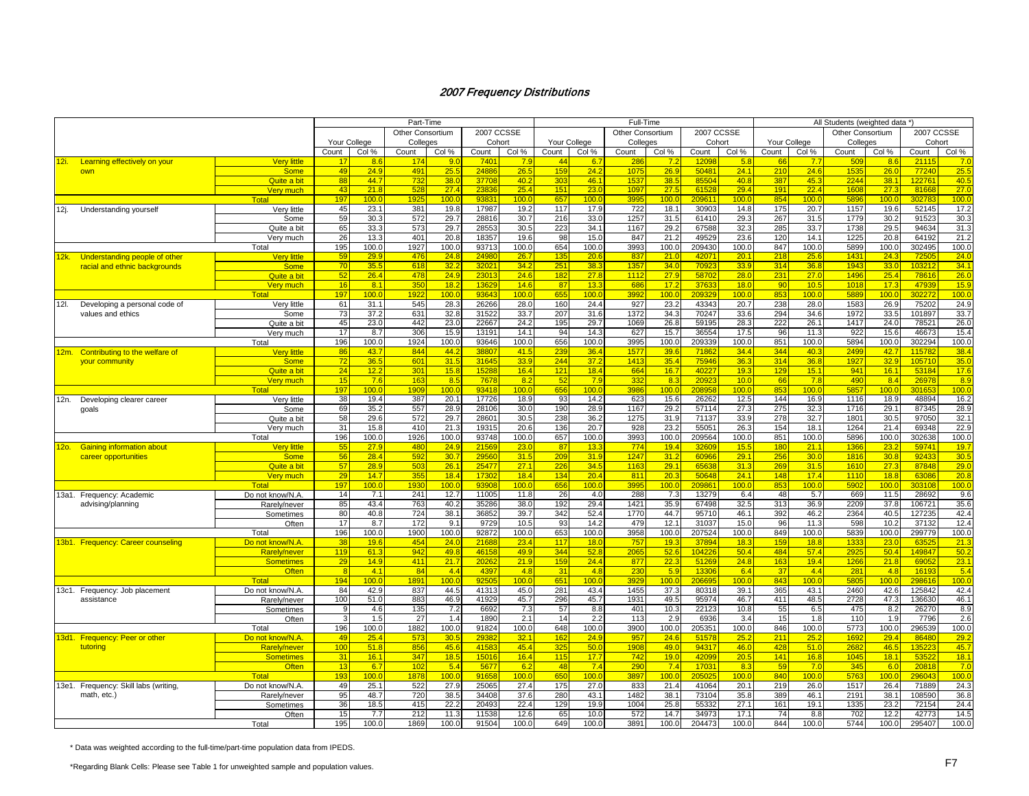## 2007 Frequency Distributions

| | | Part-Time | | | | | | Full-Time | | | | | | All Students (weighted data *) | | | | | |
|---|---|---|---|---|---|---|---|---|---|---|---|---|---|---|---|---|---|---|---|
| | | Your College | | Other Consortium Colleges | | 2007 CCSSE Cohort | | Your College | | Other Consortium Colleges | | 2007 CCSSE Cohort | | Your College | | Other Consortium Colleges | | 2007 CCSSE Cohort | |
| | | Count | Col % | Count | Col % | Count | Col % | Count | Col % | Count | Col % | Count | Col % | Count | Col % | Count | Col % | Count | Col % |
| 12i. Learning effectively on your own | Very little | 17 | 8.6 | 174 | 9.0 | 7401 | 7.9 | 44 | 6.7 | 286 | 7.2 | 12098 | 5.8 | 66 | 7.7 | 509 | 8.6 | 21115 | 7.0 |
| | Some | 49 | 24.9 | 491 | 25.5 | 24886 | 26.5 | 159 | 24.2 | 1075 | 26.9 | 50481 | 24.1 | 210 | 24.6 | 1535 | 26.0 | 77240 | 25.5 |
| | Quite a bit | 88 | 44.7 | 732 | 38.0 | 37708 | 40.2 | 303 | 46.1 | 1537 | 38.5 | 85504 | 40.8 | 387 | 45.3 | 2244 | 38.1 | 122761 | 40.5 |
| | Very much | 43 | 21.8 | 528 | 27.4 | 23836 | 25.4 | 151 | 23.0 | 1097 | 27.5 | 61528 | 29.4 | 191 | 22.4 | 1608 | 27.3 | 81668 | 27.0 |
| | Total | 197 | 100.0 | 1925 | 100.0 | 93831 | 100.0 | 657 | 100.0 | 3995 | 100.0 | 209611 | 100.0 | 854 | 100.0 | 5896 | 100.0 | 302783 | 100.0 |
| 12j. Understanding yourself | Very little | 45 | 23.1 | 381 | 19.8 | 17987 | 19.2 | 117 | 17.9 | 722 | 18.1 | 30903 | 14.8 | 175 | 20.7 | 1157 | 19.6 | 52145 | 17.2 |
| | Some | 59 | 30.3 | 572 | 29.7 | 28816 | 30.7 | 216 | 33.0 | 1257 | 31.5 | 61410 | 29.3 | 267 | 31.5 | 1779 | 30.2 | 91523 | 30.3 |
| | Quite a bit | 65 | 33.3 | 573 | 29.7 | 28553 | 30.5 | 223 | 34.1 | 1167 | 29.2 | 67588 | 32.3 | 285 | 33.7 | 1738 | 29.5 | 94634 | 31.3 |
| | Very much | 26 | 13.3 | 401 | 20.8 | 18357 | 19.6 | 98 | 15.0 | 847 | 21.2 | 49529 | 23.6 | 120 | 14.1 | 1225 | 20.8 | 64192 | 21.2 |
| | Total | 195 | 100.0 | 1927 | 100.0 | 93713 | 100.0 | 654 | 100.0 | 3993 | 100.0 | 209430 | 100.0 | 847 | 100.0 | 5899 | 100.0 | 302495 | 100.0 |
| 12k. Understanding people of other racial and ethnic backgrounds | Very little | 59 | 29.9 | 476 | 24.8 | 24980 | 26.7 | 135 | 20.6 | 837 | 21.0 | 42071 | 20.1 | 218 | 25.6 | 1431 | 24.3 | 72505 | 24.0 |
| | Some | 70 | 35.5 | 618 | 32.2 | 32021 | 34.2 | 251 | 38.3 | 1357 | 34.0 | 70923 | 33.9 | 314 | 36.8 | 1943 | 33.0 | 103212 | 34.1 |
| | Quite a bit | 52 | 26.4 | 478 | 24.9 | 23013 | 24.6 | 182 | 27.8 | 1112 | 27.9 | 58702 | 28.0 | 231 | 27.0 | 1496 | 25.4 | 78616 | 26.0 |
| | Very much | 16 | 8.1 | 350 | 18.2 | 13629 | 14.6 | 87 | 13.3 | 686 | 17.2 | 37633 | 18.0 | 90 | 10.5 | 1018 | 17.3 | 47939 | 15.9 |
| | Total | 197 | 100.0 | 1922 | 100.0 | 93643 | 100.0 | 655 | 100.0 | 3992 | 100.0 | 209329 | 100.0 | 853 | 100.0 | 5889 | 100.0 | 302272 | 100.0 |
| 12l. Developing a personal code of values and ethics | Very little | 61 | 31.1 | 545 | 28.3 | 26266 | 28.0 | 160 | 24.4 | 927 | 23.2 | 43343 | 20.7 | 238 | 28.0 | 1583 | 26.9 | 75202 | 24.9 |
| | Some | 73 | 37.2 | 631 | 32.8 | 31522 | 33.7 | 207 | 31.6 | 1372 | 34.3 | 70247 | 33.6 | 294 | 34.6 | 1972 | 33.5 | 101897 | 33.7 |
| | Quite a bit | 45 | 23.0 | 442 | 23.0 | 22667 | 24.2 | 195 | 29.7 | 1069 | 26.8 | 59195 | 28.3 | 222 | 26.1 | 1417 | 24.0 | 78521 | 26.0 |
| | Very much | 17 | 8.7 | 306 | 15.9 | 13191 | 14.1 | 94 | 14.3 | 627 | 15.7 | 36554 | 17.5 | 96 | 11.3 | 922 | 15.6 | 46673 | 15.4 |
| | Total | 196 | 100.0 | 1924 | 100.0 | 93646 | 100.0 | 656 | 100.0 | 3995 | 100.0 | 209339 | 100.0 | 851 | 100.0 | 5894 | 100.0 | 302294 | 100.0 |
| 12m. Contributing to the welfare of your community | Very little | 86 | 43.7 | 844 | 44.2 | 38807 | 41.5 | 239 | 36.4 | 1577 | 39.6 | 71862 | 34.4 | 344 | 40.3 | 2499 | 42.7 | 115782 | 38.4 |
| | Some | 72 | 36.5 | 601 | 31.5 | 31645 | 33.9 | 244 | 37.2 | 1413 | 35.4 | 75946 | 36.3 | 314 | 36.8 | 1927 | 32.9 | 105710 | 35.0 |
| | Quite a bit | 24 | 12.2 | 301 | 15.8 | 15288 | 16.4 | 121 | 18.4 | 664 | 16.7 | 40227 | 19.3 | 129 | 15.1 | 941 | 16.1 | 53184 | 17.6 |
| | Very much | 15 | 7.6 | 163 | 8.5 | 7678 | 8.2 | 52 | 7.9 | 332 | 8.3 | 20923 | 10.0 | 66 | 7.8 | 490 | 8.4 | 26978 | 8.9 |
| | Total | 197 | 100.0 | 1909 | 100.0 | 93418 | 100.0 | 656 | 100.0 | 3986 | 100.0 | 208958 | 100.0 | 853 | 100.0 | 5857 | 100.0 | 301653 | 100.0 |
| 12n. Developing clearer career goals | Very little | 38 | 19.4 | 387 | 20.1 | 17726 | 18.9 | 93 | 14.2 | 623 | 15.6 | 26262 | 12.5 | 144 | 16.9 | 1116 | 18.9 | 48894 | 16.2 |
| | Some | 69 | 35.2 | 557 | 28.9 | 28106 | 30.0 | 190 | 28.9 | 1167 | 29.2 | 57114 | 27.3 | 275 | 32.3 | 1716 | 29.1 | 87345 | 28.9 |
| | Quite a bit | 58 | 29.6 | 572 | 29.7 | 28601 | 30.5 | 238 | 36.2 | 1275 | 31.9 | 71137 | 33.9 | 278 | 32.7 | 1801 | 30.5 | 97050 | 32.1 |
| | Very much | 31 | 15.8 | 410 | 21.3 | 19315 | 20.6 | 136 | 20.7 | 928 | 23.2 | 55051 | 26.3 | 154 | 18.1 | 1264 | 21.4 | 69348 | 22.9 |
| | Total | 196 | 100.0 | 1926 | 100.0 | 93748 | 100.0 | 657 | 100.0 | 3993 | 100.0 | 209564 | 100.0 | 851 | 100.0 | 5896 | 100.0 | 302638 | 100.0 |
| 12o. Gaining information about career opportunities | Very little | 55 | 27.9 | 480 | 24.9 | 21569 | 23.0 | 87 | 13.3 | 774 | 19.4 | 32609 | 15.5 | 180 | 21.1 | 1366 | 23.2 | 59741 | 19.7 |
| | Some | 56 | 28.4 | 592 | 30.7 | 29560 | 31.5 | 209 | 31.9 | 1247 | 31.2 | 60966 | 29.1 | 256 | 30.0 | 1816 | 30.8 | 92433 | 30.5 |
| | Quite a bit | 57 | 28.9 | 503 | 26.1 | 25477 | 27.1 | 226 | 34.5 | 1163 | 29.1 | 65638 | 31.3 | 269 | 31.5 | 1610 | 27.3 | 87848 | 29.0 |
| | Very much | 29 | 14.7 | 355 | 18.4 | 17302 | 18.4 | 134 | 20.4 | 811 | 20.3 | 50648 | 24.1 | 148 | 17.4 | 1110 | 18.8 | 63086 | 20.8 |
| | Total | 197 | 100.0 | 1930 | 100.0 | 93908 | 100.0 | 656 | 100.0 | 3995 | 100.0 | 209861 | 100.0 | 853 | 100.0 | 5902 | 100.0 | 303108 | 100.0 |
| 13a1. Frequency: Academic advising/planning | Do not know/N.A. | 14 | 7.1 | 241 | 12.7 | 11005 | 11.8 | 26 | 4.0 | 288 | 7.3 | 13279 | 6.4 | 48 | 5.7 | 669 | 11.5 | 28692 | 9.6 |
| | Rarely/never | 85 | 43.4 | 763 | 40.2 | 35286 | 38.0 | 192 | 29.4 | 1421 | 35.9 | 67498 | 32.5 | 313 | 36.9 | 2209 | 37.8 | 106721 | 35.6 |
| | Sometimes | 80 | 40.8 | 724 | 38.1 | 36852 | 39.7 | 342 | 52.4 | 1770 | 44.7 | 95710 | 46.1 | 392 | 46.2 | 2364 | 40.5 | 127235 | 42.4 |
| | Often | 17 | 8.7 | 172 | 9.1 | 9729 | 10.5 | 93 | 14.2 | 479 | 12.1 | 31037 | 15.0 | 96 | 11.3 | 598 | 10.2 | 37132 | 12.4 |
| | Total | 196 | 100.0 | 1900 | 100.0 | 92872 | 100.0 | 653 | 100.0 | 3958 | 100.0 | 207524 | 100.0 | 849 | 100.0 | 5839 | 100.0 | 299779 | 100.0 |
| 13b1. Frequency: Career counseling | Do not know/N.A. | 38 | 19.6 | 454 | 24.0 | 21688 | 23.4 | 117 | 18.0 | 757 | 19.3 | 37894 | 18.3 | 159 | 18.8 | 1333 | 23.0 | 63525 | 21.3 |
| | Rarely/never | 119 | 61.3 | 942 | 49.8 | 46158 | 49.9 | 344 | 52.8 | 2065 | 52.6 | 104226 | 50.4 | 484 | 57.4 | 2925 | 50.4 | 149847 | 50.2 |
| | Sometimes | 29 | 14.9 | 411 | 21.7 | 20262 | 21.9 | 159 | 24.4 | 877 | 22.3 | 51269 | 24.8 | 163 | 19.4 | 1266 | 21.8 | 69052 | 23.1 |
| | Often | 8 | 4.1 | 84 | 4.4 | 4397 | 4.8 | 31 | 4.8 | 230 | 5.9 | 13306 | 6.4 | 37 | 4.4 | 281 | 4.8 | 16193 | 5.4 |
| | Total | 194 | 100.0 | 1891 | 100.0 | 92505 | 100.0 | 651 | 100.0 | 3929 | 100.0 | 206695 | 100.0 | 843 | 100.0 | 5805 | 100.0 | 298616 | 100.0 |
| 13c1. Frequency: Job placement assistance | Do not know/N.A. | 84 | 42.9 | 837 | 44.5 | 41313 | 45.0 | 281 | 43.4 | 1455 | 37.3 | 80318 | 39.1 | 365 | 43.1 | 2460 | 42.6 | 125842 | 42.4 |
| | Rarely/never | 100 | 51.0 | 883 | 46.9 | 41929 | 45.7 | 296 | 45.7 | 1931 | 49.5 | 95974 | 46.7 | 411 | 48.5 | 2728 | 47.3 | 136630 | 46.1 |
| | Sometimes | 9 | 4.6 | 135 | 7.2 | 6692 | 7.3 | 57 | 8.8 | 401 | 10.3 | 22123 | 10.8 | 55 | 6.5 | 475 | 8.2 | 26270 | 8.9 |
| | Often | 3 | 1.5 | 27 | 1.4 | 1890 | 2.1 | 14 | 2.2 | 113 | 2.9 | 6936 | 3.4 | 15 | 1.8 | 110 | 1.9 | 7796 | 2.6 |
| | Total | 196 | 100.0 | 1882 | 100.0 | 91824 | 100.0 | 648 | 100.0 | 3900 | 100.0 | 205351 | 100.0 | 846 | 100.0 | 5773 | 100.0 | 296539 | 100.0 |
| 13d1. Frequency: Peer or other tutoring | Do not know/N.A. | 49 | 25.4 | 573 | 30.5 | 29382 | 32.1 | 162 | 24.9 | 957 | 24.6 | 51578 | 25.2 | 211 | 25.2 | 1692 | 29.4 | 86480 | 29.2 |
| | Rarely/never | 100 | 51.8 | 856 | 45.6 | 41583 | 45.4 | 325 | 50.0 | 1908 | 49.0 | 94317 | 46.0 | 428 | 51.0 | 2682 | 46.5 | 135223 | 45.7 |
| | Sometimes | 31 | 16.1 | 347 | 18.5 | 15016 | 16.4 | 115 | 17.7 | 742 | 19.0 | 42099 | 20.5 | 141 | 16.8 | 1045 | 18.1 | 53522 | 18.1 |
| | Often | 13 | 6.7 | 102 | 5.4 | 5677 | 6.2 | 48 | 7.4 | 290 | 7.4 | 17031 | 8.3 | 59 | 7.0 | 345 | 6.0 | 20818 | 7.0 |
| | Total | 193 | 100.0 | 1878 | 100.0 | 91658 | 100.0 | 650 | 100.0 | 3897 | 100.0 | 205025 | 100.0 | 840 | 100.0 | 5763 | 100.0 | 296043 | 100.0 |
| 13e1. Frequency: Skill labs (writing, math, etc.) | Do not know/N.A. | 49 | 25.1 | 522 | 27.9 | 25065 | 27.4 | 175 | 27.0 | 833 | 21.4 | 41064 | 20.1 | 219 | 26.0 | 1517 | 26.4 | 71889 | 24.3 |
| | Rarely/never | 95 | 48.7 | 720 | 38.5 | 34408 | 37.6 | 280 | 43.1 | 1482 | 38.1 | 73104 | 35.8 | 389 | 46.1 | 2191 | 38.1 | 108590 | 36.8 |
| | Sometimes | 36 | 18.5 | 415 | 22.2 | 20493 | 22.4 | 129 | 19.9 | 1004 | 25.8 | 55332 | 27.1 | 161 | 19.1 | 1335 | 23.2 | 72154 | 24.4 |
| | Often | 15 | 7.7 | 212 | 11.3 | 11538 | 12.6 | 65 | 10.0 | 572 | 14.7 | 34973 | 17.1 | 74 | 8.8 | 702 | 12.2 | 42773 | 14.5 |
| | Total | 195 | 100.0 | 1869 | 100.0 | 91504 | 100.0 | 649 | 100.0 | 3891 | 100.0 | 204473 | 100.0 | 844 | 100.0 | 5744 | 100.0 | 295407 | 100.0 |

* Data was weighted according to the full-time/part-time population data from IPEDS.

*Regarding Blank Cells: Please see Table 1 for unweighted sample and population values.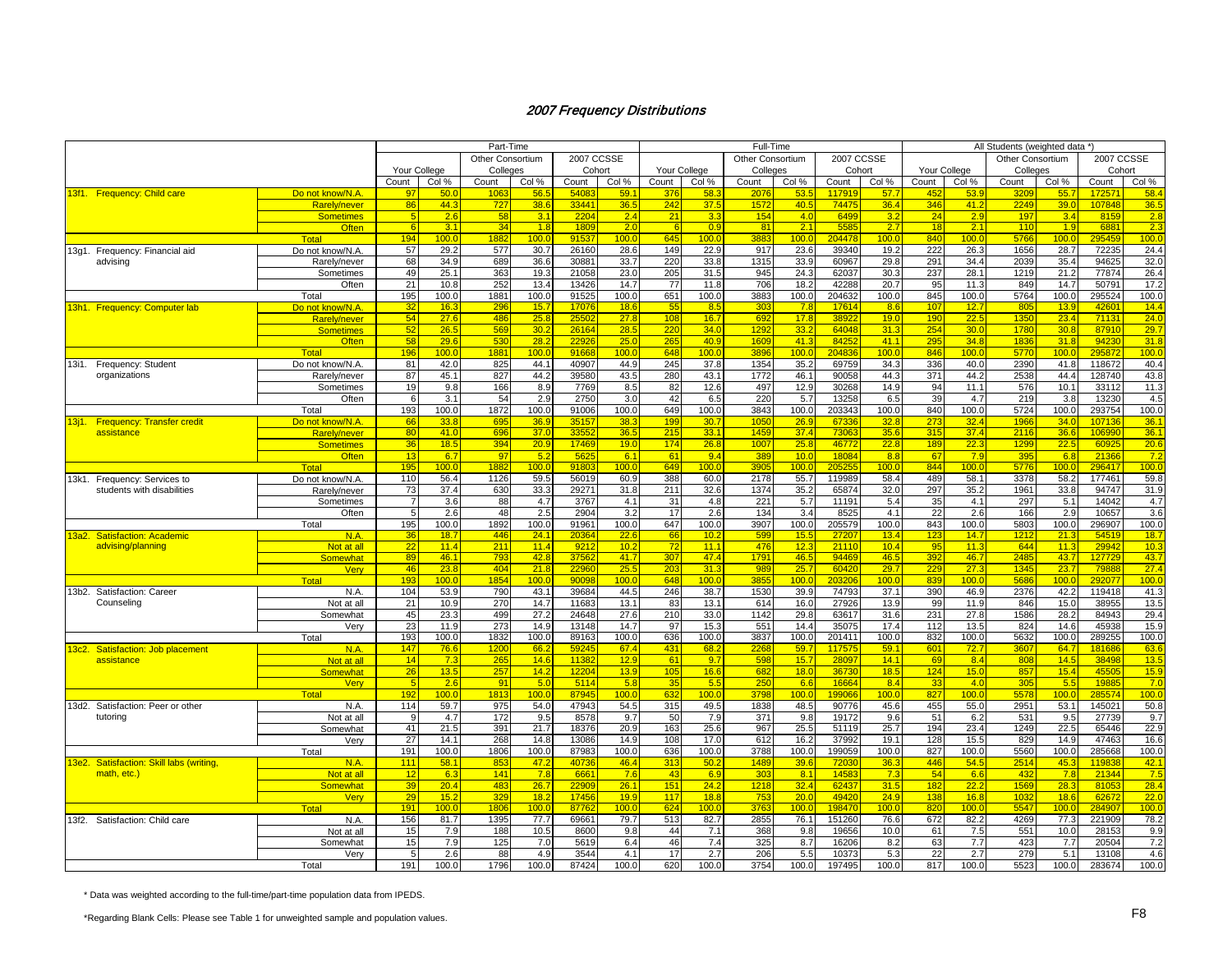## *2007 Frequency Distributions*

| | | Part-Time | | | | | | Full-Time | | | | | | All Students (weighted data *) | | | | | |
|---|---|---|---|---|---|---|---|---|---|---|---|---|---|---|---|---|---|---|---|
| | | Your College | | Other Consortium Colleges | | 2007 CCSSE Cohort | | Your College | | Other Consortium Colleges | | 2007 CCSSE Cohort | | Your College | | Other Consortium Colleges | | 2007 CCSSE Cohort | |
| | | Count | Col % | Count | Col % | Count | Col % | Count | Col % | Count | Col % | Count | Col % | Count | Col % | Count | Col % | Count | Col % |
| 13f1. Frequency: Child care | Do not know/N.A. | 97 | 50.0 | 1063 | 56.5 | 54083 | 59.1 | 376 | 58.3 | 2076 | 53.5 | 117919 | 57.7 | 452 | 53.9 | 3209 | 55.7 | 172571 | 58.4 |
| | Rarely/never | 86 | 44.3 | 727 | 38.6 | 33441 | 36.5 | 242 | 37.5 | 1572 | 40.5 | 74475 | 36.4 | 346 | 41.2 | 2249 | 39.0 | 107848 | 36.5 |
| | Sometimes | 5 | 2.6 | 58 | 3.1 | 2204 | 2.4 | 21 | 3.3 | 154 | 4.0 | 6499 | 3.2 | 24 | 2.9 | 197 | 3.4 | 8159 | 2.8 |
| | Often | 6 | 3.1 | 34 | 1.8 | 1809 | 2.0 | 6 | 0.9 | 81 | 2.1 | 5585 | 2.7 | 18 | 2.1 | 110 | 1.9 | 6881 | 2.3 |
| | Total | 194 | 100.0 | 1882 | 100.0 | 91537 | 100.0 | 645 | 100.0 | 3883 | 100.0 | 204478 | 100.0 | 840 | 100.0 | 5766 | 100.0 | 295459 | 100.0 |
| 13g1. Frequency: Financial aid advising | Do not know/N.A. | 57 | 29.2 | 577 | 30.7 | 26160 | 28.6 | 149 | 22.9 | 917 | 23.6 | 39340 | 19.2 | 222 | 26.3 | 1656 | 28.7 | 72235 | 24.4 |
| | Rarely/never | 68 | 34.9 | 689 | 36.6 | 30881 | 33.7 | 220 | 33.8 | 1315 | 33.9 | 60967 | 29.8 | 291 | 34.4 | 2039 | 35.4 | 94625 | 32.0 |
| | Sometimes | 49 | 25.1 | 363 | 19.3 | 21058 | 23.0 | 205 | 31.5 | 945 | 24.3 | 62037 | 30.3 | 237 | 28.1 | 1219 | 21.2 | 77874 | 26.4 |
| | Often | 21 | 10.8 | 252 | 13.4 | 13426 | 14.7 | 77 | 11.8 | 706 | 18.2 | 42288 | 20.7 | 95 | 11.3 | 849 | 14.7 | 50791 | 17.2 |
| | Total | 195 | 100.0 | 1881 | 100.0 | 91525 | 100.0 | 651 | 100.0 | 3883 | 100.0 | 204632 | 100.0 | 845 | 100.0 | 5764 | 100.0 | 295524 | 100.0 |
| 13h1. Frequency: Computer lab | Do not know/N.A. | 32 | 16.3 | 296 | 15.7 | 17076 | 18.6 | 55 | 8.5 | 303 | 7.8 | 17614 | 8.6 | 107 | 12.7 | 805 | 13.9 | 42601 | 14.4 |
| | Rarely/never | 54 | 27.6 | 486 | 25.8 | 25502 | 27.8 | 108 | 16.7 | 692 | 17.8 | 38922 | 19.0 | 190 | 22.5 | 1350 | 23.4 | 71131 | 24.0 |
| | Sometimes | 52 | 26.5 | 569 | 30.2 | 26164 | 28.5 | 220 | 34.0 | 1292 | 33.2 | 64048 | 31.3 | 254 | 30.0 | 1780 | 30.8 | 87910 | 29.7 |
| | Often | 58 | 29.6 | 530 | 28.2 | 22926 | 25.0 | 265 | 40.9 | 1609 | 41.3 | 84252 | 41.1 | 295 | 34.8 | 1836 | 31.8 | 94230 | 31.8 |
| | Total | 196 | 100.0 | 1881 | 100.0 | 91668 | 100.0 | 648 | 100.0 | 3896 | 100.0 | 204836 | 100.0 | 846 | 100.0 | 5770 | 100.0 | 295872 | 100.0 |
| 13i1. Frequency: Student organizations | Do not know/N.A. | 81 | 42.0 | 825 | 44.1 | 40907 | 44.9 | 245 | 37.8 | 1354 | 35.2 | 69759 | 34.3 | 336 | 40.0 | 2390 | 41.8 | 118672 | 40.4 |
| | Rarely/never | 87 | 45.1 | 827 | 44.2 | 39580 | 43.5 | 280 | 43.1 | 1772 | 46.1 | 90058 | 44.3 | 371 | 44.2 | 2538 | 44.4 | 128740 | 43.8 |
| | Sometimes | 19 | 9.8 | 166 | 8.9 | 7769 | 8.5 | 82 | 12.6 | 497 | 12.9 | 30268 | 14.9 | 94 | 11.1 | 576 | 10.1 | 33112 | 11.3 |
| | Often | 6 | 3.1 | 54 | 2.9 | 2750 | 3.0 | 42 | 6.5 | 220 | 5.7 | 13258 | 6.5 | 39 | 4.7 | 219 | 3.8 | 13230 | 4.5 |
| | Total | 193 | 100.0 | 1872 | 100.0 | 91006 | 100.0 | 649 | 100.0 | 3843 | 100.0 | 203343 | 100.0 | 840 | 100.0 | 5724 | 100.0 | 293754 | 100.0 |
| 13j1. Frequency: Transfer credit assistance | Do not know/N.A. | 66 | 33.8 | 695 | 36.9 | 35157 | 38.3 | 199 | 30.7 | 1050 | 26.9 | 67336 | 32.8 | 273 | 32.4 | 1966 | 34.0 | 107136 | 36.1 |
| | Rarely/never | 80 | 41.0 | 696 | 37.0 | 33552 | 36.5 | 215 | 33.1 | 1459 | 37.4 | 73063 | 35.6 | 315 | 37.4 | 2116 | 36.6 | 106990 | 36.1 |
| | Sometimes | 36 | 18.5 | 394 | 20.9 | 17469 | 19.0 | 174 | 26.8 | 1007 | 25.8 | 46772 | 22.8 | 189 | 22.3 | 1299 | 22.5 | 60925 | 20.6 |
| | Often | 13 | 6.7 | 97 | 5.2 | 5625 | 6.1 | 61 | 9.4 | 389 | 10.0 | 18084 | 8.8 | 67 | 7.9 | 395 | 6.8 | 21366 | 7.2 |
| | Total | 195 | 100.0 | 1882 | 100.0 | 91803 | 100.0 | 649 | 100.0 | 3905 | 100.0 | 205255 | 100.0 | 844 | 100.0 | 5776 | 100.0 | 296417 | 100.0 |
| 13k1. Frequency: Services to students with disabilities | Do not know/N.A. | 110 | 56.4 | 1126 | 59.5 | 56019 | 60.9 | 388 | 60.0 | 2178 | 55.7 | 119989 | 58.4 | 489 | 58.1 | 3378 | 58.2 | 177461 | 59.8 |
| | Rarely/never | 73 | 37.4 | 630 | 33.3 | 29271 | 31.8 | 211 | 32.6 | 1374 | 35.2 | 65874 | 32.0 | 297 | 35.2 | 1961 | 33.8 | 94747 | 31.9 |
| | Sometimes | 7 | 3.6 | 88 | 4.7 | 3767 | 4.1 | 31 | 4.8 | 221 | 5.7 | 11191 | 5.4 | 35 | 4.1 | 297 | 5.1 | 14042 | 4.7 |
| | Often | 5 | 2.6 | 48 | 2.5 | 2904 | 3.2 | 17 | 2.6 | 134 | 3.4 | 8525 | 4.1 | 22 | 2.6 | 166 | 2.9 | 10657 | 3.6 |
| | Total | 195 | 100.0 | 1892 | 100.0 | 91961 | 100.0 | 647 | 100.0 | 3907 | 100.0 | 205579 | 100.0 | 843 | 100.0 | 5803 | 100.0 | 296907 | 100.0 |
| 13a2. Satisfaction: Academic advising/planning | N.A. | 36 | 18.7 | 446 | 24.1 | 20364 | 22.6 | 66 | 10.2 | 599 | 15.5 | 27207 | 13.4 | 123 | 14.7 | 1212 | 21.3 | 54519 | 18.7 |
| | Not at all | 22 | 11.4 | 211 | 11.4 | 9212 | 10.2 | 72 | 11.1 | 476 | 12.3 | 21110 | 10.4 | 95 | 11.3 | 644 | 11.3 | 29942 | 10.3 |
| | Somewhat | 89 | 46.1 | 793 | 42.8 | 37562 | 41.7 | 307 | 47.4 | 1791 | 46.5 | 94469 | 46.5 | 392 | 46.7 | 2485 | 43.7 | 127729 | 43.7 |
| | Very | 46 | 23.8 | 404 | 21.8 | 22960 | 25.5 | 203 | 31.3 | 989 | 25.7 | 60420 | 29.7 | 229 | 27.3 | 1345 | 23.7 | 79888 | 27.4 |
| | Total | 193 | 100.0 | 1854 | 100.0 | 90098 | 100.0 | 648 | 100.0 | 3855 | 100.0 | 203206 | 100.0 | 839 | 100.0 | 5686 | 100.0 | 292077 | 100.0 |
| 13b2. Satisfaction: Career Counseling | N.A. | 104 | 53.9 | 790 | 43.1 | 39684 | 44.5 | 246 | 38.7 | 1530 | 39.9 | 74793 | 37.1 | 390 | 46.9 | 2376 | 42.2 | 119418 | 41.3 |
| | Not at all | 21 | 10.9 | 270 | 14.7 | 11683 | 13.1 | 83 | 13.1 | 614 | 16.0 | 27926 | 13.9 | 99 | 11.9 | 846 | 15.0 | 38955 | 13.5 |
| | Somewhat | 45 | 23.3 | 499 | 27.2 | 24648 | 27.6 | 210 | 33.0 | 1142 | 29.8 | 63617 | 31.6 | 231 | 27.8 | 1586 | 28.2 | 84943 | 29.4 |
| | Very | 23 | 11.9 | 273 | 14.9 | 13148 | 14.7 | 97 | 15.3 | 551 | 14.4 | 35075 | 17.4 | 112 | 13.5 | 824 | 14.6 | 45938 | 15.9 |
| | Total | 193 | 100.0 | 1832 | 100.0 | 89163 | 100.0 | 636 | 100.0 | 3837 | 100.0 | 201411 | 100.0 | 832 | 100.0 | 5632 | 100.0 | 289255 | 100.0 |
| 13c2. Satisfaction: Job placement assistance | N.A. | 147 | 76.6 | 1200 | 66.2 | 59245 | 67.4 | 431 | 68.2 | 2268 | 59.7 | 117575 | 59.1 | 601 | 72.7 | 3607 | 64.7 | 181686 | 63.6 |
| | Not at all | 14 | 7.3 | 265 | 14.6 | 11382 | 12.9 | 61 | 9.7 | 598 | 15.7 | 28097 | 14.1 | 69 | 8.4 | 808 | 14.5 | 38498 | 13.5 |
| | Somewhat | 26 | 13.5 | 257 | 14.2 | 12204 | 13.9 | 105 | 16.6 | 682 | 18.0 | 36730 | 18.5 | 124 | 15.0 | 857 | 15.4 | 45505 | 15.9 |
| | Very | 5 | 2.6 | 91 | 5.0 | 5114 | 5.8 | 35 | 5.5 | 250 | 6.6 | 16664 | 8.4 | 33 | 4.0 | 305 | 5.5 | 19885 | 7.0 |
| | Total | 192 | 100.0 | 1813 | 100.0 | 87945 | 100.0 | 632 | 100.0 | 3798 | 100.0 | 199066 | 100.0 | 827 | 100.0 | 5578 | 100.0 | 285574 | 100.0 |
| 13d2. Satisfaction: Peer or other tutoring | N.A. | 114 | 59.7 | 975 | 54.0 | 47943 | 54.5 | 315 | 49.5 | 1838 | 48.5 | 90776 | 45.6 | 455 | 55.0 | 2951 | 53.1 | 145021 | 50.8 |
| | Not at all | 9 | 4.7 | 172 | 9.5 | 8578 | 9.7 | 50 | 7.9 | 371 | 9.8 | 19172 | 9.6 | 51 | 6.2 | 531 | 9.5 | 27739 | 9.7 |
| | Somewhat | 41 | 21.5 | 391 | 21.7 | 18376 | 20.9 | 163 | 25.6 | 967 | 25.5 | 51119 | 25.7 | 194 | 23.4 | 1249 | 22.5 | 65446 | 22.9 |
| | Very | 27 | 14.1 | 268 | 14.8 | 13086 | 14.9 | 108 | 17.0 | 612 | 16.2 | 37992 | 19.1 | 128 | 15.5 | 829 | 14.9 | 47463 | 16.6 |
| | Total | 191 | 100.0 | 1806 | 100.0 | 87983 | 100.0 | 636 | 100.0 | 3788 | 100.0 | 199059 | 100.0 | 827 | 100.0 | 5560 | 100.0 | 285668 | 100.0 |
| 13e2. Satisfaction: Skill labs (writing, math, etc.) | N.A. | 111 | 58.1 | 853 | 47.2 | 40736 | 46.4 | 313 | 50.2 | 1489 | 39.6 | 72030 | 36.3 | 446 | 54.5 | 2514 | 45.3 | 119838 | 42.1 |
| | Not at all | 12 | 6.3 | 141 | 7.8 | 6661 | 7.6 | 43 | 6.9 | 303 | 8.1 | 14583 | 7.3 | 54 | 6.6 | 432 | 7.8 | 21344 | 7.5 |
| | Somewhat | 39 | 20.4 | 483 | 26.7 | 22909 | 26.1 | 151 | 24.2 | 1218 | 32.4 | 62437 | 31.5 | 182 | 22.2 | 1569 | 28.3 | 81053 | 28.4 |
| | Very | 29 | 15.2 | 329 | 18.2 | 17456 | 19.9 | 117 | 18.8 | 753 | 20.0 | 49420 | 24.9 | 138 | 16.8 | 1032 | 18.6 | 62672 | 22.0 |
| | Total | 191 | 100.0 | 1806 | 100.0 | 87762 | 100.0 | 624 | 100.0 | 3763 | 100.0 | 198470 | 100.0 | 820 | 100.0 | 5547 | 100.0 | 284907 | 100.0 |
| 13f2. Satisfaction: Child care | N.A. | 156 | 81.7 | 1395 | 77.7 | 69661 | 79.7 | 513 | 82.7 | 2855 | 76.1 | 151260 | 76.6 | 672 | 82.2 | 4269 | 77.3 | 221909 | 78.2 |
| | Not at all | 15 | 7.9 | 188 | 10.5 | 8600 | 9.8 | 44 | 7.1 | 368 | 9.8 | 19656 | 10.0 | 61 | 7.5 | 551 | 10.0 | 28153 | 9.9 |
| | Somewhat | 15 | 7.9 | 125 | 7.0 | 5619 | 6.4 | 46 | 7.4 | 325 | 8.7 | 16206 | 8.2 | 63 | 7.7 | 423 | 7.7 | 20504 | 7.2 |
| | Very | 5 | 2.6 | 88 | 4.9 | 3544 | 4.1 | 17 | 2.7 | 206 | 5.5 | 10373 | 5.3 | 22 | 2.7 | 279 | 5.1 | 13108 | 4.6 |
| | Total | 191 | 100.0 | 1796 | 100.0 | 87424 | 100.0 | 620 | 100.0 | 3754 | 100.0 | 197495 | 100.0 | 817 | 100.0 | 5523 | 100.0 | 283674 | 100.0 |

* Data was weighted according to the full-time/part-time population data from IPEDS.

*Regarding Blank Cells: Please see Table 1 for unweighted sample and population values.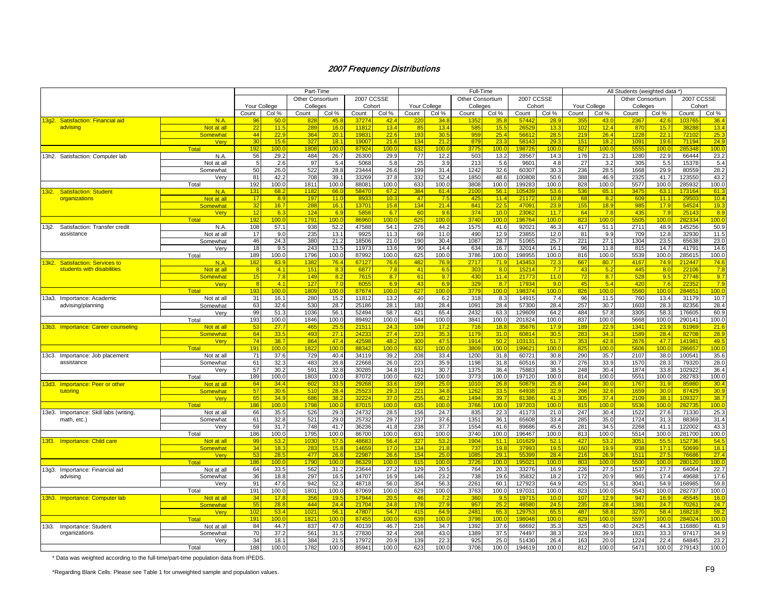# *2007 Frequency Distributions*

| | | Part-Time | | | | | | Full-Time | | | | | | All Students (weighted data *) | | | | | |
|---|---|---|---|---|---|---|---|---|---|---|---|---|---|---|---|---|---|---|---|
| | | Your College | | Other Consortium Colleges | | 2007 CCSSE Cohort | | Your College | | Other Consortium Colleges | | 2007 CCSSE Cohort | | Your College | | Other Consortium Colleges | | 2007 CCSSE Cohort | |
| | | Count | Col % | Count | Col % | Count | Col % | Count | Col % | Count | Col % | Count | Col % | Count | Col % | Count | Col % | Count | Col % |
| 13g2. Satisfaction: Financial aid advising | N.A. | 96 | 50.0 | 828 | 45.8 | 37274 | 42.4 | 220 | 34.8 | 1352 | 35.8 | 57442 | 28.9 | 355 | 43.0 | 2367 | 42.6 | 103765 | 36.4 |
| | Not at all | 22 | 11.5 | 289 | 16.0 | 11812 | 13.4 | 85 | 13.4 | 585 | 15.5 | 26529 | 13.3 | 102 | 12.4 | 870 | 15.7 | 38288 | 13.4 |
| | Somewhat | 44 | 22.9 | 364 | 20.1 | 19831 | 22.6 | 193 | 30.5 | 959 | 25.4 | 56612 | 28.5 | 219 | 26.4 | 1228 | 22.1 | 72102 | 25.3 |
| | Very | 30 | 15.6 | 327 | 18.1 | 19007 | 21.6 | 134 | 21.2 | 879 | 23.3 | 58143 | 29.3 | 151 | 18.2 | 1091 | 19.6 | 71194 | 24.9 |
| | Total | 192 | 100.0 | 1808 | 100.0 | 87924 | 100.0 | 632 | 100.0 | 3775 | 100.0 | 198726 | 100.0 | 827 | 100.0 | 5555 | 100.0 | 285348 | 100.0 |
| 13h2. Satisfaction: Computer lab | N.A. | 56 | 29.2 | 484 | 26.7 | 26300 | 29.9 | 77 | 12.2 | 503 | 13.2 | 28567 | 14.3 | 176 | 21.3 | 1280 | 22.9 | 66444 | 23.2 |
| | Not at all | 5 | 2.6 | 97 | 5.4 | 5068 | 5.8 | 25 | 3.9 | 213 | 5.6 | 9601 | 4.8 | 27 | 3.2 | 305 | 5.5 | 15378 | 5.4 |
| | Somewhat | 50 | 26.0 | 522 | 28.8 | 23444 | 26.6 | 199 | 31.4 | 1242 | 32.6 | 60307 | 30.3 | 236 | 28.5 | 1668 | 29.9 | 80559 | 28.2 |
| | Very | 81 | 42.2 | 708 | 39.1 | 33269 | 37.8 | 332 | 52.4 | 1850 | 48.6 | 100808 | 50.6 | 388 | 46.9 | 2325 | 41.7 | 123550 | 43.2 |
| | Total | 192 | 100.0 | 1811 | 100.0 | 88081 | 100.0 | 633 | 100.0 | 3808 | 100.0 | 199283 | 100.0 | 828 | 100.0 | 5577 | 100.0 | 285932 | 100.0 |
| 13i2. Satisfaction: Student organizations | N.A. | 131 | 68.2 | 1182 | 66.0 | 58470 | 67.2 | 384 | 61.4 | 2100 | 56.1 | 105439 | 53.6 | 536 | 65.1 | 3475 | 63.1 | 173164 | 61.3 |
| | Not at all | 17 | 8.9 | 197 | 11.0 | 8933 | 10.3 | 47 | 7.5 | 425 | 11.4 | 21172 | 10.8 | 68 | 8.2 | 609 | 11.1 | 29503 | 10.4 |
| | Somewhat | 32 | 16.7 | 288 | 16.1 | 13701 | 15.8 | 134 | 21.4 | 841 | 22.5 | 47091 | 23.9 | 155 | 18.9 | 985 | 17.9 | 54524 | 19.3 |
| | Very | 12 | 6.3 | 124 | 6.9 | 5856 | 6.7 | 60 | 9.6 | 374 | 10.0 | 23062 | 11.7 | 64 | 7.8 | 435 | 7.9 | 25143 | 8.9 |
| | Total | 192 | 100.0 | 1791 | 100.0 | 86960 | 100.0 | 625 | 100.0 | 3740 | 100.0 | 196764 | 100.0 | 823 | 100.0 | 5505 | 100.0 | 282334 | 100.0 |
| 13j2. Satisfaction: Transfer credit assistance | N.A. | 108 | 57.1 | 938 | 52.2 | 47588 | 54.1 | 276 | 44.2 | 1575 | 41.6 | 92021 | 46.3 | 417 | 51.1 | 2711 | 48.9 | 145256 | 50.9 |
| | Not at all | 17 | 9.0 | 235 | 13.1 | 9925 | 11.3 | 69 | 11.0 | 490 | 12.9 | 23855 | 12.0 | 81 | 9.9 | 709 | 12.8 | 32930 | 11.5 |
| | Somewhat | 46 | 24.3 | 380 | 21.2 | 18506 | 21.0 | 190 | 30.4 | 1087 | 28.7 | 51065 | 25.7 | 221 | 27.1 | 1304 | 23.5 | 65638 | 23.0 |
| | Very | 18 | 9.5 | 243 | 13.5 | 11973 | 13.6 | 90 | 14.4 | 634 | 16.7 | 32014 | 16.1 | 96 | 11.8 | 815 | 14.7 | 41791 | 14.6 |
| | Total | 189 | 100.0 | 1796 | 100.0 | 87992 | 100.0 | 625 | 100.0 | 3786 | 100.0 | 198955 | 100.0 | 816 | 100.0 | 5539 | 100.0 | 285615 | 100.0 |
| 13k2. Satisfaction: Services to students with disabilities | N.A. | 162 | 83.9 | 1382 | 76.4 | 67127 | 76.6 | 482 | 76.9 | 2717 | 71.9 | 143453 | 72.3 | 667 | 80.7 | 4167 | 74.9 | 212447 | 74.6 |
| | Not at all | 8 | 4.1 | 151 | 8.3 | 6877 | 7.8 | 41 | 6.5 | 303 | 8.0 | 15214 | 7.7 | 43 | 5.2 | 445 | 8.0 | 22106 | 7.8 |
| | Somewhat | 15 | 7.8 | 149 | 8.2 | 7615 | 8.7 | 61 | 9.7 | 430 | 11.4 | 21773 | 11.0 | 72 | 8.7 | 528 | 9.5 | 27746 | 9.7 |
| | Very | 8 | 4.1 | 127 | 7.0 | 6055 | 6.9 | 43 | 6.9 | 329 | 8.7 | 17934 | 9.0 | 45 | 5.4 | 420 | 7.6 | 22352 | 7.9 |
| | Total | 193 | 100.0 | 1809 | 100.0 | 87674 | 100.0 | 627 | 100.0 | 3779 | 100.0 | 198374 | 100.0 | 826 | 100.0 | 5560 | 100.0 | 284651 | 100.0 |
| 13a3. Importance: Academic advising/planning | Not at all | 31 | 16.1 | 280 | 15.2 | 11812 | 13.2 | 40 | 6.2 | 318 | 8.3 | 14915 | 7.4 | 96 | 11.5 | 760 | 13.4 | 31179 | 10.7 |
| | Somewhat | 63 | 32.6 | 530 | 28.7 | 25186 | 28.1 | 183 | 28.4 | 1091 | 28.4 | 57300 | 28.4 | 257 | 30.7 | 1603 | 28.3 | 82356 | 28.4 |
| | Very | 99 | 51.3 | 1036 | 56.1 | 52494 | 58.7 | 421 | 65.4 | 2432 | 63.3 | 129609 | 64.2 | 484 | 57.8 | 3305 | 58.3 | 176605 | 60.9 |
| | Total | 193 | 100.0 | 1846 | 100.0 | 89492 | 100.0 | 644 | 100.0 | 3841 | 100.0 | 201824 | 100.0 | 837 | 100.0 | 5668 | 100.0 | 290141 | 100.0 |
| 13b3. Importance: Career counseling | Not at all | 53 | 27.7 | 465 | 25.5 | 21511 | 24.3 | 109 | 17.2 | 716 | 18.8 | 35676 | 17.9 | 189 | 22.9 | 1341 | 23.9 | 61969 | 21.6 |
| | Somewhat | 64 | 33.5 | 493 | 27.1 | 24233 | 27.4 | 223 | 35.3 | 1179 | 31.0 | 60814 | 30.5 | 283 | 34.3 | 1589 | 28.4 | 82708 | 28.9 |
| | Very | 74 | 38.7 | 864 | 47.4 | 42598 | 48.2 | 300 | 47.5 | 1914 | 50.2 | 103131 | 51.7 | 353 | 42.8 | 2676 | 47.7 | 141981 | 49.5 |
| | Total | 191 | 100.0 | 1822 | 100.0 | 88342 | 100.0 | 632 | 100.0 | 3809 | 100.0 | 199621 | 100.0 | 825 | 100.0 | 5606 | 100.0 | 286657 | 100.0 |
| 13c3. Importance: Job placement assistance | Not at all | 71 | 37.6 | 729 | 40.4 | 34119 | 39.2 | 208 | 33.4 | 1200 | 31.8 | 60721 | 30.8 | 290 | 35.7 | 2107 | 38.0 | 100541 | 35.6 |
| | Somewhat | 61 | 32.3 | 483 | 26.8 | 22668 | 26.0 | 223 | 35.9 | 1198 | 31.8 | 60516 | 30.7 | 276 | 33.9 | 1570 | 28.3 | 79320 | 28.0 |
| | Very | 57 | 30.2 | 591 | 32.8 | 30285 | 34.8 | 191 | 30.7 | 1375 | 36.4 | 75883 | 38.5 | 248 | 30.4 | 1874 | 33.8 | 102922 | 36.4 |
| | Total | 189 | 100.0 | 1803 | 100.0 | 87072 | 100.0 | 622 | 100.0 | 3773 | 100.0 | 197120 | 100.0 | 814 | 100.0 | 5551 | 100.0 | 282783 | 100.0 |
| 13d3. Importance: Peer or other tutoring | Not at all | 64 | 34.4 | 602 | 33.5 | 29268 | 33.6 | 159 | 25.0 | 1010 | 26.8 | 50879 | 25.8 | 244 | 30.0 | 1767 | 31.9 | 85980 | 30.4 |
| | Somewhat | 57 | 30.6 | 510 | 28.4 | 25523 | 29.3 | 221 | 34.8 | 1262 | 33.5 | 64938 | 32.9 | 266 | 32.6 | 1659 | 30.0 | 87429 | 30.9 |
| | Very | 65 | 34.9 | 686 | 38.2 | 32224 | 37.0 | 255 | 40.2 | 1494 | 39.7 | 81386 | 41.3 | 305 | 37.4 | 2109 | 38.1 | 109327 | 38.7 |
| | Total | 186 | 100.0 | 1798 | 100.0 | 87015 | 100.0 | 635 | 100.0 | 3766 | 100.0 | 197203 | 100.0 | 815 | 100.0 | 5536 | 100.0 | 282735 | 100.0 |
| 13e3. Importance: Skill labs (writing, math, etc.) | Not at all | 66 | 35.5 | 526 | 29.3 | 24732 | 28.5 | 156 | 24.7 | 835 | 22.3 | 41173 | 21.0 | 247 | 30.4 | 1522 | 27.6 | 71330 | 25.3 |
| | Somewhat | 61 | 32.8 | 521 | 29.0 | 25732 | 29.7 | 237 | 37.6 | 1351 | 36.1 | 65608 | 33.4 | 285 | 35.0 | 1724 | 31.3 | 88369 | 31.4 |
| | Very | 59 | 31.7 | 748 | 41.7 | 36236 | 41.8 | 238 | 37.7 | 1554 | 41.6 | 89686 | 45.6 | 281 | 34.5 | 2268 | 41.1 | 122002 | 43.3 |
| | Total | 186 | 100.0 | 1795 | 100.0 | 86700 | 100.0 | 631 | 100.0 | 3740 | 100.0 | 196467 | 100.0 | 813 | 100.0 | 5514 | 100.0 | 281700 | 100.0 |
| 13f3. Importance: Child care | Not at all | 99 | 53.2 | 1030 | 57.5 | 48683 | 56.4 | 327 | 53.2 | 1904 | 51.1 | 101629 | 52.1 | 427 | 53.2 | 3051 | 55.5 | 152736 | 54.5 |
| | Somewhat | 34 | 18.3 | 283 | 15.8 | 14659 | 17.0 | 134 | 21.8 | 737 | 19.8 | 37993 | 19.5 | 160 | 19.9 | 938 | 17.1 | 50699 | 18.1 |
| | Very | 53 | 28.5 | 477 | 26.6 | 22987 | 26.6 | 154 | 25.0 | 1085 | 29.1 | 55399 | 28.4 | 216 | 26.9 | 1511 | 27.5 | 76686 | 27.4 |
| | Total | 186 | 100.0 | 1790 | 100.0 | 86329 | 100.0 | 615 | 100.0 | 3726 | 100.0 | 195021 | 100.0 | 803 | 100.0 | 5500 | 100.0 | 280120 | 100.0 |
| 13g3. Importance: Financial aid advising | Not at all | 64 | 33.5 | 562 | 31.2 | 23644 | 27.2 | 129 | 20.5 | 764 | 20.3 | 33276 | 16.9 | 226 | 27.5 | 1537 | 27.7 | 64064 | 22.7 |
| | Somewhat | 36 | 18.8 | 297 | 16.5 | 14707 | 16.9 | 146 | 23.2 | 738 | 19.6 | 35832 | 18.2 | 172 | 20.9 | 965 | 17.4 | 49688 | 17.6 |
| | Very | 91 | 47.6 | 942 | 52.3 | 48718 | 56.0 | 354 | 56.3 | 2261 | 60.1 | 127923 | 64.9 | 425 | 51.6 | 3041 | 54.9 | 168985 | 59.8 |
| | Total | 191 | 100.0 | 1801 | 100.0 | 87069 | 100.0 | 629 | 100.0 | 3763 | 100.0 | 197031 | 100.0 | 823 | 100.0 | 5543 | 100.0 | 282737 | 100.0 |
| 13h3. Importance: Computer lab | Not at all | 34 | 17.8 | 356 | 19.5 | 17944 | 20.5 | 46 | 7.2 | 360 | 9.5 | 19715 | 10.0 | 107 | 12.9 | 947 | 16.9 | 45545 | 16.0 |
| | Somewhat | 55 | 28.8 | 444 | 24.4 | 21704 | 24.8 | 178 | 27.9 | 957 | 25.2 | 48580 | 24.5 | 235 | 28.4 | 1381 | 24.7 | 70261 | 24.7 |
| | Very | 102 | 53.4 | 1021 | 56.1 | 47807 | 54.7 | 415 | 64.9 | 2481 | 65.3 | 129753 | 65.5 | 487 | 58.8 | 3270 | 58.4 | 168218 | 59.2 |
| | Total | 191 | 100.0 | 1821 | 100.0 | 87455 | 100.0 | 639 | 100.0 | 3798 | 100.0 | 198048 | 100.0 | 829 | 100.0 | 5597 | 100.0 | 284024 | 100.0 |
| 13i3. Importance: Student organizations | Not at all | 84 | 44.7 | 837 | 47.0 | 40139 | 46.7 | 216 | 34.7 | 1392 | 37.6 | 68692 | 35.3 | 325 | 40.0 | 2425 | 44.3 | 116880 | 41.9 |
| | Somewhat | 70 | 37.2 | 561 | 31.5 | 27830 | 32.4 | 268 | 43.0 | 1389 | 37.5 | 74497 | 38.3 | 324 | 39.9 | 1821 | 33.3 | 97417 | 34.9 |
| | Very | 34 | 18.1 | 384 | 21.5 | 17972 | 20.9 | 139 | 22.3 | 925 | 25.0 | 51430 | 26.4 | 163 | 20.0 | 1224 | 22.4 | 64845 | 23.2 |
| | Total | 188 | 100.0 | 1782 | 100.0 | 85941 | 100.0 | 623 | 100.0 | 3706 | 100.0 | 194619 | 100.0 | 812 | 100.0 | 5471 | 100.0 | 279143 | 100.0 |

\* Data was weighted according to the full-time/part-time population data from IPEDS.

*Regarding Blank Cells: Please see Table 1 for unweighted sample and population values.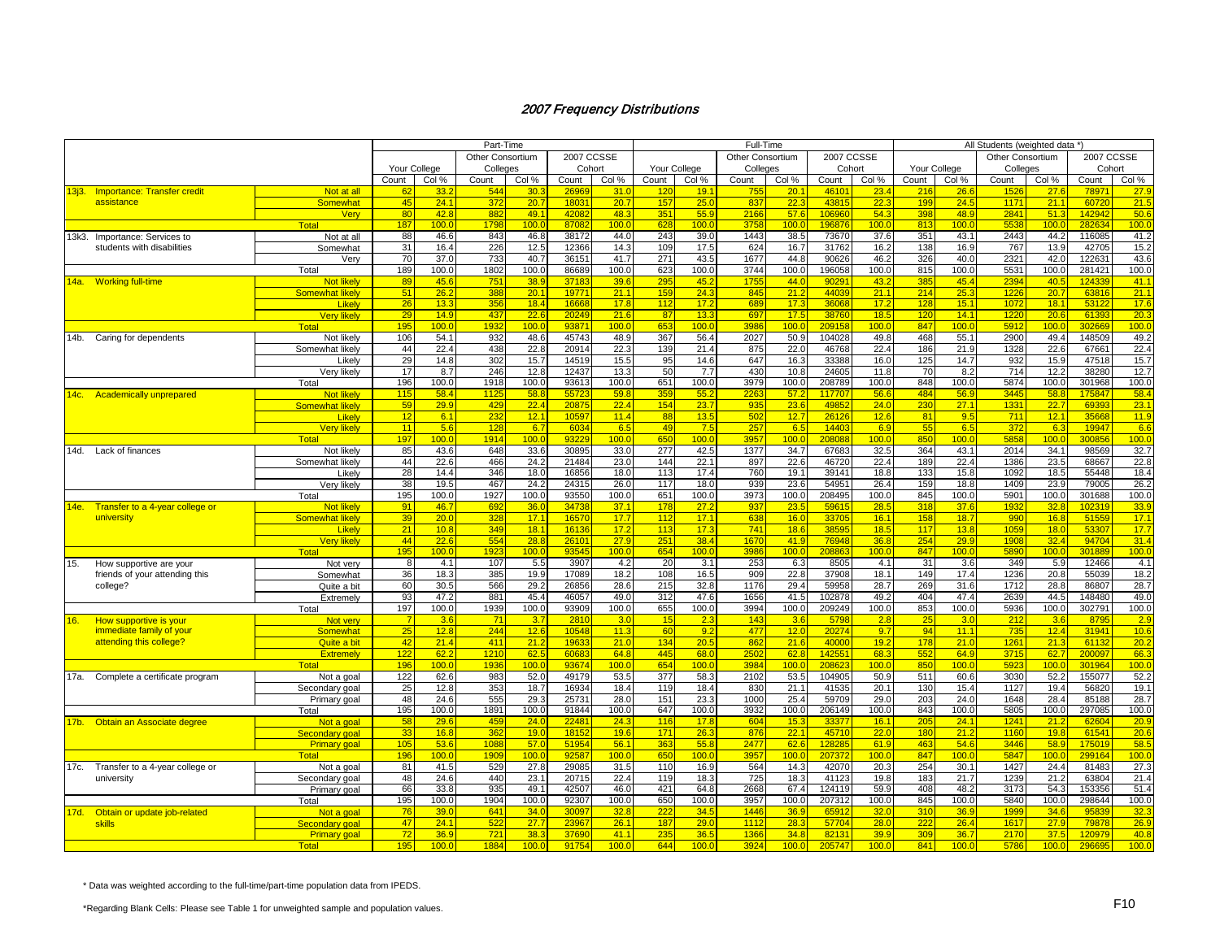# 2007 Frequency Distributions

| | | Part-Time | | | | | | Full-Time | | | | | | All Students (weighted data *) | | | | | |
|---|---|---|---|---|---|---|---|---|---|---|---|---|---|---|---|---|---|---|---|
| | | Your College | | Other Consortium Colleges | | 2007 CCSSE Cohort | | Your College | | Other Consortium Colleges | | 2007 CCSSE Cohort | | Your College | | Other Consortium Colleges | | 2007 CCSSE Cohort | |
| | | Count | Col % | Count | Col % | Count | Col % | Count | Col % | Count | Col % | Count | Col % | Count | Col % | Count | Col % | Count | Col % |
| 13j3. Importance: Transfer credit assistance | Not at all | 62 | 33.2 | 544 | 30.3 | 26969 | 31.0 | 120 | 19.1 | 755 | 20.1 | 46101 | 23.4 | 216 | 26.6 | 1526 | 27.6 | 78971 | 27.9 |
| | Somewhat | 45 | 24.1 | 372 | 20.7 | 18031 | 20.7 | 157 | 25.0 | 837 | 22.3 | 43815 | 22.3 | 199 | 24.5 | 1171 | 21.1 | 60720 | 21.5 |
| | Very | 80 | 42.8 | 882 | 49.1 | 42082 | 48.3 | 351 | 55.9 | 2166 | 57.6 | 106960 | 54.3 | 398 | 48.9 | 2841 | 51.3 | 142942 | 50.6 |
| | Total | 187 | 100.0 | 1798 | 100.0 | 87082 | 100.0 | 628 | 100.0 | 3758 | 100.0 | 196876 | 100.0 | 813 | 100.0 | 5538 | 100.0 | 282634 | 100.0 |
| 13k3. Importance: Services to students with disabilities | Not at all | 88 | 46.6 | 843 | 46.8 | 38172 | 44.0 | 243 | 39.0 | 1443 | 38.5 | 73670 | 37.6 | 351 | 43.1 | 2443 | 44.2 | 116085 | 41.2 |
| | Somewhat | 31 | 16.4 | 226 | 12.5 | 12366 | 14.3 | 109 | 17.5 | 624 | 16.7 | 31762 | 16.2 | 138 | 16.9 | 767 | 13.9 | 42705 | 15.2 |
| | Very | 70 | 37.0 | 733 | 40.7 | 36151 | 41.7 | 271 | 43.5 | 1677 | 44.8 | 90626 | 46.2 | 326 | 40.0 | 2321 | 42.0 | 122631 | 43.6 |
| | Total | 189 | 100.0 | 1802 | 100.0 | 86689 | 100.0 | 623 | 100.0 | 3744 | 100.0 | 196058 | 100.0 | 815 | 100.0 | 5531 | 100.0 | 281421 | 100.0 |
| 14a. Working full-time | Not likely | 89 | 45.6 | 751 | 38.9 | 37183 | 39.6 | 295 | 45.2 | 1755 | 44.0 | 90291 | 43.2 | 385 | 45.4 | 2394 | 40.5 | 124339 | 41.1 |
| | Somewhat likely | 51 | 26.2 | 388 | 20.1 | 19771 | 21.1 | 159 | 24.3 | 845 | 21.2 | 44039 | 21.1 | 214 | 25.3 | 1226 | 20.7 | 63816 | 21.1 |
| | Likely | 26 | 13.3 | 356 | 18.4 | 16668 | 17.8 | 112 | 17.2 | 689 | 17.3 | 36068 | 17.2 | 128 | 15.1 | 1072 | 18.1 | 53122 | 17.6 |
| | Very likely | 29 | 14.9 | 437 | 22.6 | 20249 | 21.6 | 87 | 13.3 | 697 | 17.5 | 38760 | 18.5 | 120 | 14.1 | 1220 | 20.6 | 61393 | 20.3 |
| | Total | 195 | 100.0 | 1932 | 100.0 | 93871 | 100.0 | 653 | 100.0 | 3986 | 100.0 | 209158 | 100.0 | 847 | 100.0 | 5912 | 100.0 | 302669 | 100.0 |
| 14b. Caring for dependents | Not likely | 106 | 54.1 | 932 | 48.6 | 45743 | 48.9 | 367 | 56.4 | 2027 | 50.9 | 104028 | 49.8 | 468 | 55.1 | 2900 | 49.4 | 148509 | 49.2 |
| | Somewhat likely | 44 | 22.4 | 438 | 22.8 | 20914 | 22.3 | 139 | 21.4 | 875 | 22.0 | 46768 | 22.4 | 186 | 21.9 | 1328 | 22.6 | 67661 | 22.4 |
| | Likely | 29 | 14.8 | 302 | 15.7 | 14519 | 15.5 | 95 | 14.6 | 647 | 16.3 | 33388 | 16.0 | 125 | 14.7 | 932 | 15.9 | 47518 | 15.7 |
| | Very likely | 17 | 8.7 | 246 | 12.8 | 12437 | 13.3 | 50 | 7.7 | 430 | 10.8 | 24605 | 11.8 | 70 | 8.2 | 714 | 12.2 | 38280 | 12.7 |
| | Total | 196 | 100.0 | 1918 | 100.0 | 93613 | 100.0 | 651 | 100.0 | 3979 | 100.0 | 208789 | 100.0 | 848 | 100.0 | 5874 | 100.0 | 301968 | 100.0 |
| 14c. Academically unprepared | Not likely | 115 | 58.4 | 1125 | 58.8 | 55723 | 59.8 | 359 | 55.2 | 2263 | 57.2 | 117707 | 56.6 | 484 | 56.9 | 3445 | 58.8 | 175847 | 58.4 |
| | Somewhat likely | 59 | 29.9 | 429 | 22.4 | 20875 | 22.4 | 154 | 23.7 | 935 | 23.6 | 49852 | 24.0 | 230 | 27.1 | 1331 | 22.7 | 69393 | 23.1 |
| | Likely | 12 | 6.1 | 232 | 12.1 | 10597 | 11.4 | 88 | 13.5 | 502 | 12.7 | 26126 | 12.6 | 81 | 9.5 | 711 | 12.1 | 35668 | 11.9 |
| | Very likely | 11 | 5.6 | 128 | 6.7 | 6034 | 6.5 | 49 | 7.5 | 257 | 6.5 | 14403 | 6.9 | 55 | 6.5 | 372 | 6.3 | 19947 | 6.6 |
| | Total | 197 | 100.0 | 1914 | 100.0 | 93229 | 100.0 | 650 | 100.0 | 3957 | 100.0 | 208088 | 100.0 | 850 | 100.0 | 5858 | 100.0 | 300856 | 100.0 |
| 14d. Lack of finances | Not likely | 85 | 43.6 | 648 | 33.6 | 30895 | 33.0 | 277 | 42.5 | 1377 | 34.7 | 67683 | 32.5 | 364 | 43.1 | 2014 | 34.1 | 98569 | 32.7 |
| | Somewhat likely | 44 | 22.6 | 466 | 24.2 | 21484 | 23.0 | 144 | 22.1 | 897 | 22.6 | 46720 | 22.4 | 189 | 22.4 | 1386 | 23.5 | 68667 | 22.8 |
| | Likely | 28 | 14.4 | 346 | 18.0 | 16856 | 18.0 | 113 | 17.4 | 760 | 19.1 | 39141 | 18.8 | 133 | 15.8 | 1092 | 18.5 | 55448 | 18.4 |
| | Very likely | 38 | 19.5 | 467 | 24.2 | 24315 | 26.0 | 117 | 18.0 | 939 | 23.6 | 54951 | 26.4 | 159 | 18.8 | 1409 | 23.9 | 79005 | 26.2 |
| | Total | 195 | 100.0 | 1927 | 100.0 | 93550 | 100.0 | 651 | 100.0 | 3973 | 100.0 | 208495 | 100.0 | 845 | 100.0 | 5901 | 100.0 | 301688 | 100.0 |
| 14e. Transfer to a 4-year college or university | Not likely | 91 | 46.7 | 692 | 36.0 | 34738 | 37.1 | 178 | 27.2 | 937 | 23.5 | 59615 | 28.5 | 318 | 37.6 | 1932 | 32.8 | 102319 | 33.9 |
| | Somewhat likely | 39 | 20.0 | 328 | 17.1 | 16570 | 17.7 | 112 | 17.1 | 638 | 16.0 | 33705 | 16.1 | 158 | 18.7 | 990 | 16.8 | 51559 | 17.1 |
| | Likely | 21 | 10.8 | 349 | 18.1 | 16136 | 17.2 | 113 | 17.3 | 741 | 18.6 | 38595 | 18.5 | 117 | 13.8 | 1059 | 18.0 | 53307 | 17.7 |
| | Very likely | 44 | 22.6 | 554 | 28.8 | 26101 | 27.9 | 251 | 38.4 | 1670 | 41.9 | 76948 | 36.8 | 254 | 29.9 | 1908 | 32.4 | 94704 | 31.4 |
| | Total | 195 | 100.0 | 1923 | 100.0 | 93545 | 100.0 | 654 | 100.0 | 3986 | 100.0 | 208863 | 100.0 | 847 | 100.0 | 5890 | 100.0 | 301889 | 100.0 |
| 15. How supportive are your friends of your attending this college? | Not very | 8 | 4.1 | 107 | 5.5 | 3907 | 4.2 | 20 | 3.1 | 253 | 6.3 | 8505 | 4.1 | 31 | 3.6 | 349 | 5.9 | 12466 | 4.1 |
| | Somewhat | 36 | 18.3 | 385 | 19.9 | 17089 | 18.2 | 108 | 16.5 | 909 | 22.8 | 37908 | 18.1 | 149 | 17.4 | 1236 | 20.8 | 55039 | 18.2 |
| | Quite a bit | 60 | 30.5 | 566 | 29.2 | 26856 | 28.6 | 215 | 32.8 | 1176 | 29.4 | 59958 | 28.7 | 269 | 31.6 | 1712 | 28.8 | 86807 | 28.7 |
| | Extremely | 93 | 47.2 | 881 | 45.4 | 46057 | 49.0 | 312 | 47.6 | 1656 | 41.5 | 102878 | 49.2 | 404 | 47.4 | 2639 | 44.5 | 148480 | 49.0 |
| | Total | 197 | 100.0 | 1939 | 100.0 | 93909 | 100.0 | 655 | 100.0 | 3994 | 100.0 | 209249 | 100.0 | 853 | 100.0 | 5936 | 100.0 | 302791 | 100.0 |
| 16. How supportive is your immediate family of your attending this college? | Not very | 7 | 3.6 | 71 | 3.7 | 2810 | 3.0 | 15 | 2.3 | 143 | 3.6 | 5798 | 2.8 | 25 | 3.0 | 212 | 3.6 | 8795 | 2.9 |
| | Somewhat | 25 | 12.8 | 244 | 12.6 | 10548 | 11.3 | 60 | 9.2 | 477 | 12.0 | 20274 | 9.7 | 94 | 11.1 | 735 | 12.4 | 31941 | 10.6 |
| | Quite a bit | 42 | 21.4 | 411 | 21.2 | 19633 | 21.0 | 134 | 20.5 | 862 | 21.6 | 40000 | 19.2 | 178 | 21.0 | 1261 | 21.3 | 61132 | 20.2 |
| | Extremely | 122 | 62.2 | 1210 | 62.5 | 60683 | 64.8 | 445 | 68.0 | 2502 | 62.8 | 142551 | 68.3 | 552 | 64.9 | 3715 | 62.7 | 200097 | 66.3 |
| | Total | 196 | 100.0 | 1936 | 100.0 | 93674 | 100.0 | 654 | 100.0 | 3984 | 100.0 | 208623 | 100.0 | 850 | 100.0 | 5923 | 100.0 | 301964 | 100.0 |
| 17a. Complete a certificate program | Not a goal | 122 | 62.6 | 983 | 52.0 | 49179 | 53.5 | 377 | 58.3 | 2102 | 53.5 | 104905 | 50.9 | 511 | 60.6 | 3030 | 52.2 | 155077 | 52.2 |
| | Secondary goal | 25 | 12.8 | 353 | 18.7 | 16934 | 18.4 | 119 | 18.4 | 830 | 21.1 | 41535 | 20.1 | 130 | 15.4 | 1127 | 19.4 | 56820 | 19.1 |
| | Primary goal | 48 | 24.6 | 555 | 29.3 | 25731 | 28.0 | 151 | 23.3 | 1000 | 25.4 | 59709 | 29.0 | 203 | 24.0 | 1648 | 28.4 | 85188 | 28.7 |
| | Total | 195 | 100.0 | 1891 | 100.0 | 91844 | 100.0 | 647 | 100.0 | 3932 | 100.0 | 206149 | 100.0 | 843 | 100.0 | 5805 | 100.0 | 297085 | 100.0 |
| 17b. Obtain an Associate degree | Not a goal | 58 | 29.6 | 459 | 24.0 | 22481 | 24.3 | 116 | 17.8 | 604 | 15.3 | 33377 | 16.1 | 205 | 24.1 | 1241 | 21.2 | 62604 | 20.9 |
| | Secondary goal | 33 | 16.8 | 362 | 19.0 | 18152 | 19.6 | 171 | 26.3 | 876 | 22.1 | 45710 | 22.0 | 180 | 21.2 | 1160 | 19.8 | 61541 | 20.6 |
| | Primary goal | 105 | 53.6 | 1088 | 57.0 | 51954 | 56.1 | 363 | 55.8 | 2477 | 62.6 | 128285 | 61.9 | 463 | 54.6 | 3446 | 58.9 | 175019 | 58.5 |
| | Total | 196 | 100.0 | 1909 | 100.0 | 92587 | 100.0 | 650 | 100.0 | 3957 | 100.0 | 207372 | 100.0 | 847 | 100.0 | 5847 | 100.0 | 299164 | 100.0 |
| 17c. Transfer to a 4-year college or university | Not a goal | 81 | 41.5 | 529 | 27.8 | 29085 | 31.5 | 110 | 16.9 | 564 | 14.3 | 42070 | 20.3 | 254 | 30.1 | 1427 | 24.4 | 81483 | 27.3 |
| | Secondary goal | 48 | 24.6 | 440 | 23.1 | 20715 | 22.4 | 119 | 18.3 | 725 | 18.3 | 41123 | 19.8 | 183 | 21.7 | 1239 | 21.2 | 63804 | 21.4 |
| | Primary goal | 66 | 33.8 | 935 | 49.1 | 42507 | 46.0 | 421 | 64.8 | 2668 | 67.4 | 124119 | 59.9 | 408 | 48.2 | 3173 | 54.3 | 153356 | 51.4 |
| | Total | 195 | 100.0 | 1904 | 100.0 | 92307 | 100.0 | 650 | 100.0 | 3957 | 100.0 | 207312 | 100.0 | 845 | 100.0 | 5840 | 100.0 | 298644 | 100.0 |
| 17d. Obtain or update job-related skills | Not a goal | 76 | 39.0 | 641 | 34.0 | 30097 | 32.8 | 222 | 34.5 | 1446 | 36.9 | 65912 | 32.0 | 310 | 36.9 | 1999 | 34.6 | 95839 | 32.3 |
| | Secondary goal | 47 | 24.1 | 522 | 27.7 | 23967 | 26.1 | 187 | 29.0 | 1112 | 28.3 | 57704 | 28.0 | 222 | 26.4 | 1617 | 27.9 | 79878 | 26.9 |
| | Primary goal | 72 | 36.9 | 721 | 38.3 | 37690 | 41.1 | 235 | 36.5 | 1366 | 34.8 | 82131 | 39.9 | 309 | 36.7 | 2170 | 37.5 | 120979 | 40.8 |
| | Total | 195 | 100.0 | 1884 | 100.0 | 91754 | 100.0 | 644 | 100.0 | 3924 | 100.0 | 205747 | 100.0 | 841 | 100.0 | 5786 | 100.0 | 296695 | 100.0 |

* Data was weighted according to the full-time/part-time population data from IPEDS.

*Regarding Blank Cells: Please see Table 1 for unweighted sample and population values.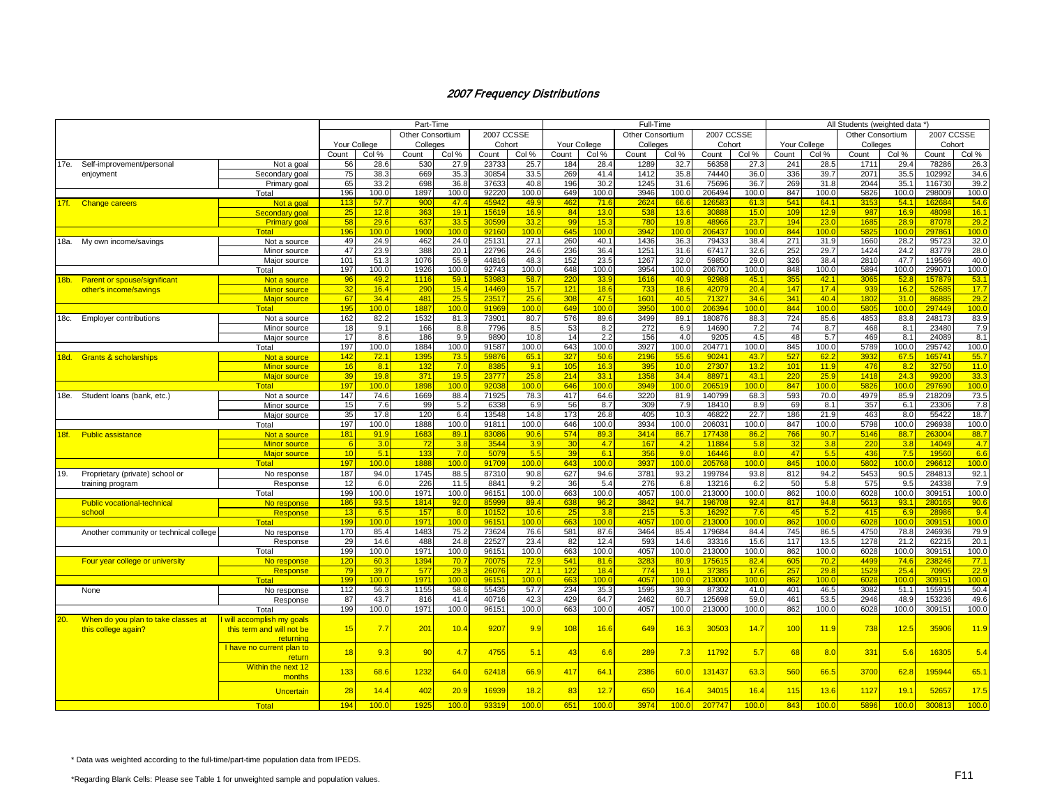## *2007 Frequency Distributions*

| | | Part-Time | | | | | | Full-Time | | | | | | All Students (weighted data *) | | | | | |
|---|---|---|---|---|---|---|---|---|---|---|---|---|---|---|---|---|---|---|---|
| | | Your College | | Other Consortium Colleges | | 2007 CCSSE Cohort | | Your College | | Other Consortium Colleges | | 2007 CCSSE Cohort | | Your College | | Other Consortium Colleges | | 2007 CCSSE Cohort | |
| | | Count | Col % | Count | Col % | Count | Col % | Count | Col % | Count | Col % | Count | Col % | Count | Col % | Count | Col % | Count | Col % |
| 17e. Self-improvement/personal enjoyment | Not a goal | 56 | 28.6 | 530 | 27.9 | 23733 | 25.7 | 184 | 28.4 | 1289 | 32.7 | 56358 | 27.3 | 241 | 28.5 | 1711 | 29.4 | 78286 | 26.3 |
| | Secondary goal | 75 | 38.3 | 669 | 35.3 | 30854 | 33.5 | 269 | 41.4 | 1412 | 35.8 | 74440 | 36.0 | 336 | 39.7 | 2071 | 35.5 | 102992 | 34.6 |
| | Primary goal | 65 | 33.2 | 698 | 36.8 | 37633 | 40.8 | 196 | 30.2 | 1245 | 31.6 | 75696 | 36.7 | 269 | 31.8 | 2044 | 35.1 | 116730 | 39.2 |
| | Total | 196 | 100.0 | 1897 | 100.0 | 92220 | 100.0 | 649 | 100.0 | 3946 | 100.0 | 206494 | 100.0 | 847 | 100.0 | 5826 | 100.0 | 298009 | 100.0 |
| 17f. Change careers | Not a goal | 113 | 57.7 | 900 | 47.4 | 45942 | 49.9 | 462 | 71.6 | 2624 | 66.6 | 126583 | 61.3 | 541 | 64.1 | 3153 | 54.1 | 162684 | 54.6 |
| | Secondary goal | 25 | 12.8 | 363 | 19.1 | 15619 | 16.9 | 84 | 13.0 | 538 | 13.6 | 30888 | 15.0 | 109 | 12.9 | 987 | 16.9 | 48098 | 16.1 |
| | Primary goal | 58 | 29.6 | 637 | 33.5 | 30599 | 33.2 | 99 | 15.3 | 780 | 19.8 | 48966 | 23.7 | 194 | 23.0 | 1685 | 28.9 | 87078 | 29.2 |
| | Total | 196 | 100.0 | 1900 | 100.0 | 92160 | 100.0 | 645 | 100.0 | 3942 | 100.0 | 206437 | 100.0 | 844 | 100.0 | 5825 | 100.0 | 297861 | 100.0 |
| 18a. My own income/savings | Not a source | 49 | 24.9 | 462 | 24.0 | 25131 | 27.1 | 260 | 40.1 | 1436 | 36.3 | 79433 | 38.4 | 271 | 31.9 | 1660 | 28.2 | 95723 | 32.0 |
| | Minor source | 47 | 23.9 | 388 | 20.1 | 22796 | 24.6 | 236 | 36.4 | 1251 | 31.6 | 67417 | 32.6 | 252 | 29.7 | 1424 | 24.2 | 83779 | 28.0 |
| | Major source | 101 | 51.3 | 1076 | 55.9 | 44816 | 48.3 | 152 | 23.5 | 1267 | 32.0 | 59850 | 29.0 | 326 | 38.4 | 2810 | 47.7 | 119569 | 40.0 |
| | Total | 197 | 100.0 | 1926 | 100.0 | 92743 | 100.0 | 648 | 100.0 | 3954 | 100.0 | 206700 | 100.0 | 848 | 100.0 | 5894 | 100.0 | 299071 | 100.0 |
| 18b. Parent or spouse/significant other's income/savings | Not a source | 96 | 49.2 | 1116 | 59.1 | 53983 | 58.7 | 220 | 33.9 | 1616 | 40.9 | 92988 | 45.1 | 355 | 42.1 | 3065 | 52.8 | 157879 | 53.1 |
| | Minor source | 32 | 16.4 | 290 | 15.4 | 14469 | 15.7 | 121 | 18.6 | 733 | 18.6 | 42079 | 20.4 | 147 | 17.4 | 939 | 16.2 | 52685 | 17.7 |
| | Major source | 67 | 34.4 | 481 | 25.5 | 23517 | 25.6 | 308 | 47.5 | 1601 | 40.5 | 71327 | 34.6 | 341 | 40.4 | 1802 | 31.0 | 86885 | 29.2 |
| | Total | 195 | 100.0 | 1887 | 100.0 | 91969 | 100.0 | 649 | 100.0 | 3950 | 100.0 | 206394 | 100.0 | 844 | 100.0 | 5805 | 100.0 | 297449 | 100.0 |
| 18c. Employer contributions | Not a source | 162 | 82.2 | 1532 | 81.3 | 73901 | 80.7 | 576 | 89.6 | 3499 | 89.1 | 180876 | 88.3 | 724 | 85.6 | 4853 | 83.8 | 248173 | 83.9 |
| | Minor source | 18 | 9.1 | 166 | 8.8 | 7796 | 8.5 | 53 | 8.2 | 272 | 6.9 | 14690 | 7.2 | 74 | 8.7 | 468 | 8.1 | 23480 | 7.9 |
| | Major source | 17 | 8.6 | 186 | 9.9 | 9890 | 10.8 | 14 | 2.2 | 156 | 4.0 | 9205 | 4.5 | 48 | 5.7 | 469 | 8.1 | 24089 | 8.1 |
| | Total | 197 | 100.0 | 1884 | 100.0 | 91587 | 100.0 | 643 | 100.0 | 3927 | 100.0 | 204771 | 100.0 | 845 | 100.0 | 5789 | 100.0 | 295742 | 100.0 |
| 18d. Grants & scholarships | Not a source | 142 | 72.1 | 1395 | 73.5 | 59876 | 65.1 | 327 | 50.6 | 2196 | 55.6 | 90241 | 43.7 | 527 | 62.2 | 3932 | 67.5 | 165741 | 55.7 |
| | Minor source | 16 | 8.1 | 132 | 7.0 | 8385 | 9.1 | 105 | 16.3 | 395 | 10.0 | 27307 | 13.2 | 101 | 11.9 | 476 | 8.2 | 32750 | 11.0 |
| | Major source | 39 | 19.8 | 371 | 19.5 | 23777 | 25.8 | 214 | 33.1 | 1358 | 34.4 | 88971 | 43.1 | 220 | 25.9 | 1418 | 24.3 | 99200 | 33.3 |
| | Total | 197 | 100.0 | 1898 | 100.0 | 92038 | 100.0 | 646 | 100.0 | 3949 | 100.0 | 206519 | 100.0 | 847 | 100.0 | 5826 | 100.0 | 297690 | 100.0 |
| 18e. Student loans (bank, etc.) | Not a source | 147 | 74.6 | 1669 | 88.4 | 71925 | 78.3 | 417 | 64.6 | 3220 | 81.9 | 140799 | 68.3 | 593 | 70.0 | 4979 | 85.9 | 218209 | 73.5 |
| | Minor source | 15 | 7.6 | 99 | 5.2 | 6338 | 6.9 | 56 | 8.7 | 309 | 7.9 | 18410 | 8.9 | 69 | 8.1 | 357 | 6.1 | 23306 | 7.8 |
| | Major source | 35 | 17.8 | 120 | 6.4 | 13548 | 14.8 | 173 | 26.8 | 405 | 10.3 | 46822 | 22.7 | 186 | 21.9 | 463 | 8.0 | 55422 | 18.7 |
| | Total | 197 | 100.0 | 1888 | 100.0 | 91811 | 100.0 | 646 | 100.0 | 3934 | 100.0 | 206031 | 100.0 | 847 | 100.0 | 5798 | 100.0 | 296938 | 100.0 |
| 18f. Public assistance | Not a source | 181 | 91.9 | 1683 | 89.1 | 83086 | 90.6 | 574 | 89.3 | 3414 | 86.7 | 177438 | 86.2 | 766 | 90.7 | 5146 | 88.7 | 263004 | 88.7 |
| | Minor source | 6 | 3.0 | 72 | 3.8 | 3544 | 3.9 | 30 | 4.7 | 167 | 4.2 | 11884 | 5.8 | 32 | 3.8 | 220 | 3.8 | 14049 | 4.7 |
| | Major source | 10 | 5.1 | 133 | 7.0 | 5079 | 5.5 | 39 | 6.1 | 356 | 9.0 | 16446 | 8.0 | 47 | 5.5 | 436 | 7.5 | 19560 | 6.6 |
| | Total | 197 | 100.0 | 1888 | 100.0 | 91709 | 100.0 | 643 | 100.0 | 3937 | 100.0 | 205768 | 100.0 | 845 | 100.0 | 5802 | 100.0 | 296612 | 100.0 |
| 19. Proprietary (private) school or training program | No response | 187 | 94.0 | 1745 | 88.5 | 87310 | 90.8 | 627 | 94.6 | 3781 | 93.2 | 199784 | 93.8 | 812 | 94.2 | 5453 | 90.5 | 284813 | 92.1 |
| | Response | 12 | 6.0 | 226 | 11.5 | 8841 | 9.2 | 36 | 5.4 | 276 | 6.8 | 13216 | 6.2 | 50 | 5.8 | 575 | 9.5 | 24338 | 7.9 |
| | Total | 199 | 100.0 | 1971 | 100.0 | 96151 | 100.0 | 663 | 100.0 | 4057 | 100.0 | 213000 | 100.0 | 862 | 100.0 | 6028 | 100.0 | 309151 | 100.0 |
| Public vocational-technical school | No response | 186 | 93.5 | 1814 | 92.0 | 85999 | 89.4 | 638 | 96.2 | 3842 | 94.7 | 196708 | 92.4 | 817 | 94.8 | 5613 | 93.1 | 280165 | 90.6 |
| | Response | 13 | 6.5 | 157 | 8.0 | 10152 | 10.6 | 25 | 3.8 | 215 | 5.3 | 16292 | 7.6 | 45 | 5.2 | 415 | 6.9 | 28986 | 9.4 |
| | Total | 199 | 100.0 | 1971 | 100.0 | 96151 | 100.0 | 663 | 100.0 | 4057 | 100.0 | 213000 | 100.0 | 862 | 100.0 | 6028 | 100.0 | 309151 | 100.0 |
| Another community or technical college | No response | 170 | 85.4 | 1483 | 75.2 | 73624 | 76.6 | 581 | 87.6 | 3464 | 85.4 | 179684 | 84.4 | 745 | 86.5 | 4750 | 78.8 | 246936 | 79.9 |
| | Response | 29 | 14.6 | 488 | 24.8 | 22527 | 23.4 | 82 | 12.4 | 593 | 14.6 | 33316 | 15.6 | 117 | 13.5 | 1278 | 21.2 | 62215 | 20.1 |
| | Total | 199 | 100.0 | 1971 | 100.0 | 96151 | 100.0 | 663 | 100.0 | 4057 | 100.0 | 213000 | 100.0 | 862 | 100.0 | 6028 | 100.0 | 309151 | 100.0 |
| Four year college or university | No response | 120 | 60.3 | 1394 | 70.7 | 70075 | 72.9 | 541 | 81.6 | 3283 | 80.9 | 175615 | 82.4 | 605 | 70.2 | 4499 | 74.6 | 238246 | 77.1 |
| | Response | 79 | 39.7 | 577 | 29.3 | 26076 | 27.1 | 122 | 18.4 | 774 | 19.1 | 37385 | 17.6 | 257 | 29.8 | 1529 | 25.4 | 70905 | 22.9 |
| | Total | 199 | 100.0 | 1971 | 100.0 | 96151 | 100.0 | 663 | 100.0 | 4057 | 100.0 | 213000 | 100.0 | 862 | 100.0 | 6028 | 100.0 | 309151 | 100.0 |
| None | No response | 112 | 56.3 | 1155 | 58.6 | 55435 | 57.7 | 234 | 35.3 | 1595 | 39.3 | 87302 | 41.0 | 401 | 46.5 | 3082 | 51.1 | 155915 | 50.4 |
| | Response | 87 | 43.7 | 816 | 41.4 | 40716 | 42.3 | 429 | 64.7 | 2462 | 60.7 | 125698 | 59.0 | 461 | 53.5 | 2946 | 48.9 | 153236 | 49.6 |
| | Total | 199 | 100.0 | 1971 | 100.0 | 96151 | 100.0 | 663 | 100.0 | 4057 | 100.0 | 213000 | 100.0 | 862 | 100.0 | 6028 | 100.0 | 309151 | 100.0 |
| 20. When do you plan to take classes at this college again? | I will accomplish my goals this term and will not be returning | 15 | 7.7 | 201 | 10.4 | 9207 | 9.9 | 108 | 16.6 | 649 | 16.3 | 30503 | 14.7 | 100 | 11.9 | 738 | 12.5 | 35906 | 11.9 |
| | I have no current plan to return | 18 | 9.3 | 90 | 4.7 | 4755 | 5.1 | 43 | 6.6 | 289 | 7.3 | 11792 | 5.7 | 68 | 8.0 | 331 | 5.6 | 16305 | 5.4 |
| | Within the next 12 months | 133 | 68.6 | 1232 | 64.0 | 62418 | 66.9 | 417 | 64.1 | 2386 | 60.0 | 131437 | 63.3 | 560 | 66.5 | 3700 | 62.8 | 195944 | 65.1 |
| | Uncertain | 28 | 14.4 | 402 | 20.9 | 16939 | 18.2 | 83 | 12.7 | 650 | 16.4 | 34015 | 16.4 | 115 | 13.6 | 1127 | 19.1 | 52657 | 17.5 |
| | Total | 194 | 100.0 | 1925 | 100.0 | 93319 | 100.0 | 651 | 100.0 | 3974 | 100.0 | 207747 | 100.0 | 843 | 100.0 | 5896 | 100.0 | 300813 | 100.0 |

\* Data was weighted according to the full-time/part-time population data from IPEDS.

*Regarding Blank Cells: Please see Table 1 for unweighted sample and population values.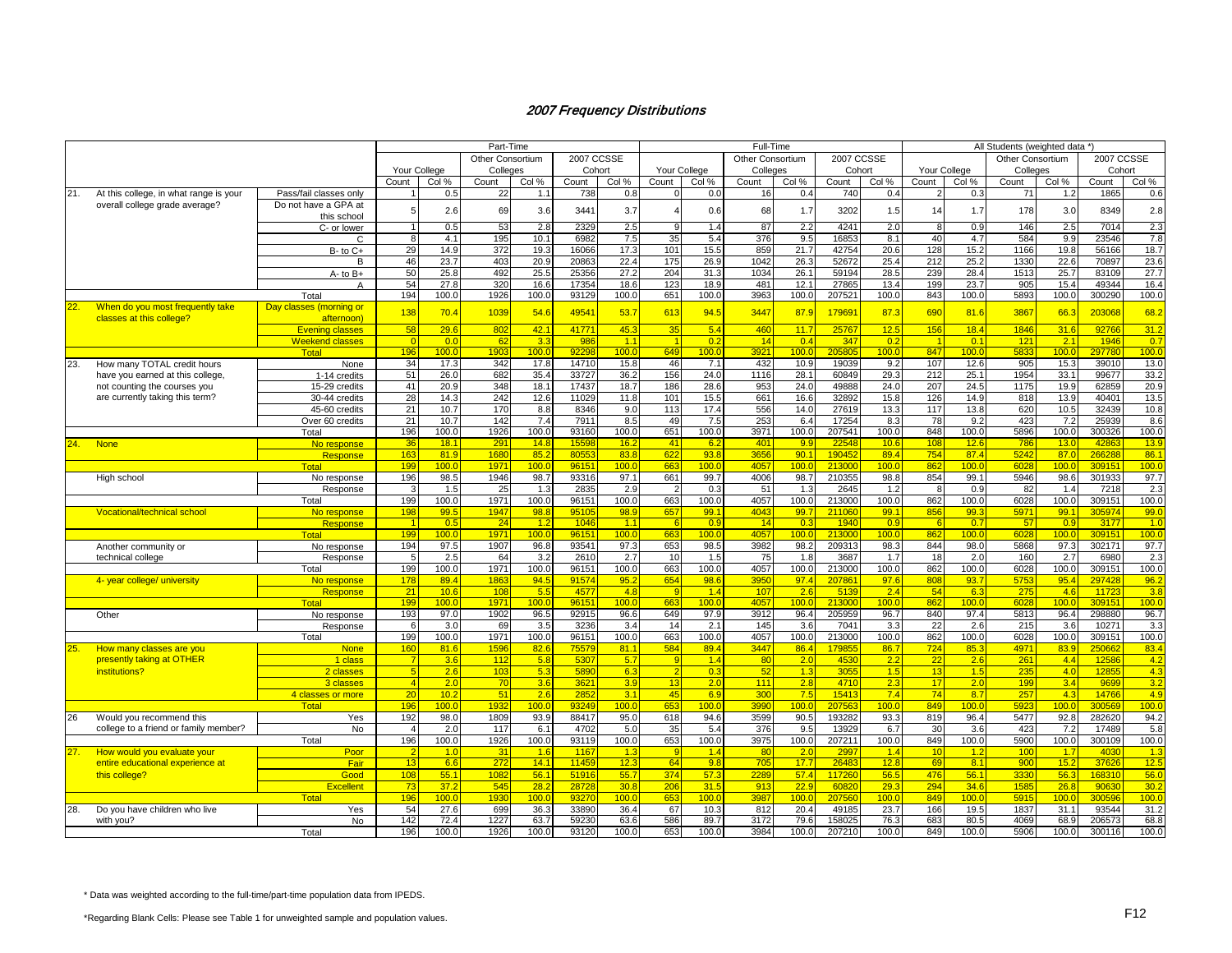# 2007 Frequency Distributions

| | | Part-Time | | | | | | Full-Time | | | | | | All Students (weighted data *) | | | | | |
|---|---|---|---|---|---|---|---|---|---|---|---|---|---|---|---|---|---|---|---|
| | | Your College | | Other Consortium Colleges | | 2007 CCSSE Cohort | | Your College | | Other Consortium Colleges | | 2007 CCSSE Cohort | | Your College | | Other Consortium Colleges | | 2007 CCSSE Cohort | |
| | | Count | Col % | Count | Col % | Count | Col % | Count | Col % | Count | Col % | Count | Col % | Count | Col % | Count | Col % | Count | Col % |
| 21. At this college, in what range is your overall college grade average? | Pass/fail classes only | 1 | 0.5 | 22 | 1.1 | 738 | 0.8 | 0 | 0.0 | 16 | 0.4 | 740 | 0.4 | 2 | 0.3 | 71 | 1.2 | 1865 | 0.6 |
| | Do not have a GPA at this school | 5 | 2.6 | 69 | 3.6 | 3441 | 3.7 | 4 | 0.6 | 68 | 1.7 | 3202 | 1.5 | 14 | 1.7 | 178 | 3.0 | 8349 | 2.8 |
| | C- or lower | 1 | 0.5 | 53 | 2.8 | 2329 | 2.5 | 9 | 1.4 | 87 | 2.2 | 4241 | 2.0 | 8 | 0.9 | 146 | 2.5 | 7014 | 2.3 |
| | C | 8 | 4.1 | 195 | 10.1 | 6982 | 7.5 | 35 | 5.4 | 376 | 9.5 | 16853 | 8.1 | 40 | 4.7 | 584 | 9.9 | 23546 | 7.8 |
| | B- to C+ | 29 | 14.9 | 372 | 19.3 | 16066 | 17.3 | 101 | 15.5 | 859 | 21.7 | 42754 | 20.6 | 128 | 15.2 | 1166 | 19.8 | 56166 | 18.7 |
| | B | 46 | 23.7 | 403 | 20.9 | 20863 | 22.4 | 175 | 26.9 | 1042 | 26.3 | 52672 | 25.4 | 212 | 25.2 | 1330 | 22.6 | 70897 | 23.6 |
| | A- to B+ | 50 | 25.8 | 492 | 25.5 | 25356 | 27.2 | 204 | 31.3 | 1034 | 26.1 | 59194 | 28.5 | 239 | 28.4 | 1513 | 25.7 | 83109 | 27.7 |
| | A | 54 | 27.8 | 320 | 16.6 | 17354 | 18.6 | 123 | 18.9 | 481 | 12.1 | 27865 | 13.4 | 199 | 23.7 | 905 | 15.4 | 49344 | 16.4 |
| | Total | 194 | 100.0 | 1926 | 100.0 | 93129 | 100.0 | 651 | 100.0 | 3963 | 100.0 | 207521 | 100.0 | 843 | 100.0 | 5893 | 100.0 | 300290 | 100.0 |
| 22. When do you most frequently take classes at this college? | Day classes (morning or afternoon) | 138 | 70.4 | 1039 | 54.6 | 49541 | 53.7 | 613 | 94.5 | 3447 | 87.9 | 179691 | 87.3 | 690 | 81.6 | 3867 | 66.3 | 203068 | 68.2 |
| | Evening classes | 58 | 29.6 | 802 | 42.1 | 41771 | 45.3 | 35 | 5.4 | 460 | 11.7 | 25767 | 12.5 | 156 | 18.4 | 1846 | 31.6 | 92766 | 31.2 |
| | Weekend classes | 0 | 0.0 | 62 | 3.3 | 986 | 1.1 | 1 | 0.2 | 14 | 0.4 | 347 | 0.2 | 1 | 0.1 | 121 | 2.1 | 1946 | 0.7 |
| | Total | 196 | 100.0 | 1903 | 100.0 | 92298 | 100.0 | 649 | 100.0 | 3921 | 100.0 | 205805 | 100.0 | 847 | 100.0 | 5833 | 100.0 | 297780 | 100.0 |
| 23. How many TOTAL credit hours have you earned at this college, not counting the courses you are currently taking this term? | None | 34 | 17.3 | 342 | 17.8 | 14710 | 15.8 | 46 | 7.1 | 432 | 10.9 | 19039 | 9.2 | 107 | 12.6 | 905 | 15.3 | 39010 | 13.0 |
| | 1-14 credits | 51 | 26.0 | 682 | 35.4 | 33727 | 36.2 | 156 | 24.0 | 1116 | 28.1 | 60849 | 29.3 | 212 | 25.1 | 1954 | 33.1 | 99677 | 33.2 |
| | 15-29 credits | 41 | 20.9 | 348 | 18.1 | 17437 | 18.7 | 186 | 28.6 | 953 | 24.0 | 49888 | 24.0 | 207 | 24.5 | 1175 | 19.9 | 62859 | 20.9 |
| | 30-44 credits | 28 | 14.3 | 242 | 12.6 | 11029 | 11.8 | 101 | 15.5 | 661 | 16.6 | 32892 | 15.8 | 126 | 14.9 | 818 | 13.9 | 40401 | 13.5 |
| | 45-60 credits | 21 | 10.7 | 170 | 8.8 | 8346 | 9.0 | 113 | 17.4 | 556 | 14.0 | 27619 | 13.3 | 117 | 13.8 | 620 | 10.5 | 32439 | 10.8 |
| | Over 60 credits | 21 | 10.7 | 142 | 7.4 | 7911 | 8.5 | 49 | 7.5 | 253 | 6.4 | 17254 | 8.3 | 78 | 9.2 | 423 | 7.2 | 25939 | 8.6 |
| | Total | 196 | 100.0 | 1926 | 100.0 | 93160 | 100.0 | 651 | 100.0 | 3971 | 100.0 | 207541 | 100.0 | 848 | 100.0 | 5896 | 100.0 | 300326 | 100.0 |
| 24. None | No response | 36 | 18.1 | 291 | 14.8 | 15598 | 16.2 | 41 | 6.2 | 401 | 9.9 | 22548 | 10.6 | 108 | 12.6 | 786 | 13.0 | 42863 | 13.9 |
| | Response | 163 | 81.9 | 1680 | 85.2 | 80553 | 83.8 | 622 | 93.8 | 3656 | 90.1 | 190452 | 89.4 | 754 | 87.4 | 5242 | 87.0 | 266288 | 86.1 |
| | Total | 199 | 100.0 | 1971 | 100.0 | 96151 | 100.0 | 663 | 100.0 | 4057 | 100.0 | 213000 | 100.0 | 862 | 100.0 | 6028 | 100.0 | 309151 | 100.0 |
| High school | No response | 196 | 98.5 | 1946 | 98.7 | 93316 | 97.1 | 661 | 99.7 | 4006 | 98.7 | 210355 | 98.8 | 854 | 99.1 | 5946 | 98.6 | 301933 | 97.7 |
| | Response | 3 | 1.5 | 25 | 1.3 | 2835 | 2.9 | 2 | 0.3 | 51 | 1.3 | 2645 | 1.2 | 8 | 0.9 | 82 | 1.4 | 7218 | 2.3 |
| | Total | 199 | 100.0 | 1971 | 100.0 | 96151 | 100.0 | 663 | 100.0 | 4057 | 100.0 | 213000 | 100.0 | 862 | 100.0 | 6028 | 100.0 | 309151 | 100.0 |
| Vocational/technical school | No response | 198 | 99.5 | 1947 | 98.8 | 95105 | 98.9 | 657 | 99.1 | 4043 | 99.7 | 211060 | 99.1 | 856 | 99.3 | 5971 | 99.1 | 305974 | 99.0 |
| | Response | 1 | 0.5 | 24 | 1.2 | 1046 | 1.1 | 6 | 0.9 | 14 | 0.3 | 1940 | 0.9 | 6 | 0.7 | 57 | 0.9 | 3177 | 1.0 |
| | Total | 199 | 100.0 | 1971 | 100.0 | 96151 | 100.0 | 663 | 100.0 | 4057 | 100.0 | 213000 | 100.0 | 862 | 100.0 | 6028 | 100.0 | 309151 | 100.0 |
| Another community or technical college | No response | 194 | 97.5 | 1907 | 96.8 | 93541 | 97.3 | 653 | 98.5 | 3982 | 98.2 | 209313 | 98.3 | 844 | 98.0 | 5868 | 97.3 | 302171 | 97.7 |
| | Response | 5 | 2.5 | 64 | 3.2 | 2610 | 2.7 | 10 | 1.5 | 75 | 1.8 | 3687 | 1.7 | 18 | 2.0 | 160 | 2.7 | 6980 | 2.3 |
| | Total | 199 | 100.0 | 1971 | 100.0 | 96151 | 100.0 | 663 | 100.0 | 4057 | 100.0 | 213000 | 100.0 | 862 | 100.0 | 6028 | 100.0 | 309151 | 100.0 |
| 4- year college/ university | No response | 178 | 89.4 | 1863 | 94.5 | 91574 | 95.2 | 654 | 98.6 | 3950 | 97.4 | 207861 | 97.6 | 808 | 93.7 | 5753 | 95.4 | 297428 | 96.2 |
| | Response | 21 | 10.6 | 108 | 5.5 | 4577 | 4.8 | 9 | 1.4 | 107 | 2.6 | 5139 | 2.4 | 54 | 6.3 | 275 | 4.6 | 11723 | 3.8 |
| | Total | 199 | 100.0 | 1971 | 100.0 | 96151 | 100.0 | 663 | 100.0 | 4057 | 100.0 | 213000 | 100.0 | 862 | 100.0 | 6028 | 100.0 | 309151 | 100.0 |
| Other | No response | 193 | 97.0 | 1902 | 96.5 | 92915 | 96.6 | 649 | 97.9 | 3912 | 96.4 | 205959 | 96.7 | 840 | 97.4 | 5813 | 96.4 | 298880 | 96.7 |
| | Response | 6 | 3.0 | 69 | 3.5 | 3236 | 3.4 | 14 | 2.1 | 145 | 3.6 | 7041 | 3.3 | 22 | 2.6 | 215 | 3.6 | 10271 | 3.3 |
| | Total | 199 | 100.0 | 1971 | 100.0 | 96151 | 100.0 | 663 | 100.0 | 4057 | 100.0 | 213000 | 100.0 | 862 | 100.0 | 6028 | 100.0 | 309151 | 100.0 |
| 25. How many classes are you presently taking at OTHER institutions? | None | 160 | 81.6 | 1596 | 82.6 | 75579 | 81.1 | 584 | 89.4 | 3447 | 86.4 | 179855 | 86.7 | 724 | 85.3 | 4971 | 83.9 | 250662 | 83.4 |
| | 1 class | 7 | 3.6 | 112 | 5.8 | 5307 | 5.7 | 9 | 1.4 | 80 | 2.0 | 4530 | 2.2 | 22 | 2.6 | 261 | 4.4 | 12586 | 4.2 |
| | 2 classes | 5 | 2.6 | 103 | 5.3 | 5890 | 6.3 | 2 | 0.3 | 52 | 1.3 | 3055 | 1.5 | 13 | 1.5 | 235 | 4.0 | 12855 | 4.3 |
| | 3 classes | 4 | 2.0 | 70 | 3.6 | 3621 | 3.9 | 13 | 2.0 | 111 | 2.8 | 4710 | 2.3 | 17 | 2.0 | 199 | 3.4 | 9699 | 3.2 |
| | 4 classes or more | 20 | 10.2 | 51 | 2.6 | 2852 | 3.1 | 45 | 6.9 | 300 | 7.5 | 15413 | 7.4 | 74 | 8.7 | 257 | 4.3 | 14766 | 4.9 |
| | Total | 196 | 100.0 | 1932 | 100.0 | 93249 | 100.0 | 653 | 100.0 | 3990 | 100.0 | 207563 | 100.0 | 849 | 100.0 | 5923 | 100.0 | 300569 | 100.0 |
| 26 Would you recommend this college to a friend or family member? | Yes | 192 | 98.0 | 1809 | 93.9 | 88417 | 95.0 | 618 | 94.6 | 3599 | 90.5 | 193282 | 93.3 | 819 | 96.4 | 5477 | 92.8 | 282620 | 94.2 |
| | No | 4 | 2.0 | 117 | 6.1 | 4702 | 5.0 | 35 | 5.4 | 376 | 9.5 | 13929 | 6.7 | 30 | 3.6 | 423 | 7.2 | 17489 | 5.8 |
| | Total | 196 | 100.0 | 1926 | 100.0 | 93119 | 100.0 | 653 | 100.0 | 3975 | 100.0 | 207211 | 100.0 | 849 | 100.0 | 5900 | 100.0 | 300109 | 100.0 |
| 27. How would you evaluate your entire educational experience at this college? | Poor | 2 | 1.0 | 31 | 1.6 | 1167 | 1.3 | 9 | 1.4 | 80 | 2.0 | 2997 | 1.4 | 10 | 1.2 | 100 | 1.7 | 4030 | 1.3 |
| | Fair | 13 | 6.6 | 272 | 14.1 | 11459 | 12.3 | 64 | 9.8 | 705 | 17.7 | 26483 | 12.8 | 69 | 8.1 | 900 | 15.2 | 37626 | 12.5 |
| | Good | 108 | 55.1 | 1082 | 56.1 | 51916 | 55.7 | 374 | 57.3 | 2289 | 57.4 | 117260 | 56.5 | 476 | 56.1 | 3330 | 56.3 | 168310 | 56.0 |
| | Excellent | 73 | 37.2 | 545 | 28.2 | 28728 | 30.8 | 206 | 31.5 | 913 | 22.9 | 60820 | 29.3 | 294 | 34.6 | 1585 | 26.8 | 90630 | 30.2 |
| | Total | 196 | 100.0 | 1930 | 100.0 | 93270 | 100.0 | 653 | 100.0 | 3987 | 100.0 | 207560 | 100.0 | 849 | 100.0 | 5915 | 100.0 | 300596 | 100.0 |
| 28. Do you have children who live with you? | Yes | 54 | 27.6 | 699 | 36.3 | 33890 | 36.4 | 67 | 10.3 | 812 | 20.4 | 49185 | 23.7 | 166 | 19.5 | 1837 | 31.1 | 93544 | 31.2 |
| | No | 142 | 72.4 | 1227 | 63.7 | 59230 | 63.6 | 586 | 89.7 | 3172 | 79.6 | 158025 | 76.3 | 683 | 80.5 | 4069 | 68.9 | 206573 | 68.8 |
| | Total | 196 | 100.0 | 1926 | 100.0 | 93120 | 100.0 | 653 | 100.0 | 3984 | 100.0 | 207210 | 100.0 | 849 | 100.0 | 5906 | 100.0 | 300116 | 100.0 |

* Data was weighted according to the full-time/part-time population data from IPEDS.

*Regarding Blank Cells: Please see Table 1 for unweighted sample and population values.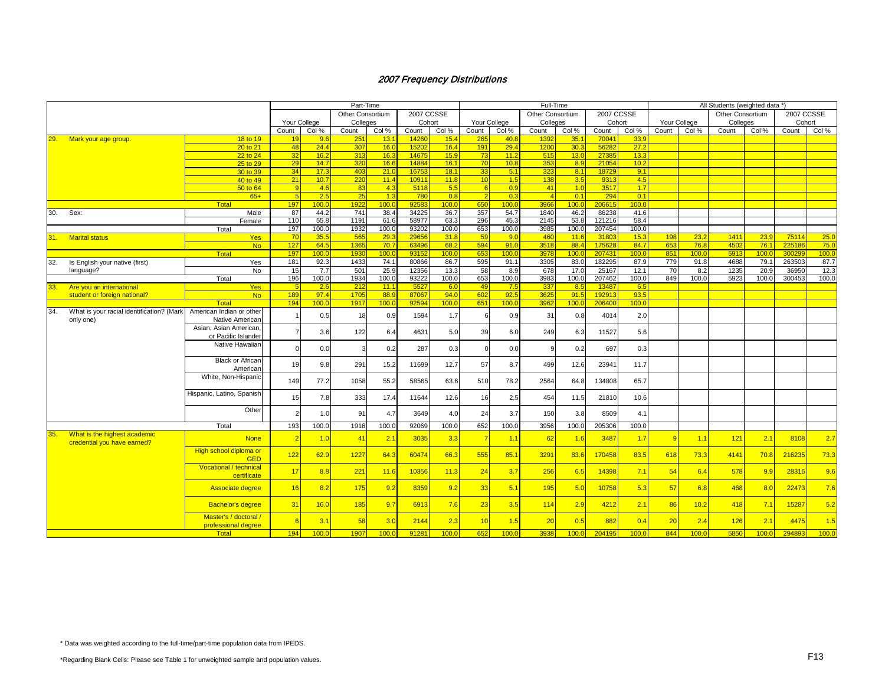# 2007 Frequency Distributions

| | | | Part-Time | | | | | | Full-Time | | | | | | All Students (weighted data *) | | | | | |
|---|---|---|---|---|---|---|---|---|---|---|---|---|---|---|---|---|---|---|---|---|
| | | Your College | | Other Consortium Colleges | | 2007 CCSSE Cohort | | Your College | | Other Consortium Colleges | | 2007 CCSSE Cohort | | Your College | | Other Consortium Colleges | | 2007 CCSSE Cohort | |
| | | Count | Col % | Count | Col % | Count | Col % | Count | Col % | Count | Col % | Count | Col % | Count | Col % | Count | Col % | Count | Col % |
| 29. Mark your age group. | 18 to 19 | 19 | 9.6 | 251 | 13.1 | 14260 | 15.4 | 265 | 40.8 | 1392 | 35.1 | 70041 | 33.9 | | | | | | |
| | 20 to 21 | 48 | 24.4 | 307 | 16.0 | 15202 | 16.4 | 191 | 29.4 | 1200 | 30.3 | 56282 | 27.2 | | | | | | |
| | 22 to 24 | 32 | 16.2 | 313 | 16.3 | 14675 | 15.9 | 73 | 11.2 | 515 | 13.0 | 27385 | 13.3 | | | | | | |
| | 25 to 29 | 29 | 14.7 | 320 | 16.6 | 14884 | 16.1 | 70 | 10.8 | 353 | 8.9 | 21054 | 10.2 | | | | | | |
| | 30 to 39 | 34 | 17.3 | 403 | 21.0 | 16753 | 18.1 | 33 | 5.1 | 323 | 8.1 | 18729 | 9.1 | | | | | | |
| | 40 to 49 | 21 | 10.7 | 220 | 11.4 | 10911 | 11.8 | 10 | 1.5 | 138 | 3.5 | 9313 | 4.5 | | | | | | |
| | 50 to 64 | 9 | 4.6 | 83 | 4.3 | 5118 | 5.5 | 6 | 0.9 | 41 | 1.0 | 3517 | 1.7 | | | | | | |
| | 65+ | 5 | 2.5 | 25 | 1.3 | 780 | 0.8 | 2 | 0.3 | 4 | 0.1 | 294 | 0.1 | | | | | | |
| | Total | 197 | 100.0 | 1922 | 100.0 | 92583 | 100.0 | 650 | 100.0 | 3966 | 100.0 | 206615 | 100.0 | | | | | | |
| 30. Sex: | Male | 87 | 44.2 | 741 | 38.4 | 34225 | 36.7 | 357 | 54.7 | 1840 | 46.2 | 86238 | 41.6 | | | | | | |
| | Female | 110 | 55.8 | 1191 | 61.6 | 58977 | 63.3 | 296 | 45.3 | 2145 | 53.8 | 121216 | 58.4 | | | | | | |
| | Total | 197 | 100.0 | 1932 | 100.0 | 93202 | 100.0 | 653 | 100.0 | 3985 | 100.0 | 207454 | 100.0 | | | | | | |
| 31. Marital status | Yes | 70 | 35.5 | 565 | 29.3 | 29656 | 31.8 | 59 | 9.0 | 460 | 11.6 | 31803 | 15.3 | 198 | 23.2 | 1411 | 23.9 | 75114 | 25.0 |
| | No | 127 | 64.5 | 1365 | 70.7 | 63496 | 68.2 | 594 | 91.0 | 3518 | 88.4 | 175628 | 84.7 | 653 | 76.8 | 4502 | 76.1 | 225186 | 75.0 |
| | Total | 197 | 100.0 | 1930 | 100.0 | 93152 | 100.0 | 653 | 100.0 | 3978 | 100.0 | 207431 | 100.0 | 851 | 100.0 | 5913 | 100.0 | 300299 | 100.0 |
| 32. Is English your native (first) language? | Yes | 181 | 92.3 | 1433 | 74.1 | 80866 | 86.7 | 595 | 91.1 | 3305 | 83.0 | 182295 | 87.9 | 779 | 91.8 | 4688 | 79.1 | 263503 | 87.7 |
| | No | 15 | 7.7 | 501 | 25.9 | 12356 | 13.3 | 58 | 8.9 | 678 | 17.0 | 25167 | 12.1 | 70 | 8.2 | 1235 | 20.9 | 36950 | 12.3 |
| | Total | 196 | 100.0 | 1934 | 100.0 | 93222 | 100.0 | 653 | 100.0 | 3983 | 100.0 | 207462 | 100.0 | 849 | 100.0 | 5923 | 100.0 | 300453 | 100.0 |
| 33. Are you an international student or foreign national? | Yes | 5 | 2.6 | 212 | 11.1 | 5527 | 6.0 | 49 | 7.5 | 337 | 8.5 | 13487 | 6.5 | | | | | | |
| | No | 189 | 97.4 | 1705 | 88.9 | 87067 | 94.0 | 602 | 92.5 | 3625 | 91.5 | 192913 | 93.5 | | | | | | |
| | Total | 194 | 100.0 | 1917 | 100.0 | 92594 | 100.0 | 651 | 100.0 | 3962 | 100.0 | 206400 | 100.0 | | | | | | |
| 34. What is your racial identification? (Mark only one) | American Indian or other Native American | 1 | 0.5 | 18 | 0.9 | 1594 | 1.7 | 6 | 0.9 | 31 | 0.8 | 4014 | 2.0 | | | | | | |
| | Asian, Asian American, or Pacific Islander | 7 | 3.6 | 122 | 6.4 | 4631 | 5.0 | 39 | 6.0 | 249 | 6.3 | 11527 | 5.6 | | | | | | |
| | Native Hawaiian | 0 | 0.0 | 3 | 0.2 | 287 | 0.3 | 0 | 0.0 | 9 | 0.2 | 697 | 0.3 | | | | | | |
| | Black or African American | 19 | 9.8 | 291 | 15.2 | 11699 | 12.7 | 57 | 8.7 | 499 | 12.6 | 23941 | 11.7 | | | | | | |
| | White, Non-Hispanic | 149 | 77.2 | 1058 | 55.2 | 58565 | 63.6 | 510 | 78.2 | 2564 | 64.8 | 134808 | 65.7 | | | | | | |
| | Hispanic, Latino, Spanish | 15 | 7.8 | 333 | 17.4 | 11644 | 12.6 | 16 | 2.5 | 454 | 11.5 | 21810 | 10.6 | | | | | | |
| | Other | 2 | 1.0 | 91 | 4.7 | 3649 | 4.0 | 24 | 3.7 | 150 | 3.8 | 8509 | 4.1 | | | | | | |
| | Total | 193 | 100.0 | 1916 | 100.0 | 92069 | 100.0 | 652 | 100.0 | 3956 | 100.0 | 205306 | 100.0 | | | | | | |
| 35. What is the highest academic credential you have earned? | None | 2 | 1.0 | 41 | 2.1 | 3035 | 3.3 | 7 | 1.1 | 62 | 1.6 | 3487 | 1.7 | 9 | 1.1 | 121 | 2.1 | 8108 | 2.7 |
| | High school diploma or GED | 122 | 62.9 | 1227 | 64.3 | 60474 | 66.3 | 555 | 85.1 | 3291 | 83.6 | 170458 | 83.5 | 618 | 73.3 | 4141 | 70.8 | 216235 | 73.3 |
| | Vocational / technical certificate | 17 | 8.8 | 221 | 11.6 | 10356 | 11.3 | 24 | 3.7 | 256 | 6.5 | 14398 | 7.1 | 54 | 6.4 | 578 | 9.9 | 28316 | 9.6 |
| | Associate degree | 16 | 8.2 | 175 | 9.2 | 8359 | 9.2 | 33 | 5.1 | 195 | 5.0 | 10758 | 5.3 | 57 | 6.8 | 468 | 8.0 | 22473 | 7.6 |
| | Bachelor's degree | 31 | 16.0 | 185 | 9.7 | 6913 | 7.6 | 23 | 3.5 | 114 | 2.9 | 4212 | 2.1 | 86 | 10.2 | 418 | 7.1 | 15287 | 5.2 |
| | Master's / doctoral / professional degree | 6 | 3.1 | 58 | 3.0 | 2144 | 2.3 | 10 | 1.5 | 20 | 0.5 | 882 | 0.4 | 20 | 2.4 | 126 | 2.1 | 4475 | 1.5 |
| | Total | 194 | 100.0 | 1907 | 100.0 | 91281 | 100.0 | 652 | 100.0 | 3938 | 100.0 | 204195 | 100.0 | 844 | 100.0 | 5850 | 100.0 | 294893 | 100.0 |

\* Data was weighted according to the full-time/part-time population data from IPEDS.

*Regarding Blank Cells: Please see Table 1 for unweighted sample and population values.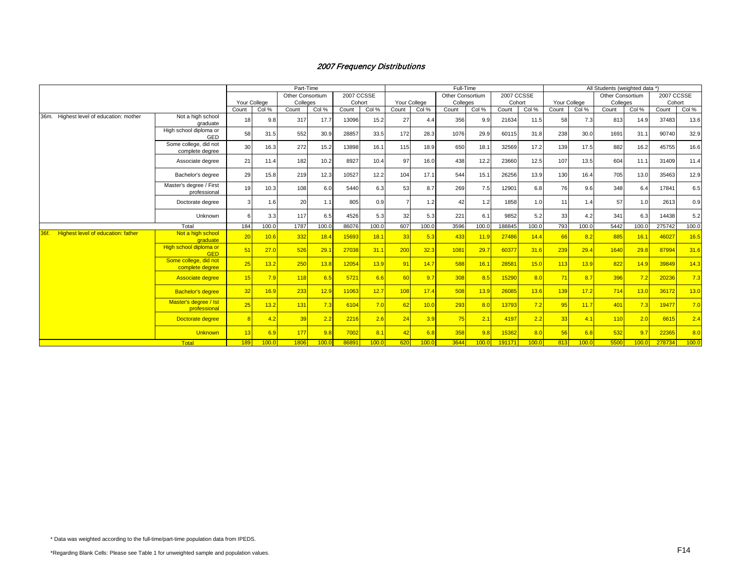# 2007 Frequency Distributions

| | | Part-Time | | | | | | Full-Time | | | | | | All Students (weighted data *) | | | | | |
|---|---|---|---|---|---|---|---|---|---|---|---|---|---|---|---|---|---|---|---|
| | | Your College | | Other Consortium Colleges | | 2007 CCSSE Cohort | | Your College | | Other Consortium Colleges | | 2007 CCSSE Cohort | | Your College | | Other Consortium Colleges | | 2007 CCSSE Cohort | |
| | | Count | Col % | Count | Col % | Count | Col % | Count | Col % | Count | Col % | Count | Col % | Count | Col % | Count | Col % | Count | Col % |
| 36m. Highest level of education: mother | Not a high school graduate | 18 | 9.8 | 317 | 17.7 | 13096 | 15.2 | 27 | 4.4 | 356 | 9.9 | 21634 | 11.5 | 58 | 7.3 | 813 | 14.9 | 37483 | 13.6 |
| | High school diploma or GED | 58 | 31.5 | 552 | 30.9 | 28857 | 33.5 | 172 | 28.3 | 1076 | 29.9 | 60115 | 31.8 | 238 | 30.0 | 1691 | 31.1 | 90740 | 32.9 |
| | Some college, did not complete degree | 30 | 16.3 | 272 | 15.2 | 13898 | 16.1 | 115 | 18.9 | 650 | 18.1 | 32569 | 17.2 | 139 | 17.5 | 882 | 16.2 | 45755 | 16.6 |
| | Associate degree | 21 | 11.4 | 182 | 10.2 | 8927 | 10.4 | 97 | 16.0 | 438 | 12.2 | 23660 | 12.5 | 107 | 13.5 | 604 | 11.1 | 31409 | 11.4 |
| | Bachelor's degree | 29 | 15.8 | 219 | 12.3 | 10527 | 12.2 | 104 | 17.1 | 544 | 15.1 | 26256 | 13.9 | 130 | 16.4 | 705 | 13.0 | 35463 | 12.9 |
| | Master's degree / First professional | 19 | 10.3 | 108 | 6.0 | 5440 | 6.3 | 53 | 8.7 | 269 | 7.5 | 12901 | 6.8 | 76 | 9.6 | 348 | 6.4 | 17841 | 6.5 |
| | Doctorate degree | 3 | 1.6 | 20 | 1.1 | 805 | 0.9 | 7 | 1.2 | 42 | 1.2 | 1858 | 1.0 | 11 | 1.4 | 57 | 1.0 | 2613 | 0.9 |
| | Unknown | 6 | 3.3 | 117 | 6.5 | 4526 | 5.3 | 32 | 5.3 | 221 | 6.1 | 9852 | 5.2 | 33 | 4.2 | 341 | 6.3 | 14438 | 5.2 |
| | Total | 184 | 100.0 | 1787 | 100.0 | 86076 | 100.0 | 607 | 100.0 | 3596 | 100.0 | 188845 | 100.0 | 793 | 100.0 | 5442 | 100.0 | 275742 | 100.0 |
| 36f. Highest level of education: father | Not a high school graduate | 20 | 10.6 | 332 | 18.4 | 15693 | 18.1 | 33 | 5.3 | 433 | 11.9 | 27486 | 14.4 | 66 | 8.2 | 885 | 16.1 | 46027 | 16.5 |
| | High school diploma or GED | 51 | 27.0 | 526 | 29.1 | 27038 | 31.1 | 200 | 32.3 | 1081 | 29.7 | 60377 | 31.6 | 239 | 29.4 | 1640 | 29.8 | 87994 | 31.6 |
| | Some college, did not complete degree | 25 | 13.2 | 250 | 13.8 | 12054 | 13.9 | 91 | 14.7 | 588 | 16.1 | 28581 | 15.0 | 113 | 13.9 | 822 | 14.9 | 39849 | 14.3 |
| | Associate degree | 15 | 7.9 | 118 | 6.5 | 5721 | 6.6 | 60 | 9.7 | 308 | 8.5 | 15290 | 8.0 | 71 | 8.7 | 396 | 7.2 | 20236 | 7.3 |
| | Bachelor's degree | 32 | 16.9 | 233 | 12.9 | 11063 | 12.7 | 108 | 17.4 | 508 | 13.9 | 26085 | 13.6 | 139 | 17.2 | 714 | 13.0 | 36172 | 13.0 |
| | Master's degree / Ist professional | 25 | 13.2 | 131 | 7.3 | 6104 | 7.0 | 62 | 10.0 | 293 | 8.0 | 13793 | 7.2 | 95 | 11.7 | 401 | 7.3 | 19477 | 7.0 |
| | Doctorate degree | 8 | 4.2 | 39 | 2.2 | 2216 | 2.6 | 24 | 3.9 | 75 | 2.1 | 4197 | 2.2 | 33 | 4.1 | 110 | 2.0 | 6615 | 2.4 |
| | Unknown | 13 | 6.9 | 177 | 9.8 | 7002 | 8.1 | 42 | 6.8 | 358 | 9.8 | 15362 | 8.0 | 56 | 6.8 | 532 | 9.7 | 22365 | 8.0 |
| | Total | 189 | 100.0 | 1806 | 100.0 | 86891 | 100.0 | 620 | 100.0 | 3644 | 100.0 | 191171 | 100.0 | 813 | 100.0 | 5500 | 100.0 | 278734 | 100.0 |

* Data was weighted according to the full-time/part-time population data from IPEDS.

*Regarding Blank Cells: Please see Table 1 for unweighted sample and population values.